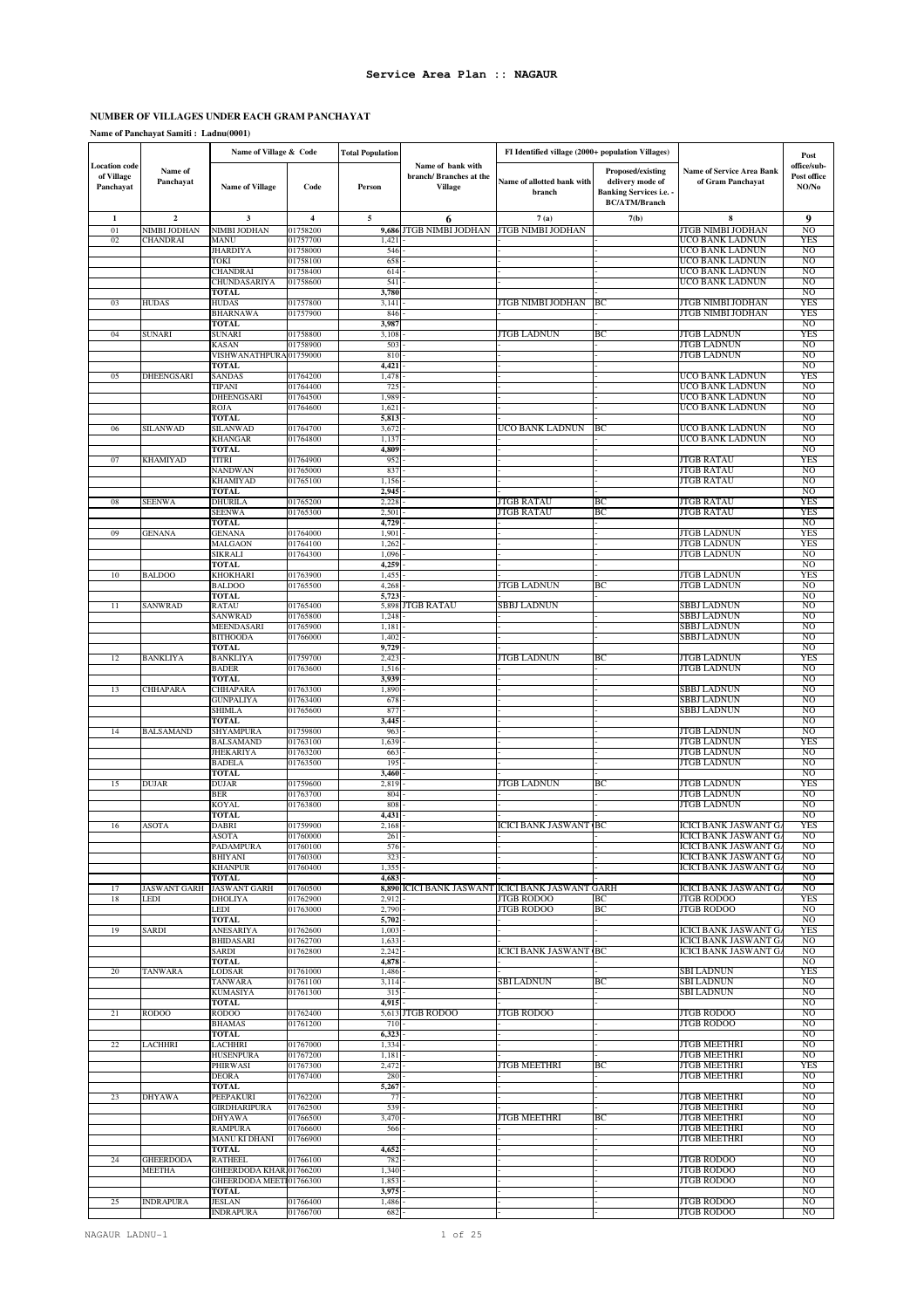# Service Area Plan :: NAGAUR

## NUMBER OF VILLAGES UNDER EACH GRAM PANCHAYAT

**Name of Panchayat Samiti : Ladnu(0001)**

| Location code of Village Panchayat | Name of Panchayat | Name of Village & Code | | Total Population | Name of bank with branch/ Branches at the Village | FI Identified village (2000+ population Villages) | | Name of Service Area Bank of Gram Panchayat | Post office/sub-Post office NO/No |
|---|---|---|---|---|---|---|---|---|---|
| | | Name of Village | Code | Person | | Name of allotted bank with branch | Proposed/existing delivery mode of Banking Services i.e. - BC/ATM/Branch | | |
| 1 | 2 | 3 | 4 | 5 | 6 | 7 (a) | 7(b) | 8 | 9 |
| 01 | NIMBI JODHAN | NIMBI JODHAN | 01758200 | 9,686 | JTGB NIMBI JODHAN | JTGB NIMBI JODHAN | | JTGB NIMBI JODHAN | NO |
| 02 | CHANDRAI | MANU | 01757700 | 1,421 | - | - | - | UCO BANK LADNUN | YES |
| | | JHARDIYA | 01758000 | 546 | - | - | - | UCO BANK LADNUN | NO |
| | | TOKI | 01758100 | 658 | - | - | - | UCO BANK LADNUN | NO |
| | | CHANDRAI | 01758400 | 614 | - | - | - | UCO BANK LADNUN | NO |
| | | CHUNDASARIYA | 01758600 | 541 | - | - | - | UCO BANK LADNUN | NO |
| | | TOTAL | | 3,780 | | | | | NO |
| 03 | HUDAS | HUDAS | 01757800 | 3,141 | - | JTGB NIMBI JODHAN | BC | JTGB NIMBI JODHAN | YES |
| | | BHARNAWA | 01757900 | 846 | - | - | - | JTGB NIMBI JODHAN | YES |
| | | TOTAL | | 3,987 | | | | | NO |
| 04 | SUNARI | SUNARI | 01758800 | 3,108 | - | JTGB LADNUN | BC | JTGB LADNUN | YES |
| | | KASAN | 01758900 | 503 | - | - | - | JTGB LADNUN | NO |
| | | VISHWANATHPURA | 01759000 | 810 | - | - | - | JTGB LADNUN | NO |
| | | TOTAL | | 4,421 | - | | | | NO |
| 05 | DHEENGSARI | SANDAS | 01764200 | 1,478 | - | - | - | UCO BANK LADNUN | YES |
| | | TIPANI | 01764400 | 725 | - | - | - | UCO BANK LADNUN | NO |
| | | DHEENGSARI | 01764500 | 1,989 | - | - | - | UCO BANK LADNUN | NO |
| | | ROJA | 01764600 | 1,621 | - | - | - | UCO BANK LADNUN | NO |
| | | TOTAL | | 5,813 | - | | | | NO |
| 06 | SILANWAD | SILANWAD | 01764700 | 3,672 | - | UCO BANK LADNUN | BC | UCO BANK LADNUN | NO |
| | | KHANGAR | 01764800 | 1,137 | - | - | - | UCO BANK LADNUN | NO |
| | | TOTAL | | 4,809 | - | | | | NO |
| 07 | KHAMIYAD | TITRI | 01764900 | 952 | - | - | - | JTGB RATAU | YES |
| | | NANDWAN | 01765000 | 837 | - | - | - | JTGB RATAU | NO |
| | | KHAMIYAD | 01765100 | 1,156 | - | - | - | JTGB RATAU | NO |
| | | TOTAL | | 2,945 | - | | | | NO |
| 08 | SEENWA | DHURILA | 01765200 | 2,228 | - | JTGB RATAU | BC | JTGB RATAU | YES |
| | | SEENWA | 01765300 | 2,501 | - | JTGB RATAU | BC | JTGB RATAU | YES |
| | | TOTAL | | 4,729 | - | | | | NO |
| 09 | GENANA | GENANA | 01764000 | 1,901 | - | - | - | JTGB LADNUN | YES |
| | | MALGAON | 01764100 | 1,262 | - | - | - | JTGB LADNUN | YES |
| | | SIKRALI | 01764300 | 1,096 | - | - | - | JTGB LADNUN | NO |
| | | TOTAL | | 4,259 | - | | | | NO |
| 10 | BALDOO | KHOKHARI | 01763900 | 1,455 | - | - | - | JTGB LADNUN | YES |
| | | BALDOO | 01765500 | 4,268 | - | JTGB LADNUN | BC | JTGB LADNUN | NO |
| | | TOTAL | | 5,723 | - | | | | NO |
| 11 | SANWRAD | RATAU | 01765400 | 5,898 | JTGB RATAU | SBBJ LADNUN | | SBBJ LADNUN | NO |
| | | SANWRAD | 01765800 | 1,248 | - | - | - | SBBJ LADNUN | NO |
| | | MEENDASARI | 01765900 | 1,181 | - | - | - | SBBJ LADNUN | NO |
| | | BITHOODA | 01766000 | 1,402 | - | - | - | SBBJ LADNUN | NO |
| | | TOTAL | | 9,729 | - | | | | NO |
| 12 | BANKLIYA | BANKLIYA | 01759700 | 2,423 | - | JTGB LADNUN | BC | JTGB LADNUN | YES |
| | | BADER | 01763600 | 1,516 | - | - | - | JTGB LADNUN | NO |
| | | TOTAL | | 3,939 | - | | | | NO |
| 13 | CHHAPARA | CHHAPARA | 01763300 | 1,890 | - | - | - | SBBJ LADNUN | NO |
| | | GUNPALIYA | 01763400 | 678 | - | - | - | SBBJ LADNUN | NO |
| | | SHIMLA | 01765600 | 877 | - | - | - | SBBJ LADNUN | NO |
| | | TOTAL | | 3,445 | - | | | | NO |
| 14 | BALSAMAND | SHYAMPURA | 01759800 | 963 | - | - | - | JTGB LADNUN | NO |
| | | BALSAMAND | 01763100 | 1,639 | - | - | - | JTGB LADNUN | YES |
| | | JHEKARIYA | 01763200 | 663 | - | - | - | JTGB LADNUN | NO |
| | | BADELA | 01763500 | 195 | - | - | - | JTGB LADNUN | NO |
| | | TOTAL | | 3,460 | - | | | | NO |
| 15 | DUJAR | DUJAR | 01759600 | 2,819 | - | JTGB LADNUN | BC | JTGB LADNUN | YES |
| | | BER | 01763700 | 804 | - | - | - | JTGB LADNUN | NO |
| | | KOYAL | 01763800 | 808 | - | - | - | JTGB LADNUN | NO |
| | | TOTAL | | 4,431 | - | | | | NO |
| 16 | ASOTA | DABRI | 01759900 | 2,168 | - | ICICI BANK JASWANT G | BC | ICICI BANK JASWANT GA | YES |
| | | ASOTA | 01760000 | 261 | - | - | - | ICICI BANK JASWANT GA | NO |
| | | PADAMPURA | 01760100 | 576 | - | - | - | ICICI BANK JASWANT GA | NO |
| | | BHIYANI | 01760300 | 323 | - | - | - | ICICI BANK JASWANT GA | NO |
| | | KHANPUR | 01760400 | 1,355 | - | - | - | ICICI BANK JASWANT GA | NO |
| | | TOTAL | | 4,683 | - | | | | NO |
| 17 | JASWANT GARH | JASWANT GARH | 01760500 | 8,890 | ICICI BANK JASWANT | ICICI BANK JASWANT GARH | | ICICI BANK JASWANT GA | NO |
| 18 | LEDI | DHOLIYA | 01762900 | 2,912 | - | JTGB RODOO | BC | JTGB RODOO | YES |
| | | LEDI | 01763000 | 2,790 | - | JTGB RODOO | BC | JTGB RODOO | NO |
| | | TOTAL | | 5,702 | - | | | | NO |
| 19 | SARDI | ANESARIYA | 01762600 | 1,003 | - | - | - | ICICI BANK JASWANT GA | YES |
| | | BHIDASARI | 01762700 | 1,633 | - | - | - | ICICI BANK JASWANT GA | NO |
| | | SARDI | 01762800 | 2,242 | - | ICICI BANK JASWANT G | BC | ICICI BANK JASWANT GA | NO |
| | | TOTAL | | 4,878 | - | | | | NO |
| 20 | TANWARA | LODSAR | 01761000 | 1,486 | - | - | - | SBI LADNUN | YES |
| | | TANWARA | 01761100 | 3,114 | - | SBI LADNUN | BC | SBI LADNUN | NO |
| | | KUMASIYA | 01761300 | 315 | - | - | - | SBI LADNUN | NO |
| | | TOTAL | | 4,915 | - | | | | NO |
| 21 | RODOO | RODOO | 01762400 | 5,613 | JTGB RODOO | JTGB RODOO | | JTGB RODOO | NO |
| | | BHAMAS | 01761200 | 710 | - | - | - | JTGB RODOO | NO |
| | | TOTAL | | 6,323 | - | | | | NO |
| 22 | LACHHRI | LACHHRI | 01767000 | 1,334 | - | - | - | JTGB MEETHRI | NO |
| | | HUSENPURA | 01767200 | 1,181 | - | - | - | JTGB MEETHRI | NO |
| | | PHIRWASI | 01767300 | 2,472 | - | JTGB MEETHRI | BC | JTGB MEETHRI | YES |
| | | DEORA | 01767400 | 280 | - | - | - | JTGB MEETHRI | NO |
| | | TOTAL | | 5,267 | - | | | | NO |
| 23 | DHYAWA | PEEPAKURI | 01762200 | 77 | - | - | - | JTGB MEETHRI | NO |
| | | GIRDHARIPURA | 01762500 | 539 | - | - | - | JTGB MEETHRI | NO |
| | | DHYAWA | 01766500 | 3,470 | - | JTGB MEETHRI | BC | JTGB MEETHRI | NO |
| | | RAMPURA | 01766600 | 566 | - | - | - | JTGB MEETHRI | NO |
| | | MANU KI DHANI | 01766900 | | | - | - | JTGB MEETHRI | NO |
| | | TOTAL | | 4,652 | - | | | | NO |
| 24 | GHEERDODA MEETHA | RATHEEL | 01766100 | 782 | - | - | - | JTGB RODOO | NO |
| | | GHEERDODA KHAR | 01766200 | 1,340 | - | - | - | JTGB RODOO | NO |
| | | GHEERDODA MEETI | 01766300 | 1,853 | - | - | - | JTGB RODOO | NO |
| | | TOTAL | | 3,975 | - | | | | NO |
| 25 | INDRAPURA | JESLAN | 01766400 | 1,486 | - | - | - | JTGB RODOO | NO |
| | | INDRAPURA | 01766700 | 682 | - | - | - | JTGB RODOO | NO |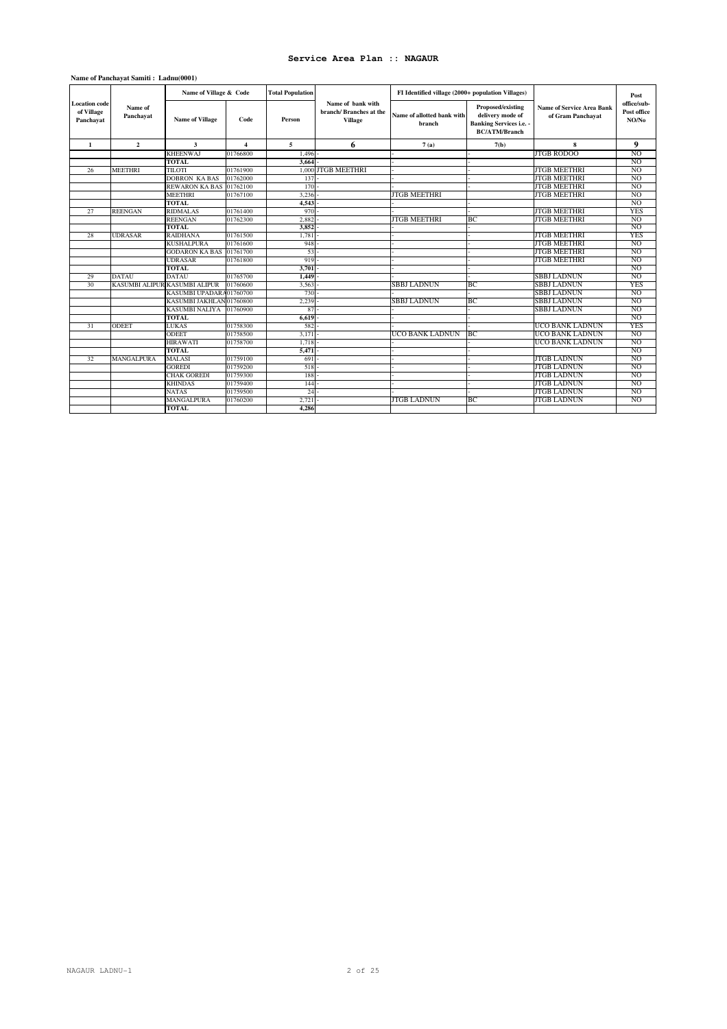# Service Area Plan :: NAGAUR

**Name of Panchayat Samiti : Ladnu(0001)**

| Location code of Village Panchayat | Name of Panchayat | Name of Village & Code | | Total Population | Name of bank with branch/ Branches at the Village | FI Identified village (2000+ population Villages) | | Name of Service Area Bank of Gram Panchayat | Post office/sub-Post office NO/No |
|---|---|---|---|---|---|---|---|---|---|
| | | Name of Village | Code | Person | | Name of allotted bank with branch | Proposed/existing delivery mode of Banking Services i.e. - BC/ATM/Branch | | |
| 1 | 2 | 3 | 4 | 5 | 6 | 7 (a) | 7(b) | 8 | 9 |
| | | KHEENWAJ | 01766800 | 1,496 | - | - | - | JTGB RODOO | NO |
| | | TOTAL | | 3,664 | - | - | - | | NO |
| 26 | MEETHRI | TILOTI | 01761900 | 1,000 | JTGB MEETHRI | - | - | JTGB MEETHRI | NO |
| | | DOBRON KA BAS | 01762000 | 137 | - | - | - | JTGB MEETHRI | NO |
| | | REWARON KA BAS | 01762100 | 170 | - | - | - | JTGB MEETHRI | NO |
| | | MEETHRI | 01767100 | 3,236 | - | JTGB MEETHRI | | JTGB MEETHRI | NO |
| | | TOTAL | | 4,543 | - | - | - | | NO |
| 27 | REENGAN | RIDMALAS | 01761400 | 970 | - | - | - | JTGB MEETHRI | YES |
| | | REENGAN | 01762300 | 2,882 | - | JTGB MEETHRI | BC | JTGB MEETHRI | NO |
| | | TOTAL | | 3,852 | - | - | - | | NO |
| 28 | UDRASAR | RAIDHANA | 01761500 | 1,781 | - | - | - | JTGB MEETHRI | YES |
| | | KUSHALPURA | 01761600 | 948 | - | - | - | JTGB MEETHRI | NO |
| | | GODARON KA BAS | 01761700 | 53 | - | - | - | JTGB MEETHRI | NO |
| | | UDRASAR | 01761800 | 919 | - | - | - | JTGB MEETHRI | NO |
| | | TOTAL | | 3,701 | - | - | - | | NO |
| 29 | DATAU | DATAU | 01765700 | 1,449 | - | - | - | SBBJ LADNUN | NO |
| 30 | KASUMBI ALIPUR | KASUMBI ALIPUR | 01760600 | 3,563 | - | SBBJ LADNUN | BC | SBBJ LADNUN | YES |
| | | KASUMBI UPADARA | 01760700 | 730 | - | - | - | SBBJ LADNUN | NO |
| | | KASUMBI JAKHLAN | 01760800 | 2,239 | - | SBBJ LADNUN | BC | SBBJ LADNUN | NO |
| | | KASUMBI NALIYA | 01760900 | 87 | - | - | - | SBBJ LADNUN | NO |
| | | TOTAL | | 6,619 | - | - | - | | NO |
| 31 | ODEET | LUKAS | 01758300 | 582 | - | - | - | UCO BANK LADNUN | YES |
| | | ODEET | 01758500 | 3,171 | - | UCO BANK LADNUN | BC | UCO BANK LADNUN | NO |
| | | HIRAWATI | 01758700 | 1,718 | - | - | - | UCO BANK LADNUN | NO |
| | | TOTAL | | 5,471 | - | - | - | | NO |
| 32 | MANGALPURA | MALASI | 01759100 | 691 | - | - | - | JTGB LADNUN | NO |
| | | GOREDI | 01759200 | 518 | - | - | - | JTGB LADNUN | NO |
| | | CHAK GOREDI | 01759300 | 188 | - | - | - | JTGB LADNUN | NO |
| | | KHINDAS | 01759400 | 144 | - | - | - | JTGB LADNUN | NO |
| | | NATAS | 01759500 | 24 | - | - | - | JTGB LADNUN | NO |
| | | MANGALPURA | 01760200 | 2,721 | - | JTGB LADNUN | BC | JTGB LADNUN | NO |
| | | TOTAL | | 4,286 | | | | | |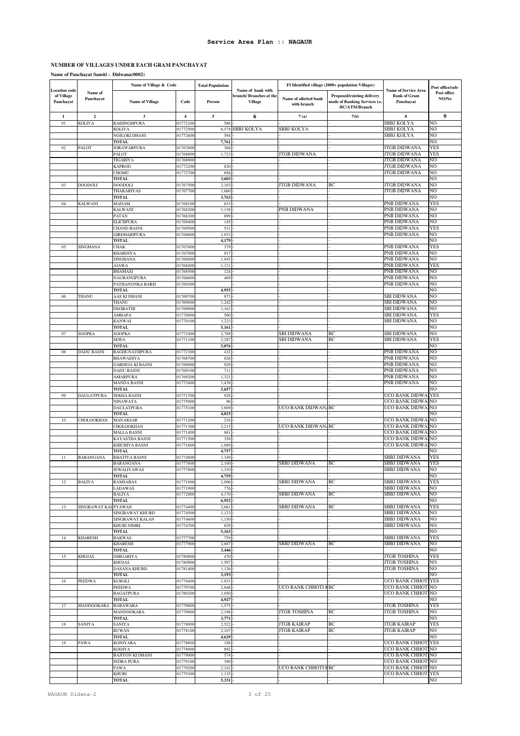**Service Area Plan :: NAGAUR**

**NUMBER OF VILLAGES UNDER EACH GRAM PANCHAYAT**

**Name of Panchayat Samiti : Didwana(0002)**

| Location code of Village Panchayat | Name of Panchayat | Name of Village & Code | | Total Population | Name of bank with branch/ Branches at the Village | FI Identified village (2000+ population Villages) | | Name of Service Area Bank of Gram Panchayat | Post office/sub-Post office NO/No |
|---|---|---|---|---|---|---|---|---|---|
| | | Name of Village | Code | Person | | Name of allotted bank with branch | Proposed/existing delivery mode of Banking Services i.e. -BC/ATM/Branch | | |
| 1 | 2 | 3 | 4 | 5 | 6 | 7 (a) | 7(b) | 8 | 9 |
| 01 | KOLIYA | RAISINGHPURA | 01772100 | 588 | - | - | - | SBBJ KOLYA | NO |
| | | KOLIYA | 01772500 | 6,579 | SBBJ KOLYA | SBBJ KOLYA | | SBBJ KOLYA | NO |
| | | NOJLOKI DHANI | 01772600 | 594 | - | - | - | SBBJ KOLYA | NO |
| | | TOTAL | | 7,761 | | | | | NO |
| 02 | PALOT | JORAWARPURA | 01767600 | 366 | - | - | - | JTGB DIDWANA | YES |
| | | PALOT | 01768800 | 1,723 | - | JTGB DIDWANA | | JTGB DIDWANA | YES |
| | | TIGARIYA | 01768900 | | - | - | - | JTGB DIDWANA | NO |
| | | KAPROD | 01772200 | 820 | - | - | - | JTGB DIDWANA | NO |
| | | CHOMU | 01772700 | 694 | - | - | - | JTGB DIDWANA | NO |
| | | TOTAL | | 3,603 | | | | | NO |
| 03 | DOODOLI | DOODOLI | 01767500 | 2,103 | - | JTGB DIDWANA | BC | JTGB DIDWANA | NO |
| | | THAKARIYAS | 01767700 | 1,660 | - | - | - | JTGB DIDWANA | NO |
| | | TOTAL | | 3,763 | - | | | | NO |
| 04 | KALWANI | MADAM | 01768100 | 633 | - | - | - | PNB DIDWANA | YES |
| | | KALWANI | 01768200 | 1,138 | - | PNB DIDWANA | | PNB DIDWANA | NO |
| | | PATAN | 01768300 | 699 | - | - | - | PNB DIDWANA | NO |
| | | ELICHPURA | 01769400 | 145 | - | - | - | PNB DIDWANA | NO |
| | | CHAND BASNI | 01769500 | 531 | - | - | - | PNB DIDWANA | YES |
| | | GIRDHARIPURA | 01769600 | 1,033 | - | - | - | PNB DIDWANA | NO |
| | | TOTAL | | 4,179 | - | - | - | | NO |
| 05 | SINGHANA | CHAK | 01767800 | 379 | - | - | - | PNB DIDWANA | YES |
| | | KHARDIYA | 01767900 | 917 | - | - | - | PNB DIDWANA | NO |
| | | SINGHANA | 01768000 | 1,945 | - | - | - | PNB DIDWANA | NO |
| | | AJAWA | 01768400 | 1,121 | - | - | - | PNB DIDWANA | YES |
| | | BHAMASI | 01768500 | 124 | - | - | - | PNB DIDWANA | NO |
| | | NAURANGPURA | 01768600 | 469 | - | - | - | PNB DIDWANA | NO |
| | | PATHANONKA BARH | 01769300 | | | - | - | PNB DIDWANA | NO |
| | | TOTAL | | 4,955 | - | - | - | | NO |
| 06 | THANU | AAS KI DHANI | 01769700 | 973 | - | - | - | SBI DIDWANA | NO |
| | | THANU | 01769800 | 1,242 | - | - | - | SBI DIDWANA | NO |
| | | DEORATHI | 01769900 | 1,163 | - | - | - | SBI DIDWANA | NO |
| | | AMBAPA | 01770000 | 560 | - | - | - | SBI DIDWANA | YES |
| | | KANWAI | 01770100 | 1,223 | - | - | - | SBI DIDWANA | NO |
| | | TOTAL | | 5,161 | - | | - | | NO |
| 07 | SOOPKA | SOOPKA | 01771000 | 2,789 | - | SBI DIDWANA | BC | SBI DIDWANA | NO |
| | | SEWA | 01771100 | 2,287 | - | SBI DIDWANA | BC | SBI DIDWANA | YES |
| | | TOTAL | | 5,076 | - | | - | | NO |
| 08 | DADU BASNI | RAGHUNATHPURA | 01772300 | 432 | - | - | - | PNB DIDWANA | NO |
| | | BHAWADIYA | 01768700 | 826 | - | - | - | PNB DIDWANA | NO |
| | | GARDEJA KI BASNI | 01769000 | 929 | - | - | - | PNB DIDWANA | NO |
| | | DADU BASNI | 01769100 | 711 | - | - | - | PNB DIDWANA | NO |
| | | AMARPURA | 01769200 | 1,321 | - | - | - | PNB DIDWANA | NO |
| | | MANDA BASNI | 01772400 | 1,438 | - | - | - | PNB DIDWANA | NO |
| | | TOTAL | | 5,657 | - | - | - | | NO |
| 09 | DAULATPURA | SEKHA BASNI | 01771700 | 928 | - | - | - | UCO BANK DIDWA | YES |
| | | NINAWATA | 01775000 | 96 | - | - | - | UCO BANK DIDWA | NO |
| | | DAULATPURA | 01775100 | 3,809 | - | UCO BANK DIDWAN | BC | UCO BANK DIDWA | NO |
| | | TOTAL | | 4,833 | - | | - | | NO |
| 10 | CHOLOOKHAN | MANAKSAR | 01771200 | 234 | - | - | - | UCO BANK DIDWA | NO |
| | | CHOLOOKHAN | 01771300 | 2,215 | - | UCO BANK DIDWAN | BC | UCO BANK DIDWA | NO |
| | | MALLA BASNI | 01771400 | 861 | - | - | - | UCO BANK DIDWA | NO |
| | | KAYASTHA BASNI | 01771500 | 358 | - | - | - | UCO BANK DIDWA | NO |
| | | KHICHIYA BASNI | 01771600 | 1,089 | - | - | - | UCO BANK DIDWA | NO |
| | | TOTAL | | 4,757 | - | - | - | | NO |
| 11 | BARANGANA | KHATIYA BASNI | 01774800 | 1,349 | - | - | - | SBBJ DIDWANA | YES |
| | | BARANGANA | 01777600 | 2,100 | - | SBBJ DIDWANA | BC | SBBJ DIDWANA | YES |
| | | JEWALIYAWAS | 01777800 | 1,310 | - | - | - | SBBJ DIDWANA | NO |
| | | TOTAL | | 4,759 | - | | - | | NO |
| 12 | BALIYA | RAMSABAS | 01771800 | 2,006 | - | SBBJ DIDWANA | BC | SBBJ DIDWANA | YES |
| | | LADAWAS | 01771900 | 776 | - | | - | SBBJ DIDWANA | NO |
| | | BALIYA | 01772000 | 4,170 | - | SBBJ DIDWANA | BC | SBBJ DIDWANA | NO |
| | | TOTAL | | 6,952 | - | | - | | NO |
| 13 | SINGRAWAT KAL | PYAWAN | 01774400 | 2,061 | - | SBBJ DIDWANA | BC | SBBJ DIDWANA | YES |
| | | SINGRAWAT KHURD | 01774500 | 1,123 | - | - | - | SBBJ DIDWANA | NO |
| | | SINGRAWAT KALAN | 01774600 | 1,150 | - | - | - | SBBJ DIDWANA | NO |
| | | KHURI NIMBI | 01774700 | 829 | - | - | - | SBBJ DIDWANA | NO |
| | | TOTAL | | 5,163 | - | - | - | | NO |
| 14 | KHARESH | BAKWAS | 01777700 | 759 | - | - | - | SBBJ DIDWANA | YES |
| | | KHARESH | 01777900 | 2,687 | - | SBBJ DIDWANA | BC | SBBJ DIDWANA | NO |
| | | TOTAL | | 3,446 | - | | - | | NO |
| 15 | KHOJAS | DHIGARIYA | 01780800 | 470 | - | - | - | JTGB TOSHINA | YES |
| | | KHOJAS | 01780900 | 1,597 | - | - | - | JTGB TOSHINA | NO |
| | | DASANA KHURD | 01781400 | 1,126 | - | - | - | JTGB TOSHINA | NO |
| | | TOTAL | | 3,193 | - | - | - | | NO |
| 16 | PEEDWA | KUROLI | 01778400 | 1,031 | - | - | - | UCO BANK CHHOT | YES |
| | | PEEDWA | 01779700 | 2,846 | - | UCO BANK CHHOTI K | BC | UCO BANK CHHOT | NO |
| | | BAGATPURA | 01780200 | 1,050 | - | - | - | UCO BANK CHHOT | NO |
| | | TOTAL | | 4,927 | - | - | - | | NO |
| 17 | MANDOOKARA | BARAWARA | 01779600 | 1,575 | - | - | - | JTGB TOSHINA | YES |
| | | MANDOOKARA | 01779800 | 2,196 | - | JTGB TOSHINA | BC | JTGB TOSHINA | NO |
| | | TOTAL | | 3,771 | - | | - | | NO |
| 18 | SANIYA | SANIYA | 01778000 | 2,522 | - | JTGB KAIRAP | BC | JTGB KAIRAP | YES |
| | | RUWAN | 01778100 | 2,107 | - | JTGB KAIRAP | BC | JTGB KAIRAP | NO |
| | | TOTAL | | 4,629 | - | - | - | | NO |
| 19 | PAWA | KONIYARA | 01778800 | 198 | - | - | - | UCO BANK CHHOT | YES |
| | | KODIYA | 01778900 | 892 | - | - | - | UCO BANK CHHOT | NO |
| | | BAJIYON KI DHANI | 01779000 | 574 | - | - | - | UCO BANK CHHOT | NO |
| | | INDRA PURA | 01779100 | 390 | - | - | - | UCO BANK CHHOT | NO |
| | | PAWA | 01779200 | 2,142 | - | UCO BANK CHHOTI K | BC | UCO BANK CHHOT | NO |
| | | KHURI | 01779300 | 1,135 | - | - | - | UCO BANK CHHOT | YES |
| | | TOTAL | | 5,331 | - | | - | | NO |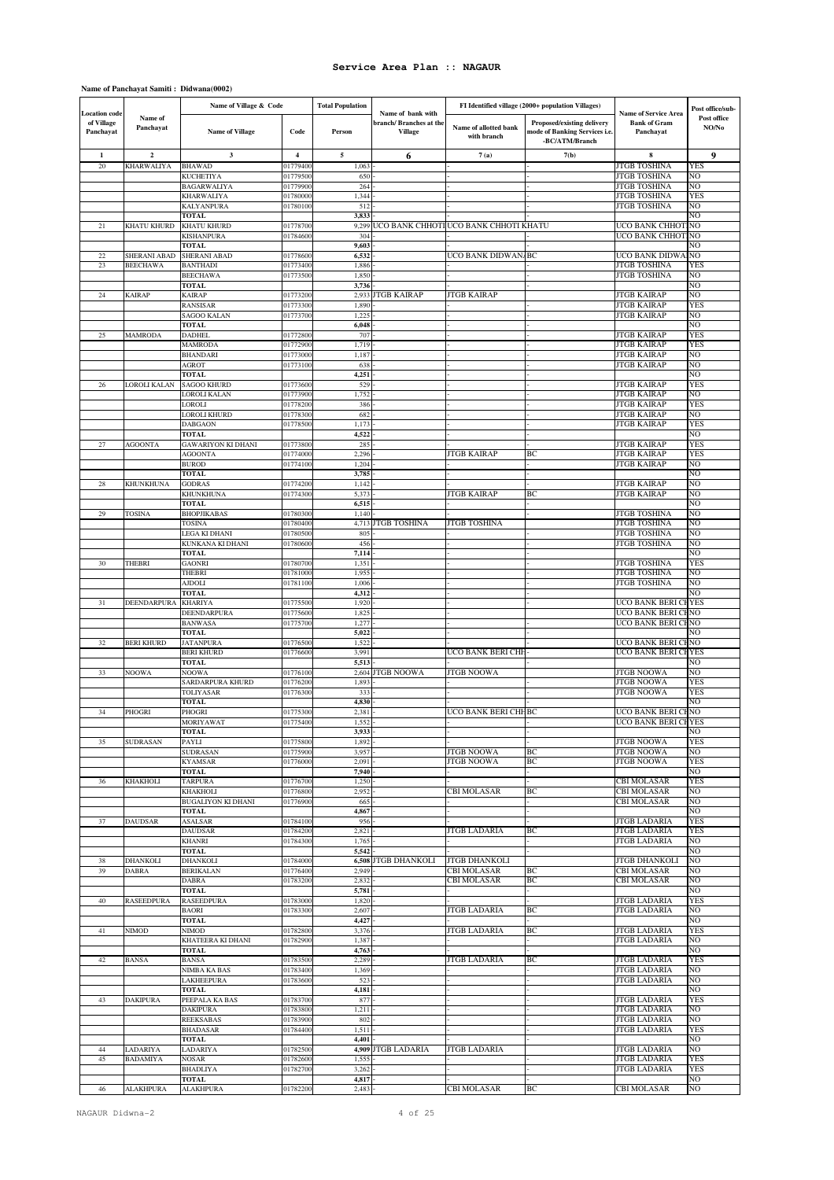# Service Area Plan :: NAGAUR

**Name of Panchayat Samiti : Didwana(0002)**

| Location code of Village Panchayat | Name of Panchayat | Name of Village & Code | | Total Population | Name of bank with branch/ Branches at the Village | FI Identified village (2000+ population Villages) | | Name of Service Area Bank of Gram Panchayat | Post office/sub-Post office NO/No |
|---|---|---|---|---|---|---|---|---|---|
| | | Name of Village | Code | Person | | Name of allotted bank with branch | Proposed/existing delivery mode of Banking Services i.e. -BC/ATM/Branch | | |
| 1 | 2 | 3 | 4 | 5 | 6 | 7 (a) | 7(b) | 8 | 9 |
| 20 | KHARWALIYA | BHAWAD | 01779400 | 1,063 | - | - | - | JTGB TOSHINA | YES |
| | | KUCHETIYA | 01779500 | 650 | - | - | - | JTGB TOSHINA | NO |
| | | BAGARWALIYA | 01779900 | 264 | - | - | - | JTGB TOSHINA | NO |
| | | KHARWALIYA | 01780000 | 1,344 | - | - | - | JTGB TOSHINA | YES |
| | | KALYANPURA | 01780100 | 512 | - | - | - | JTGB TOSHINA | NO |
| | | TOTAL | | 3,833 | - | - | - | | NO |
| 21 | KHATU KHURD | KHATU KHURD | 01778700 | 9,299 | UCO BANK CHHOTI | UCO BANK CHHOTI KHATU | | UCO BANK CHHOT | NO |
| | | KISHANPURA | 01784600 | 304 | - | - | - | UCO BANK CHHOT | NO |
| | | TOTAL | | 9,603 | - | - | - | | NO |
| 22 | SHERANI ABAD | SHERANI ABAD | 01778600 | 6,532 | - | UCO BANK DIDWAN | BC | UCO BANK DIDWA | NO |
| 23 | BEECHAWA | BANTHADI | 01773400 | 1,886 | - | - | - | JTGB TOSHINA | YES |
| | | BEECHAWA | 01773500 | 1,850 | - | - | - | JTGB TOSHINA | NO |
| | | TOTAL | | 3,736 | - | - | - | | NO |
| 24 | KAIRAP | KAIRAP | 01773200 | 2,933 | JTGB KAIRAP | JTGB KAIRAP | - | JTGB KAIRAP | NO |
| | | RANSISAR | 01773300 | 1,890 | - | - | - | JTGB KAIRAP | YES |
| | | SAGOO KALAN | 01773700 | 1,225 | - | - | - | JTGB KAIRAP | NO |
| | | TOTAL | | 6,048 | - | - | - | | NO |
| 25 | MAMRODA | DADHEL | 01772800 | 707 | - | - | - | JTGB KAIRAP | YES |
| | | MAMRODA | 01772900 | 1,719 | - | - | - | JTGB KAIRAP | YES |
| | | BHANDARI | 01773000 | 1,187 | - | - | - | JTGB KAIRAP | NO |
| | | AGROT | 01773100 | 638 | - | - | - | JTGB KAIRAP | NO |
| | | TOTAL | | 4,251 | - | - | - | | NO |
| 26 | LOROLI KALAN | SAGOO KHURD | 01773600 | 529 | - | - | - | JTGB KAIRAP | YES |
| | | LOROLI KALAN | 01773900 | 1,752 | - | - | - | JTGB KAIRAP | NO |
| | | LOROLI | 01778200 | 386 | - | - | - | JTGB KAIRAP | YES |
| | | LOROLI KHURD | 01778300 | 682 | - | - | - | JTGB KAIRAP | NO |
| | | DABGAON | 01778500 | 1,173 | - | - | - | JTGB KAIRAP | YES |
| | | TOTAL | | 4,522 | - | - | - | | NO |
| 27 | AGOONTA | GAWARIYON KI DHANI | 01773800 | 285 | - | - | - | JTGB KAIRAP | YES |
| | | AGOONTA | 01774000 | 2,296 | - | JTGB KAIRAP | BC | JTGB KAIRAP | YES |
| | | BUROD | 01774100 | 1,204 | - | - | - | JTGB KAIRAP | NO |
| | | TOTAL | | 3,785 | - | - | - | | NO |
| 28 | KHUNKHUNA | GODRAS | 01774200 | 1,142 | - | - | - | JTGB KAIRAP | NO |
| | | KHUNKHUNA | 01774300 | 5,373 | - | JTGB KAIRAP | BC | JTGB KAIRAP | NO |
| | | TOTAL | | 6,515 | - | - | - | | NO |
| 29 | TOSINA | BHOPJIKABAS | 01780300 | 1,140 | - | - | - | JTGB TOSHINA | NO |
| | | TOSINA | 01780400 | 4,713 | JTGB TOSHINA | JTGB TOSHINA | - | JTGB TOSHINA | NO |
| | | LEGA KI DHANI | 01780500 | 805 | - | - | - | JTGB TOSHINA | NO |
| | | KUNKANA KI DHANI | 01780600 | 456 | - | - | - | JTGB TOSHINA | NO |
| | | TOTAL | | 7,114 | - | - | - | | NO |
| 30 | THEBRI | GAONRI | 01780700 | 1,351 | - | - | - | JTGB TOSHINA | YES |
| | | THEBRI | 01781000 | 1,955 | - | - | - | JTGB TOSHINA | NO |
| | | AJDOLI | 01781100 | 1,006 | - | - | - | JTGB TOSHINA | NO |
| | | TOTAL | | 4,312 | - | - | - | | NO |
| 31 | DEENDARPURA | KHARIYA | 01775500 | 1,920 | - | - | - | UCO BANK BERI CH | YES |
| | | DEENDARPURA | 01775600 | 1,825 | - | - | - | UCO BANK BERI CH | NO |
| | | BANWASA | 01775700 | 1,277 | - | - | - | UCO BANK BERI CH | NO |
| | | TOTAL | | 5,022 | - | - | - | | NO |
| 32 | BERI KHURD | JATANPURA | 01776500 | 1,522 | - | - | - | UCO BANK BERI CH | NO |
| | | BERI KHURD | 01776600 | 3,991 | | UCO BANK BERI CHH | - | UCO BANK BERI CH | YES |
| | | TOTAL | | 5,513 | - | - | - | | NO |
| 33 | NOOWA | NOOWA | 01776100 | 2,604 | JTGB NOOWA | JTGB NOOWA | - | JTGB NOOWA | NO |
| | | SARDARPURA KHURD | 01776200 | 1,893 | - | - | - | JTGB NOOWA | YES |
| | | TOLIYASAR | 01776300 | 333 | - | - | - | JTGB NOOWA | YES |
| | | TOTAL | | 4,830 | - | - | - | | NO |
| 34 | PHOGRI | PHOGRI | 01775300 | 2,381 | - | UCO BANK BERI CHH | BC | UCO BANK BERI CH | NO |
| | | MORIYAWAT | 01775400 | 1,552 | - | - | - | UCO BANK BERI CH | YES |
| | | TOTAL | | 3,933 | - | - | - | | NO |
| 35 | SUDRASAN | PAYLI | 01775800 | 1,892 | - | - | - | JTGB NOOWA | YES |
| | | SUDRASAN | 01775900 | 3,957 | - | JTGB NOOWA | BC | JTGB NOOWA | NO |
| | | KYAMSAR | 01776000 | 2,091 | - | JTGB NOOWA | BC | JTGB NOOWA | YES |
| | | TOTAL | | 7,940 | - | - | - | | NO |
| 36 | KHAKHOLI | TARPURA | 01776700 | 1,250 | - | - | - | CBI MOLASAR | YES |
| | | KHAKHOLI | 01776800 | 2,952 | - | CBI MOLASAR | BC | CBI MOLASAR | NO |
| | | BUGALIYON KI DHANI | 01776900 | 665 | - | - | - | CBI MOLASAR | NO |
| | | TOTAL | | 4,867 | - | - | - | | NO |
| 37 | DAUDSAR | ASALSAR | 01784100 | 956 | - | - | - | JTGB LADARIA | YES |
| | | DAUDSAR | 01784200 | 2,821 | - | JTGB LADARIA | BC | JTGB LADARIA | YES |
| | | KHANRI | 01784300 | 1,765 | - | - | - | JTGB LADARIA | NO |
| | | TOTAL | | 5,542 | - | - | - | | NO |
| 38 | DHANKOLI | DHANKOLI | 01784000 | 6,508 | JTGB DHANKOLI | JTGB DHANKOLI | - | JTGB DHANKOLI | NO |
| 39 | DABRA | BERIKALAN | 01776400 | 2,949 | - | CBI MOLASAR | BC | CBI MOLASAR | NO |
| | | DABRA | 01783200 | 2,832 | - | CBI MOLASAR | BC | CBI MOLASAR | NO |
| | | TOTAL | | 5,781 | - | - | - | | NO |
| 40 | RASEEDPURA | RASEEDPURA | 01783000 | 1,820 | - | - | - | JTGB LADARIA | YES |
| | | BAORI | 01783300 | 2,607 | - | JTGB LADARIA | BC | JTGB LADARIA | NO |
| | | TOTAL | | 4,427 | - | - | - | | NO |
| 41 | NIMOD | NIMOD | 01782800 | 3,376 | - | JTGB LADARIA | BC | JTGB LADARIA | YES |
| | | KHATEERA KI DHANI | 01782900 | 1,387 | - | - | - | JTGB LADARIA | NO |
| | | TOTAL | | 4,763 | - | - | - | | NO |
| 42 | BANSA | BANSA | 01783500 | 2,289 | - | JTGB LADARIA | BC | JTGB LADARIA | YES |
| | | NIMBA KA BAS | 01783400 | 1,369 | - | - | - | JTGB LADARIA | NO |
| | | LAKHEEPURA | 01783600 | 523 | - | - | - | JTGB LADARIA | NO |
| | | TOTAL | | 4,181 | - | - | - | | NO |
| 43 | DAKIPURA | PEEPALA KA BAS | 01783700 | 877 | - | - | - | JTGB LADARIA | YES |
| | | DAKIPURA | 01783800 | 1,211 | - | - | - | JTGB LADARIA | NO |
| | | REEKSABAS | 01783900 | 802 | - | - | - | JTGB LADARIA | NO |
| | | BHADASAR | 01784400 | 1,511 | - | - | - | JTGB LADARIA | YES |
| | | TOTAL | | 4,401 | - | - | - | | NO |
| 44 | LADARIYA | LADARIYA | 01782500 | 4,909 | JTGB LADARIA | JTGB LADARIA | - | JTGB LADARIA | NO |
| 45 | BADAMIYA | NOSAR | 01782600 | 1,555 | - | - | - | JTGB LADARIA | YES |
| | | BHADLIYA | 01782700 | 3,262 | - | - | - | JTGB LADARIA | YES |
| | | TOTAL | | 4,817 | - | - | - | | NO |
| 46 | ALAKHPURA | ALAKHPURA | 01782200 | 2,483 | - | CBI MOLASAR | BC | CBI MOLASAR | NO |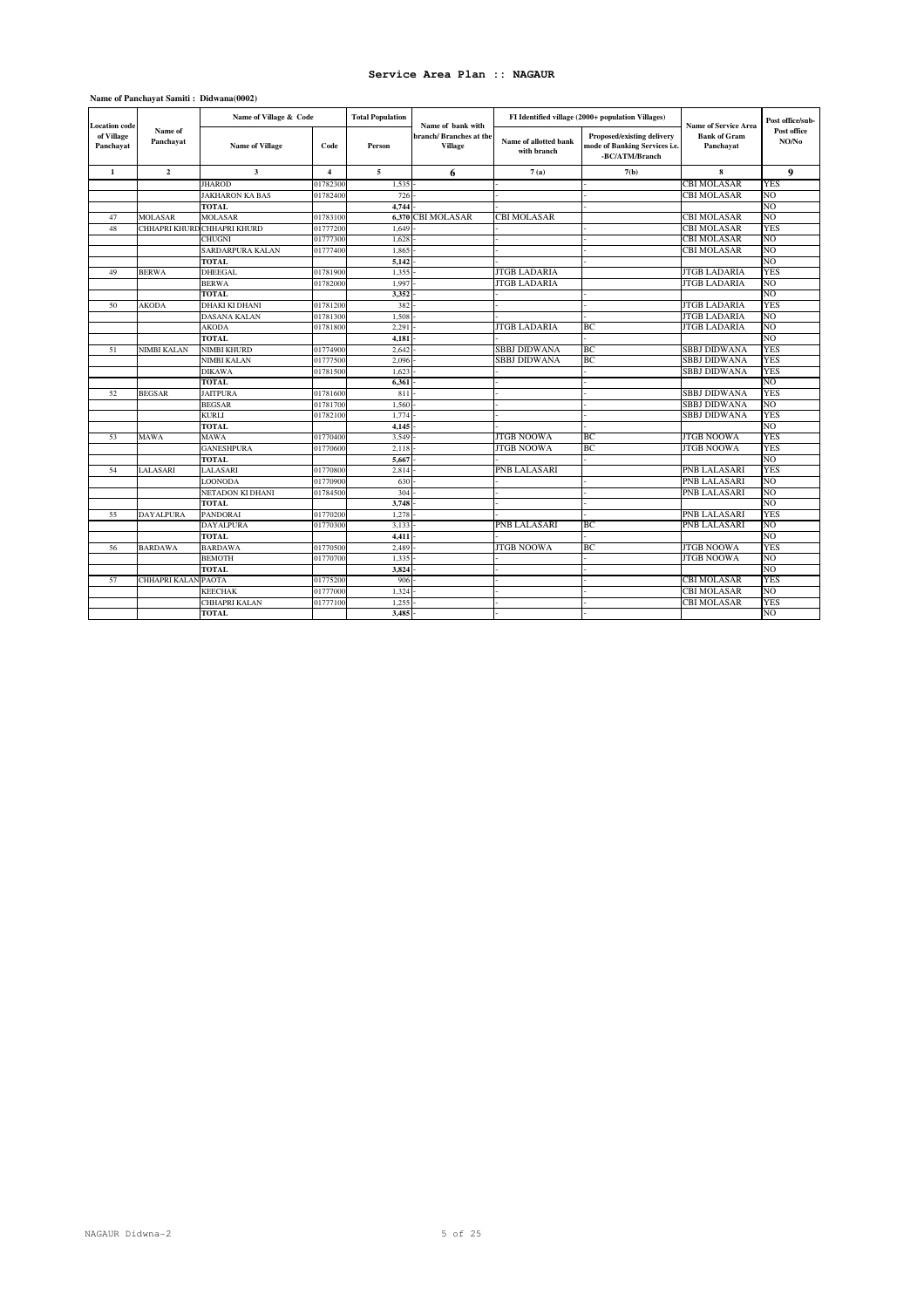# Service Area Plan :: NAGAUR

**Name of Panchayat Samiti : Didwana(0002)**

| Location code of Village Panchayat | Name of Panchayat | Name of Village & Code | | Total Population | Name of bank with branch/ Branches at the Village | FI Identified village (2000+ population Villages) | | Name of Service Area Bank of Gram Panchayat | Post office/sub-Post office NO/No |
|---|---|---|---|---|---|---|---|---|---|
| | | Name of Village | Code | Person | | Name of allotted bank with branch | Proposed/existing delivery mode of Banking Services i.e. -BC/ATM/Branch | | |
| 1 | 2 | 3 | 4 | 5 | 6 | 7 (a) | 7(b) | 8 | 9 |
| | | JHAROD | 01782300 | 1,535 | - | - | - | CBI MOLASAR | YES |
| | | JAKHARON KA BAS | 01782400 | 726 | - | - | - | CBI MOLASAR | NO |
| | | TOTAL | | 4,744 | - | - | - | | NO |
| 47 | MOLASAR | MOLASAR | 01783100 | 6,370 | CBI MOLASAR | CBI MOLASAR | | CBI MOLASAR | NO |
| 48 | CHHAPRI KHURD | CHHAPRI KHURD | 01777200 | 1,649 | - | - | - | CBI MOLASAR | YES |
| | | CHUGNI | 01777300 | 1,628 | - | - | - | CBI MOLASAR | NO |
| | | SARDARPURA KALAN | 01777400 | 1,865 | - | - | - | CBI MOLASAR | NO |
| | | TOTAL | | 5,142 | - | - | - | | NO |
| 49 | BERWA | DHEEGAL | 01781900 | 1,355 | - | JTGB LADARIA | | JTGB LADARIA | YES |
| | | BERWA | 01782000 | 1,997 | - | JTGB LADARIA | | JTGB LADARIA | NO |
| | | TOTAL | | 3,352 | - | - | - | | NO |
| 50 | AKODA | DHAKI KI DHANI | 01781200 | 382 | - | - | - | JTGB LADARIA | YES |
| | | DASANA KALAN | 01781300 | 1,508 | - | - | - | JTGB LADARIA | NO |
| | | AKODA | 01781800 | 2,291 | - | JTGB LADARIA | BC | JTGB LADARIA | NO |
| | | TOTAL | | 4,181 | - | - | - | | NO |
| 51 | NIMBI KALAN | NIMBI KHURD | 01774900 | 2,642 | - | SBBJ DIDWANA | BC | SBBJ DIDWANA | YES |
| | | NIMBI KALAN | 01777500 | 2,096 | - | SBBJ DIDWANA | BC | SBBJ DIDWANA | YES |
| | | DIKAWA | 01781500 | 1,623 | - | - | - | SBBJ DIDWANA | YES |
| | | TOTAL | | 6,361 | - | - | - | | NO |
| 52 | BEGSAR | JAITPURA | 01781600 | 811 | - | - | - | SBBJ DIDWANA | YES |
| | | BEGSAR | 01781700 | 1,560 | - | - | - | SBBJ DIDWANA | NO |
| | | KURLI | 01782100 | 1,774 | - | - | - | SBBJ DIDWANA | YES |
| | | TOTAL | | 4,145 | - | - | - | | NO |
| 53 | MAWA | MAWA | 01770400 | 3,549 | - | JTGB NOOWA | BC | JTGB NOOWA | YES |
| | | GANESHPURA | 01770600 | 2,118 | - | JTGB NOOWA | BC | JTGB NOOWA | YES |
| | | TOTAL | | 5,667 | - | - | - | | NO |
| 54 | LALASARI | LALASARI | 01770800 | 2,814 | - | PNB LALASARI | | PNB LALASARI | YES |
| | | LOONODA | 01770900 | 630 | - | - | - | PNB LALASARI | NO |
| | | NETADON KI DHANI | 01784500 | 304 | - | - | - | PNB LALASARI | NO |
| | | TOTAL | | 3,748 | - | - | - | | NO |
| 55 | DAYALPURA | PANDORAI | 01770200 | 1,278 | - | - | - | PNB LALASARI | YES |
| | | DAYALPURA | 01770300 | 3,133 | - | PNB LALASARI | BC | PNB LALASARI | NO |
| | | TOTAL | | 4,411 | - | - | - | | NO |
| 56 | BARDAWA | BARDAWA | 01770500 | 2,489 | - | JTGB NOOWA | BC | JTGB NOOWA | YES |
| | | BEMOTH | 01770700 | 1,335 | - | - | - | JTGB NOOWA | NO |
| | | TOTAL | | 3,824 | - | - | - | | NO |
| 57 | CHHAPRI KALAN | PAOTA | 01775200 | 906 | - | - | - | CBI MOLASAR | YES |
| | | KEECHAK | 01777000 | 1,324 | - | - | - | CBI MOLASAR | NO |
| | | CHHAPRI KALAN | 01777100 | 1,255 | - | - | - | CBI MOLASAR | YES |
| | | TOTAL | | 3,485 | - | - | - | | NO |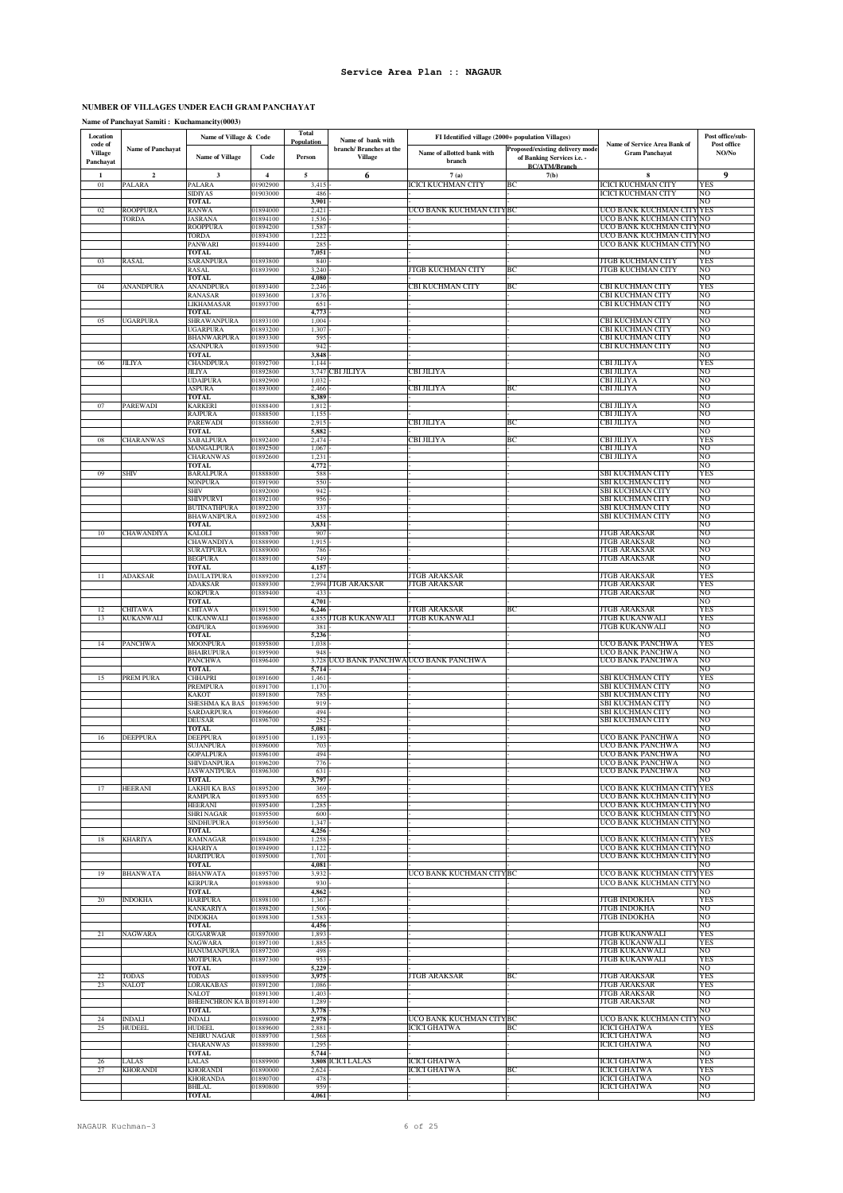**Service Area Plan :: NAGAUR**

**NUMBER OF VILLAGES UNDER EACH GRAM PANCHAYAT**

**Name of Panchayat Samiti : Kuchamancity(0003)**

| Location code of Village Panchayat | Name of Panchayat | Name of Village & Code | | Total Population | Name of bank with branch/ Branches at the Village | FI Identified village (2000+ population Villages) | | Name of Service Area Bank of Gram Panchayat | Post office/sub-Post office NO/No |
|---|---|---|---|---|---|---|---|---|---|
| | | Name of Village | Code | Person | | Name of allotted bank with branch | Proposed/existing delivery mode of Banking Services i.e. - BC/ATM/Branch | | |
| 1 | 2 | 3 | 4 | 5 | 6 | 7 (a) | 7(b) | 8 | 9 |
| 01 | PALARA | PALARA | 01902900 | 3,415 | - | ICICI KUCHMAN CITY | BC | ICICI KUCHMAN CITY | YES |
| | | SIDIYAS | 01903000 | 486 | - | - | - | ICICI KUCHMAN CITY | NO |
| | | TOTAL | | 3,901 | - | - | - | | NO |
| 02 | ROOPPURA TORDA | RANWA | 01894000 | 2,421 | - | UCO BANK KUCHMAN CITY | BC | UCO BANK KUCHMAN CITY | YES |
| | | JASRANA | 01894100 | 1,536 | - | - | - | UCO BANK KUCHMAN CITY | NO |
| | | ROOPPURA | 01894200 | 1,587 | - | - | - | UCO BANK KUCHMAN CITY | NO |
| | | TORDA | 01894300 | 1,222 | - | - | - | UCO BANK KUCHMAN CITY | NO |
| | | PANWARI | 01894400 | 285 | - | - | - | UCO BANK KUCHMAN CITY | NO |
| | | TOTAL | | 7,051 | - | - | - | | NO |
| 03 | RASAL | SARANPURA | 01893800 | 840 | - | - | - | JTGB KUCHMAN CITY | YES |
| | | RASAL | 01893900 | 3,240 | - | JTGB KUCHMAN CITY | BC | JTGB KUCHMAN CITY | NO |
| | | TOTAL | | 4,080 | - | - | - | | NO |
| 04 | ANANDPURA | ANANDPURA | 01893400 | 2,246 | - | CBI KUCHMAN CITY | BC | CBI KUCHMAN CITY | YES |
| | | RANASAR | 01893600 | 1,876 | - | - | - | CBI KUCHMAN CITY | NO |
| | | LIKHAMASAR | 01893700 | 651 | - | - | - | CBI KUCHMAN CITY | NO |
| | | TOTAL | | 4,773 | - | - | - | | NO |
| 05 | UGARPURA | SHRAWANPURA | 01893100 | 1,004 | - | - | - | CBI KUCHMAN CITY | NO |
| | | UGARPURA | 01893200 | 1,307 | - | - | - | CBI KUCHMAN CITY | NO |
| | | BHANWARPURA | 01893300 | 595 | - | - | - | CBI KUCHMAN CITY | NO |
| | | ASANPURA | 01893500 | 942 | - | - | - | CBI KUCHMAN CITY | NO |
| | | TOTAL | | 3,848 | - | - | - | | NO |
| 06 | JILIYA | CHANDPURA | 01892700 | 1,144 | - | - | - | CBI JILIYA | YES |
| | | JILIYA | 01892800 | 3,747 | CBI JILIYA | CBI JILIYA | - | CBI JILIYA | NO |
| | | UDAIPURA | 01892900 | 1,032 | - | - | - | CBI JILIYA | NO |
| | | ASPURA | 01893000 | 2,466 | - | CBI JILIYA | BC | CBI JILIYA | NO |
| | | TOTAL | | 8,389 | - | - | - | | NO |
| 07 | PAREWADI | KARKERI | 01888400 | 1,812 | - | - | - | CBI JILIYA | NO |
| | | RAJPURA | 01888500 | 1,155 | - | - | - | CBI JILIYA | NO |
| | | PAREWADI | 01888600 | 2,915 | - | CBI JILIYA | BC | CBI JILIYA | NO |
| | | TOTAL | | 5,882 | - | - | - | | NO |
| 08 | CHARANWAS | SABALPURA | 01892400 | 2,474 | - | CBI JILIYA | BC | CBI JILIYA | YES |
| | | MANGALPURA | 01892500 | 1,067 | - | - | - | CBI JILIYA | NO |
| | | CHARANWAS | 01892600 | 1,231 | - | - | - | CBI JILIYA | NO |
| | | TOTAL | | 4,772 | - | - | - | | NO |
| 09 | SHIV | BARALPURA | 01888800 | 588 | - | - | - | SBI KUCHMAN CITY | YES |
| | | NONPURA | 01891900 | 550 | - | - | - | SBI KUCHMAN CITY | NO |
| | | SHIV | 01892000 | 942 | - | - | - | SBI KUCHMAN CITY | NO |
| | | SHIVPURVI | 01892100 | 956 | - | - | - | SBI KUCHMAN CITY | NO |
| | | BUTINATHPURA | 01892200 | 337 | - | - | - | SBI KUCHMAN CITY | NO |
| | | BHAWANIPURA | 01892300 | 458 | - | - | - | SBI KUCHMAN CITY | NO |
| | | TOTAL | | 3,831 | - | - | - | | NO |
| 10 | CHAWANDIYA | KALOLI | 01888700 | 907 | - | - | - | JTGB ARAKSAR | NO |
| | | CHAWANDIYA | 01888900 | 1,915 | - | - | - | JTGB ARAKSAR | NO |
| | | SURATPURA | 01889000 | 786 | - | - | - | JTGB ARAKSAR | NO |
| | | BEGPURA | 01889100 | 549 | - | - | - | JTGB ARAKSAR | NO |
| | | TOTAL | | 4,157 | - | - | - | | NO |
| 11 | ADAKSAR | DAULATPURA | 01889200 | 1,274 | - | JTGB ARAKSAR | - | JTGB ARAKSAR | YES |
| | | ADAKSAR | 01889300 | 2,994 | JTGB ARAKSAR | JTGB ARAKSAR | - | JTGB ARAKSAR | YES |
| | | KOKPURA | 01889400 | 433 | - | - | - | JTGB ARAKSAR | NO |
| | | TOTAL | | 4,701 | - | - | - | | NO |
| 12 | CHITAWA | CHITAWA | 01891500 | 6,246 | - | JTGB ARAKSAR | BC | JTGB ARAKSAR | YES |
| 13 | KUKANWALI | KUKANWALI | 01896800 | 4,855 | JTGB KUKANWALI | JTGB KUKANWALI | - | JTGB KUKANWALI | YES |
| | | OMPURA | 01896900 | 381 | - | - | - | JTGB KUKANWALI | NO |
| | | TOTAL | | 5,236 | - | - | - | | NO |
| 14 | PANCHWA | MOONPURA | 01895800 | 1,038 | - | - | - | UCO BANK PANCHWA | YES |
| | | BHAIRUPURA | 01895900 | 948 | - | - | - | UCO BANK PANCHWA | NO |
| | | PANCHWA | 01896400 | 3,728 | UCO BANK PANCHWA | UCO BANK PANCHWA | - | UCO BANK PANCHWA | NO |
| | | TOTAL | | 5,714 | - | - | - | | NO |
| 15 | PREM PURA | CHHAPRI | 01891600 | 1,461 | - | - | - | SBI KUCHMAN CITY | YES |
| | | PREMPURA | 01891700 | 1,170 | - | - | - | SBI KUCHMAN CITY | NO |
| | | KAKOT | 01891800 | 785 | - | - | - | SBI KUCHMAN CITY | NO |
| | | SHESHMA KA BAS | 01896500 | 919 | - | - | - | SBI KUCHMAN CITY | NO |
| | | SARDARPURA | 01896600 | 494 | - | - | - | SBI KUCHMAN CITY | NO |
| | | DEUSAR | 01896700 | 252 | - | - | - | SBI KUCHMAN CITY | NO |
| | | TOTAL | | 5,081 | - | - | - | | NO |
| 16 | DEEPPURA | DEEPPURA | 01895100 | 1,193 | - | - | - | UCO BANK PANCHWA | NO |
| | | SUJANPURA | 01896000 | 703 | - | - | - | UCO BANK PANCHWA | NO |
| | | GOPALPURA | 01896100 | 494 | - | - | - | UCO BANK PANCHWA | NO |
| | | SHIVDANPURA | 01896200 | 776 | - | - | - | UCO BANK PANCHWA | NO |
| | | JASWANTPURA | 01896300 | 631 | - | - | - | UCO BANK PANCHWA | NO |
| | | TOTAL | | 3,797 | - | - | - | | NO |
| 17 | HEERANI | LAKHJI KA BAS | 01895200 | 369 | - | - | - | UCO BANK KUCHMAN CITY | YES |
| | | RAMPURA | 01895300 | 655 | - | - | - | UCO BANK KUCHMAN CITY | NO |
| | | HEERANI | 01895400 | 1,285 | - | - | - | UCO BANK KUCHMAN CITY | NO |
| | | SHRI NAGAR | 01895500 | 600 | - | - | - | UCO BANK KUCHMAN CITY | NO |
| | | SINDHUPURA | 01895600 | 1,347 | - | - | - | UCO BANK KUCHMAN CITY | NO |
| | | TOTAL | | 4,256 | - | - | - | | NO |
| 18 | KHARIYA | RAMNAGAR | 01894800 | 1,258 | - | - | - | UCO BANK KUCHMAN CITY | YES |
| | | KHARIYA | 01894900 | 1,122 | - | - | - | UCO BANK KUCHMAN CITY | NO |
| | | HARITPURA | 01895000 | 1,701 | - | - | - | UCO BANK KUCHMAN CITY | NO |
| | | TOTAL | | 4,081 | - | - | - | | NO |
| 19 | BHANWATA | BHANWATA | 01895700 | 3,932 | - | UCO BANK KUCHMAN CITY | BC | UCO BANK KUCHMAN CITY | YES |
| | | KERPURA | 01898800 | 930 | - | - | - | UCO BANK KUCHMAN CITY | NO |
| | | TOTAL | | 4,862 | - | - | - | | NO |
| 20 | INDOKHA | HARIPURA | 01898100 | 1,367 | - | - | - | JTGB INDOKHA | YES |
| | | KANKARIYA | 01898200 | 1,506 | - | - | - | JTGB INDOKHA | NO |
| | | INDOKHA | 01898300 | 1,583 | - | - | - | JTGB INDOKHA | NO |
| | | TOTAL | | 4,456 | - | - | - | | NO |
| 21 | NAGWARA | GUGARWAR | 01897000 | 1,893 | - | - | - | JTGB KUKANWALI | YES |
| | | NAGWARA | 01897100 | 1,885 | - | - | - | JTGB KUKANWALI | YES |
| | | HANUMANPURA | 01897200 | 498 | - | - | - | JTGB KUKANWALI | NO |
| | | MOTIPURA | 01897300 | 953 | - | - | - | JTGB KUKANWALI | YES |
| | | TOTAL | | 5,229 | - | - | - | | NO |
| 22 | TODAS | TODAS | 01889500 | 3,975 | - | JTGB ARAKSAR | BC | JTGB ARAKSAR | YES |
| 23 | NALOT | LORAKABAS | 01891200 | 1,086 | - | - | - | JTGB ARAKSAR | YES |
| | | NALOT | 01891300 | 1,403 | - | - | - | JTGB ARAKSAR | NO |
| | | BHEENCHRON KA B | 01891400 | 1,289 | - | - | - | JTGB ARAKSAR | NO |
| | | TOTAL | | 3,778 | - | - | - | | NO |
| 24 | INDALI | INDALI | 01898000 | 2,978 | - | UCO BANK KUCHMAN CITY | BC | UCO BANK KUCHMAN CITY | NO |
| 25 | HUDEEL | HUDEEL | 01889600 | 2,881 | - | ICICI GHATWA | BC | ICICI GHATWA | YES |
| | | NEHRU NAGAR | 01889700 | 1,568 | - | - | - | ICICI GHATWA | NO |
| | | CHARANWAS | 01889800 | 1,295 | - | - | - | ICICI GHATWA | NO |
| | | TOTAL | | 5,744 | - | - | - | | NO |
| 26 | LALAS | LALAS | 01889900 | 3,808 | ICICI LALAS | ICICI GHATWA | - | ICICI GHATWA | YES |
| 27 | KHORANDI | KHORANDI | 01890000 | 2,624 | - | ICICI GHATWA | BC | ICICI GHATWA | YES |
| | | KHORANDA | 01890700 | 478 | - | - | - | ICICI GHATWA | NO |
| | | BHILAL | 01890800 | 959 | - | - | - | ICICI GHATWA | NO |
| | | TOTAL | | 4,061 | - | - | - | | NO |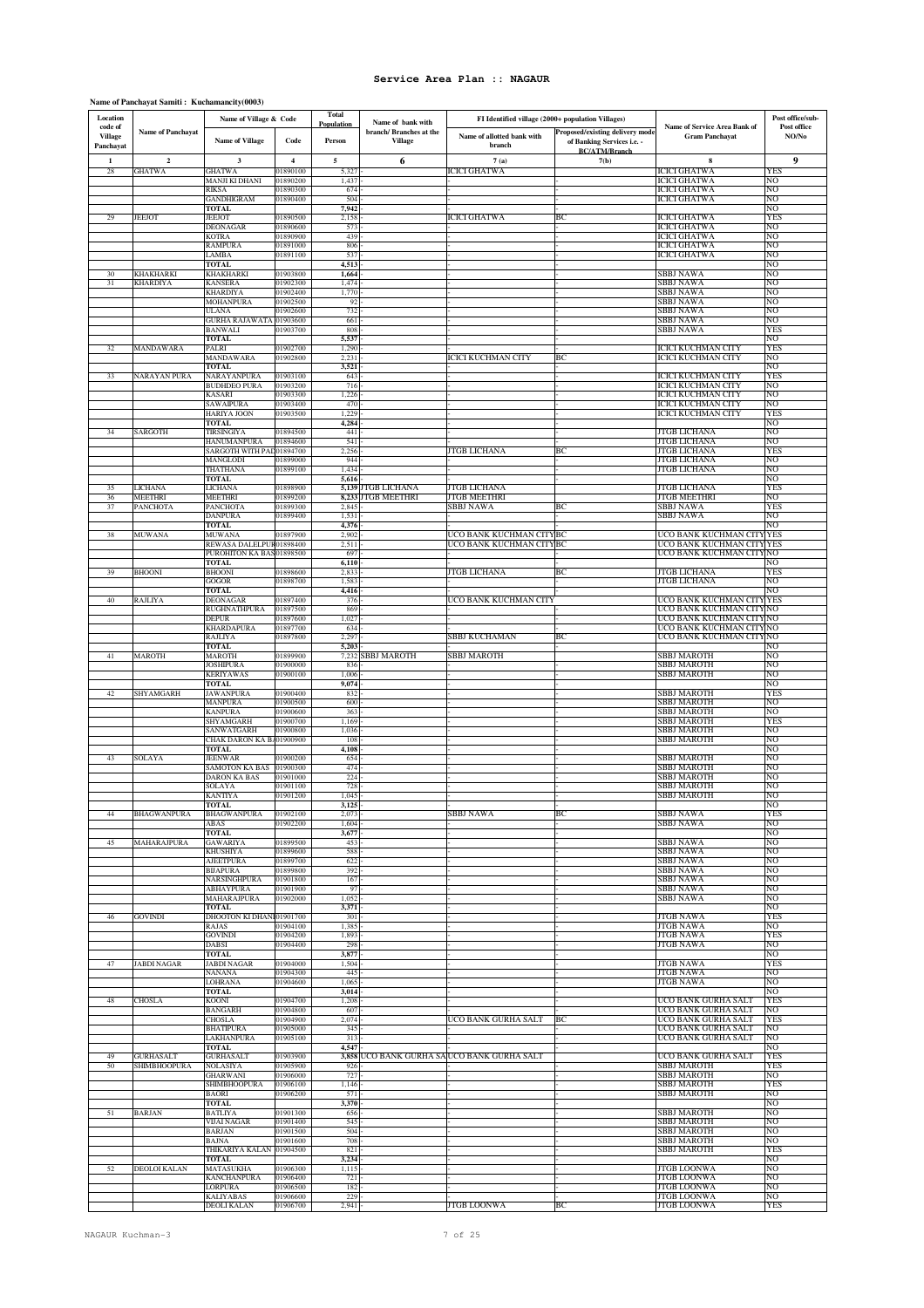# Service Area Plan :: NAGAUR

**Name of Panchayat Samiti : Kuchamancity(0003)**

| Location code of Village Panchayat | Name of Panchayat | Name of Village & Code | | Total Population | Name of bank with branch/ Branches at the Village | FI Identified village (2000+ population Villages) | | Name of Service Area Bank of Gram Panchayat | Post office/sub-Post office NO/No |
|---|---|---|---|---|---|---|---|---|---|
| | | Name of Village | Code | Person | | Name of allotted bank with branch | Proposed/existing delivery mode of Banking Services i.e. - BC/ATM/Branch | | |
| 1 | 2 | 3 | 4 | 5 | 6 | 7 (a) | 7(b) | 8 | 9 |
| 28 | GHATWA | GHATWA | 01890100 | 5,327 | - | ICICI GHATWA | | ICICI GHATWA | YES |
| | | MANJI KI DHANI | 01890200 | 1,437 | - | - | - | ICICI GHATWA | NO |
| | | RIKSA | 01890300 | 674 | - | - | - | ICICI GHATWA | NO |
| | | GANDHIGRAM | 01890400 | 504 | - | - | - | ICICI GHATWA | NO |
| | | TOTAL | | 7,942 | - | - | - | | NO |
| 29 | JEEJOT | JEEJOT | 01890500 | 2,158 | - | ICICI GHATWA | BC | ICICI GHATWA | YES |
| | | DEONAGAR | 01890600 | 573 | - | - | - | ICICI GHATWA | NO |
| | | KOTRA | 01890900 | 439 | - | - | - | ICICI GHATWA | NO |
| | | RAMPURA | 01891000 | 806 | - | - | - | ICICI GHATWA | NO |
| | | LAMBA | 01891100 | 537 | - | - | - | ICICI GHATWA | NO |
| | | TOTAL | | 4,513 | - | - | - | | NO |
| 30 | KHAKHARKI | KHAKHARKI | 01903800 | 1,664 | - | - | - | SBBJ NAWA | NO |
| 31 | KHARDIYA | KANSERA | 01902300 | 1,474 | - | - | - | SBBJ NAWA | NO |
| | | KHARDIYA | 01902400 | 1,770 | - | - | - | SBBJ NAWA | NO |
| | | MOHANPURA | 01902500 | 92 | - | - | - | SBBJ NAWA | NO |
| | | ULANA | 01902600 | 732 | - | - | - | SBBJ NAWA | NO |
| | | GURHA RAJAWATA | 01903600 | 661 | - | - | - | SBBJ NAWA | NO |
| | | BANWALI | 01903700 | 808 | - | - | - | SBBJ NAWA | YES |
| | | TOTAL | | 5,537 | - | - | - | | NO |
| 32 | MANDAWARA | PALRI | 01902700 | 1,290 | - | - | - | ICICI KUCHMAN CITY | YES |
| | | MANDAWARA | 01902800 | 2,231 | - | ICICI KUCHMAN CITY | BC | ICICI KUCHMAN CITY | NO |
| | | TOTAL | | 3,521 | - | - | - | | NO |
| 33 | NARAYAN PURA | NARAYANPURA | 01903100 | 643 | - | - | - | ICICI KUCHMAN CITY | YES |
| | | BUDHDEO PURA | 01903200 | 716 | - | - | - | ICICI KUCHMAN CITY | NO |
| | | KASARI | 01903300 | 1,226 | - | - | - | ICICI KUCHMAN CITY | NO |
| | | SAWAIPURA | 01903400 | 470 | - | - | - | ICICI KUCHMAN CITY | NO |
| | | HARIYA JOON | 01903500 | 1,229 | - | - | - | ICICI KUCHMAN CITY | YES |
| | | TOTAL | | 4,284 | - | - | - | | NO |
| 34 | SARGOTH | TIRSINGIYA | 01894500 | 441 | - | - | - | JTGB LICHANA | NO |
| | | HANUMANPURA | 01894600 | 541 | - | - | - | JTGB LICHANA | NO |
| | | SARGOTH WITH PAT | 01894700 | 2,256 | - | JTGB LICHANA | BC | JTGB LICHANA | YES |
| | | MANGLODI | 01899000 | 944 | - | - | - | JTGB LICHANA | NO |
| | | THATHANA | 01899100 | 1,434 | - | - | - | JTGB LICHANA | NO |
| | | TOTAL | | 5,616 | - | - | - | | NO |
| 35 | LICHANA | LICHANA | 01898900 | 5,139 | JTGB LICHANA | JTGB LICHANA | - | JTGB LICHANA | YES |
| 36 | MEETHRI | MEETHRI | 01899200 | 8,233 | JTGB MEETHRI | JTGB MEETHRI | - | JTGB MEETHRI | NO |
| 37 | PANCHOTA | PANCHOTA | 01899300 | 2,845 | - | SBBJ NAWA | BC | SBBJ NAWA | YES |
| | | DANPURA | 01899400 | 1,531 | - | - | - | SBBJ NAWA | NO |
| | | TOTAL | | 4,376 | - | - | - | | NO |
| 38 | MUWANA | MUWANA | 01897900 | 2,902 | - | UCO BANK KUCHMAN CITY | BC | UCO BANK KUCHMAN CITY | YES |
| | | REWASA DALELPUR | 01898400 | 2,511 | - | UCO BANK KUCHMAN CITY | BC | UCO BANK KUCHMAN CITY | YES |
| | | PUROHITON KA BAS | 01898500 | 697 | - | - | - | UCO BANK KUCHMAN CITY | NO |
| | | TOTAL | | 6,110 | - | - | - | | NO |
| 39 | BHOONI | BHOONI | 01898600 | 2,833 | - | JTGB LICHANA | BC | JTGB LICHANA | YES |
| | | GOGOR | 01898700 | 1,583 | - | - | - | JTGB LICHANA | NO |
| | | TOTAL | | 4,416 | - | - | - | | NO |
| 40 | RAJLIYA | DEONAGAR | 01897400 | 376 | - | UCO BANK KUCHMAN CITY | - | UCO BANK KUCHMAN CITY | YES |
| | | RUGHNATHPURA | 01897500 | 869 | - | - | - | UCO BANK KUCHMAN CITY | NO |
| | | DEPUR | 01897600 | 1,027 | - | - | - | UCO BANK KUCHMAN CITY | NO |
| | | KHARDAPURA | 01897700 | 634 | - | - | - | UCO BANK KUCHMAN CITY | NO |
| | | RAJLIYA | 01897800 | 2,297 | - | SBBJ KUCHAMAN | BC | UCO BANK KUCHMAN CITY | NO |
| | | TOTAL | | 5,203 | - | - | - | | NO |
| 41 | MAROTH | MAROTH | 01899900 | 7,232 | SBBJ MAROTH | SBBJ MAROTH | - | SBBJ MAROTH | NO |
| | | JOSHIPURA | 01900000 | 836 | - | - | - | SBBJ MAROTH | NO |
| | | KERIYAWAS | 01900100 | 1,006 | - | - | - | SBBJ MAROTH | NO |
| | | TOTAL | | 9,074 | - | - | - | | NO |
| 42 | SHYAMGARH | JAWANPURA | 01900400 | 832 | - | - | - | SBBJ MAROTH | YES |
| | | MANPURA | 01900500 | 600 | - | - | - | SBBJ MAROTH | NO |
| | | KANPURA | 01900600 | 363 | - | - | - | SBBJ MAROTH | NO |
| | | SHYAMGARH | 01900700 | 1,169 | - | - | - | SBBJ MAROTH | YES |
| | | SANWATGARH | 01900800 | 1,036 | - | - | - | SBBJ MAROTH | NO |
| | | CHAK DARON KA BA | 01900900 | 108 | - | - | - | SBBJ MAROTH | NO |
| | | TOTAL | | 4,108 | - | - | - | | NO |
| 43 | SOLAYA | JEENWAR | 01900200 | 654 | - | - | - | SBBJ MAROTH | NO |
| | | SAMOTON KA BAS | 01900300 | 474 | - | - | - | SBBJ MAROTH | NO |
| | | DARON KA BAS | 01901000 | 224 | - | - | - | SBBJ MAROTH | NO |
| | | SOLAYA | 01901100 | 728 | - | - | - | SBBJ MAROTH | NO |
| | | KANTIYA | 01901200 | 1,045 | - | - | - | SBBJ MAROTH | NO |
| | | TOTAL | | 3,125 | - | - | - | | NO |
| 44 | BHAGWANPURA | BHAGWANPURA | 01902100 | 2,073 | - | SBBJ NAWA | BC | SBBJ NAWA | YES |
| | | ABAS | 01902200 | 1,604 | - | - | - | SBBJ NAWA | NO |
| | | TOTAL | | 3,677 | - | - | - | | NO |
| 45 | MAHARAJPURA | GAWARIYA | 01899500 | 453 | - | - | - | SBBJ NAWA | NO |
| | | KHUSHIYA | 01899600 | 588 | - | - | - | SBBJ NAWA | NO |
| | | AJEETPURA | 01899700 | 622 | - | - | - | SBBJ NAWA | NO |
| | | BIJAPURA | 01899800 | 392 | - | - | - | SBBJ NAWA | NO |
| | | NARSINGHPURA | 01901800 | 167 | - | - | - | SBBJ NAWA | NO |
| | | ABHAYPURA | 01901900 | 97 | - | - | - | SBBJ NAWA | NO |
| | | MAHARAJPURA | 01902000 | 1,052 | - | - | - | SBBJ NAWA | NO |
| | | TOTAL | | 3,371 | - | - | - | | NO |
| 46 | GOVINDI | DHOOTON KI DHANI | 01901700 | 301 | - | - | - | JTGB NAWA | YES |
| | | RAJAS | 01904100 | 1,385 | - | - | - | JTGB NAWA | NO |
| | | GOVINDI | 01904200 | 1,893 | - | - | - | JTGB NAWA | YES |
| | | DABSI | 01904400 | 298 | - | - | - | JTGB NAWA | NO |
| | | TOTAL | | 3,877 | - | - | - | | NO |
| 47 | JABDI NAGAR | JABDI NAGAR | 01904000 | 1,504 | - | - | - | JTGB NAWA | YES |
| | | NANANA | 01904300 | 445 | - | - | - | JTGB NAWA | NO |
| | | LOHRANA | 01904600 | 1,065 | - | - | - | JTGB NAWA | NO |
| | | TOTAL | | 3,014 | - | - | - | | NO |
| 48 | CHOSLA | KOONI | 01904700 | 1,208 | - | - | - | UCO BANK GURHA SALT | YES |
| | | BANGARH | 01904800 | 607 | - | - | - | UCO BANK GURHA SALT | NO |
| | | CHOSLA | 01904900 | 2,074 | - | UCO BANK GURHA SALT | BC | UCO BANK GURHA SALT | YES |
| | | BHATIPURA | 01905000 | 345 | - | - | - | UCO BANK GURHA SALT | NO |
| | | LAKHANPURA | 01905100 | 313 | - | - | - | UCO BANK GURHA SALT | NO |
| | | TOTAL | | 4,547 | - | - | - | | NO |
| 49 | GURHASALT | GURHASALT | 01903900 | 3,858 | UCO BANK GURHA SA | UCO BANK GURHA SALT | - | UCO BANK GURHA SALT | YES |
| 50 | SHIMBHOOPURA | NOLASIYA | 01905900 | 926 | - | - | - | SBBJ MAROTH | YES |
| | | GHARWANI | 01906000 | 727 | - | - | - | SBBJ MAROTH | NO |
| | | SHIMBHOOPURA | 01906100 | 1,146 | - | - | - | SBBJ MAROTH | YES |
| | | BAORI | 01906200 | 571 | - | - | - | SBBJ MAROTH | NO |
| | | TOTAL | | 3,370 | - | - | - | | NO |
| 51 | BARJAN | BATLIYA | 01901300 | 656 | - | - | - | SBBJ MAROTH | NO |
| | | VIJAI NAGAR | 01901400 | 545 | - | - | - | SBBJ MAROTH | NO |
| | | BARJAN | 01901500 | 504 | - | - | - | SBBJ MAROTH | NO |
| | | BAJNA | 01901600 | 708 | - | - | - | SBBJ MAROTH | NO |
| | | THIKARIYA KALAN | 01904500 | 821 | - | - | - | SBBJ MAROTH | YES |
| | | TOTAL | | 3,234 | - | - | - | | NO |
| 52 | DEOLOI KALAN | MATASUKHA | 01906300 | 1,115 | - | - | - | JTGB LOONWA | NO |
| | | KANCHANPURA | 01906400 | 721 | - | - | - | JTGB LOONWA | NO |
| | | LORPURA | 01906500 | 182 | - | - | - | JTGB LOONWA | NO |
| | | KALIYABAS | 01906600 | 229 | - | - | - | JTGB LOONWA | NO |
| | | DEOLI KALAN | 01906700 | 2,941 | - | JTGB LOONWA | BC | JTGB LOONWA | YES |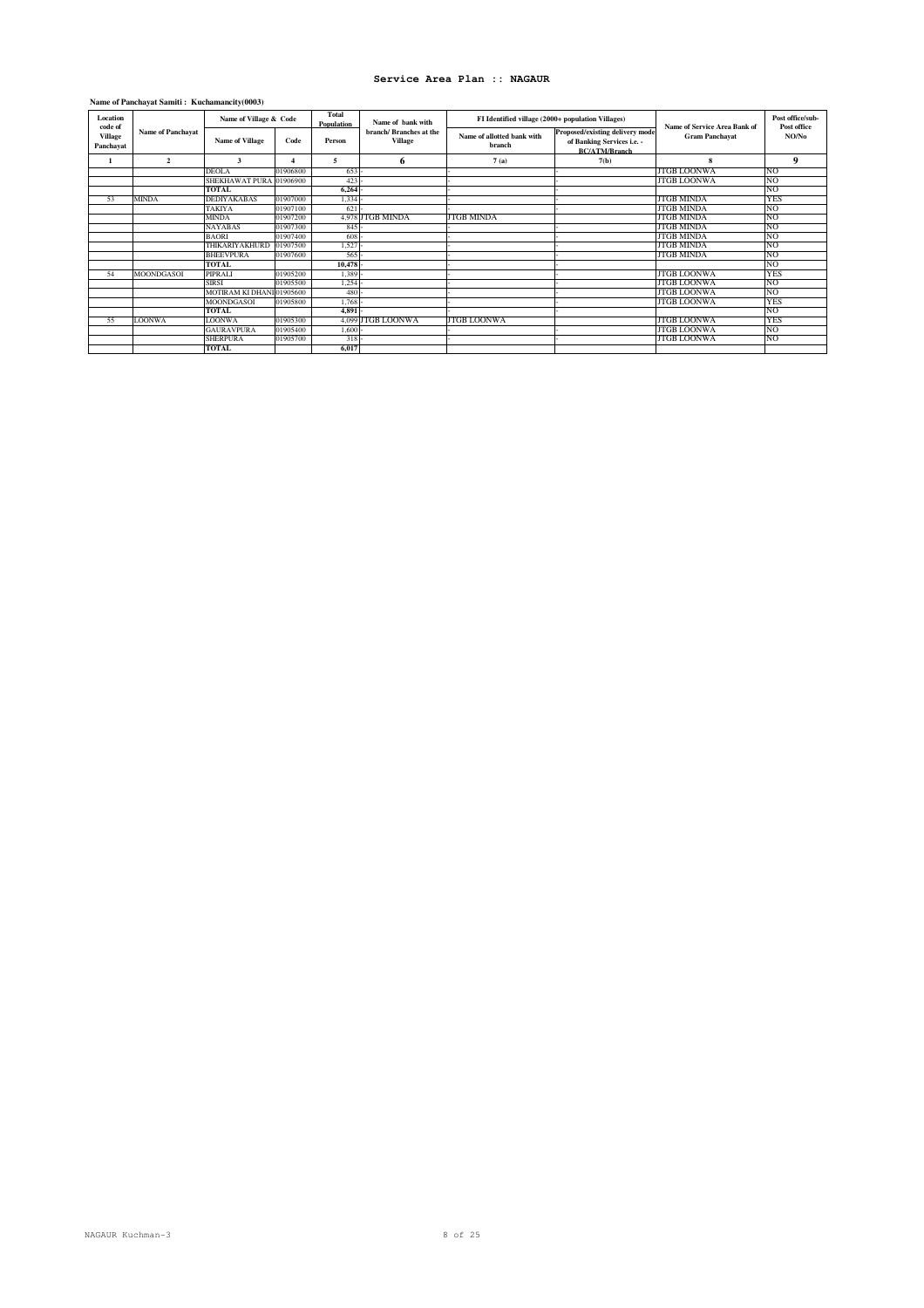# Service Area Plan :: NAGAUR

**Name of Panchayat Samiti : Kuchamancity(0003)**

| Location code of Village Panchayat | Name of Panchayat | Name of Village & Code | | Total Population | Name of bank with branch/ Branches at the Village | FI Identified village (2000+ population Villages) | | Name of Service Area Bank of Gram Panchayat | Post office/sub-Post office NO/No |
|---|---|---|---|---|---|---|---|---|---|
| | | Name of Village | Code | Person | | Name of allotted bank with branch | Proposed/existing delivery mode of Banking Services i.e. - BC/ATM/Branch | | |
| 1 | 2 | 3 | 4 | 5 | 6 | 7 (a) | 7(b) | 8 | 9 |
| | | DEOLA | 01906800 | 653 | - | - | - | JTGB LOONWA | NO |
| | | SHEKHAWAT PURA | 01906900 | 423 | - | - | - | JTGB LOONWA | NO |
| | | **TOTAL** | | **6,264** | - | - | - | | NO |
| 53 | MINDA | DEDIYAKABAS | 01907000 | 1,334 | - | - | - | JTGB MINDA | YES |
| | | TAKIYA | 01907100 | 621 | - | - | - | JTGB MINDA | NO |
| | | MINDA | 01907200 | 4,978 | JTGB MINDA | JTGB MINDA | | JTGB MINDA | NO |
| | | NAYABAS | 01907300 | 845 | - | - | - | JTGB MINDA | NO |
| | | BAORI | 01907400 | 608 | - | - | - | JTGB MINDA | NO |
| | | THIKARIYAKHURD | 01907500 | 1,527 | - | - | - | JTGB MINDA | NO |
| | | BHEEVPURA | 01907600 | 565 | - | - | - | JTGB MINDA | NO |
| | | **TOTAL** | | **10,478** | - | - | - | | NO |
| 54 | MOONDGASOI | PIPRALI | 01905200 | 1,389 | - | - | - | JTGB LOONWA | YES |
| | | SIRSI | 01905500 | 1,254 | - | - | - | JTGB LOONWA | NO |
| | | MOTIRAM KI DHANI | 01905600 | 480 | - | - | - | JTGB LOONWA | NO |
| | | MOONDGASOI | 01905800 | 1,768 | - | - | - | JTGB LOONWA | YES |
| | | **TOTAL** | | **4,891** | - | - | - | | NO |
| 55 | LOONWA | LOONWA | 01905300 | 4,099 | JTGB LOONWA | JTGB LOONWA | | JTGB LOONWA | YES |
| | | GAURAVPURA | 01905400 | 1,600 | - | - | - | JTGB LOONWA | NO |
| | | SHERPURA | 01905700 | 318 | - | - | - | JTGB LOONWA | NO |
| | | **TOTAL** | | **6,017** | | | | | |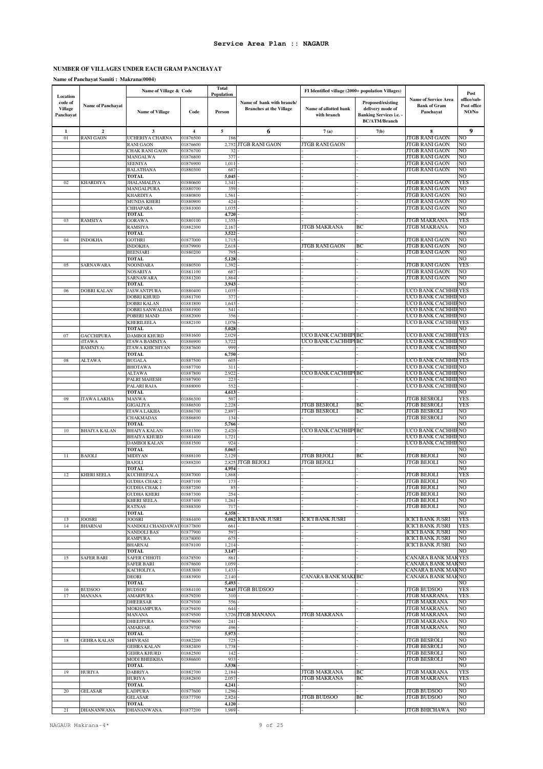## Service Area Plan :: NAGAUR

### NUMBER OF VILLAGES UNDER EACH GRAM PANCHAYAT

**Name of Panchayat Samiti : Makrana(0004)**

| Location code of Village Panchayat | Name of Panchayat | Name of Village & Code | | Total Population | Name of bank with branch/ Branches at the Village | FI Identified village (2000+ population Villages) | | Name of Service Area Bank of Gram Panchayat | Post office/sub-Post office NO/No |
|---|---|---|---|---|---|---|---|---|---|
| | | Name of Village | Code | Person | | Name of allotted bank with branch | Proposed/existing delivery mode of Banking Services i.e. - BC/ATM/Branch | | |
| 1 | 2 | 3 | 4 | 5 | 6 | 7 (a) | 7(b) | 8 | 9 |
| 01 | RANI GAON | UCHERIYA CHARNA | 01876500 | 186 | ` | - | - | JTGB RANI GAON | NO |
| | | RANI GAON | 01876600 | 2,752 | JTGB RANI GAON | JTGB RANI GAON | | JTGB RANI GAON | NO |
| | | CHAK RANI GAON | 01876700 | 32 | - | - | - | JTGB RANI GAON | NO |
| | | MANGALWA | 01876800 | 377 | - | - | - | JTGB RANI GAON | NO |
| | | SEENIYA | 01876900 | 1,011 | - | - | - | JTGB RANI GAON | NO |
| | | BALATHANA | 01880300 | 687 | - | - | - | JTGB RANI GAON | NO |
| | | TOTAL | | 5,045 | - | - | - | | NO |
| 02 | KHARDIYA | JHALAMALIYA | 01880600 | 1,341 | - | - | - | JTGB RANI GAON | YES |
| | | MANGALPURA | 01880700 | 359 | - | - | - | JTGB RANI GAON | NO |
| | | KHARDIYA | 01880800 | 1,561 | - | - | - | JTGB RANI GAON | NO |
| | | MUNDA KHERI | 01880900 | 424 | - | - | - | JTGB RANI GAON | NO |
| | | CHHAPARA | 01881000 | 1,035 | - | - | - | JTGB RANI GAON | NO |
| | | TOTAL | | 4,720 | - | - | - | | NO |
| 03 | RAMSIYA | GORAWA | 01880100 | 1,355 | - | - | - | JTGB MAKRANA | YES |
| | | RAMSIYA | 01882300 | 2,167 | - | JTGB MAKRANA | BC | JTGB MAKRANA | NO |
| | | TOTAL | | 3,522 | - | - | - | | NO |
| 04 | INDOKHA | GOTHRI | 01877000 | 1,715 | - | - | - | JTGB RANI GAON | NO |
| | | INDOKHA | 01879900 | 2,618 | - | JTGB RANI GAON | BC | JTGB RANI GAON | NO |
| | | BEENJARI | 01880200 | 795 | - | - | - | JTGB RANI GAON | NO |
| | | TOTAL | | 5,128 | - | - | - | | NO |
| 05 | SARNAWARA | NOONDARA | 01880500 | 1,392 | - | - | - | JTGB RANI GAON | YES |
| | | NOSARIYA | 01881100 | 687 | - | - | - | JTGB RANI GAON | NO |
| | | SARNAWARA | 01881200 | 1,864 | - | - | - | JTGB RANI GAON | NO |
| | | TOTAL | | 3,943 | - | - | - | | NO |
| 06 | DOBRI KALAN | JASWANTPURA | 01880400 | 1,035 | - | - | - | UCO BANK CACHHIP | YES |
| | | DOBRI KHURD | 01881700 | 377 | - | - | - | UCO BANK CACHHIP | NO |
| | | DOBRI KALAN | 01881800 | 1,643 | - | - | - | UCO BANK CACHHIP | NO |
| | | DOBRI SANWALDAS | 01881900 | 541 | - | - | - | UCO BANK CACHHIP | NO |
| | | POBERI MAND | 01882000 | 356 | - | - | - | UCO BANK CACHHIP | NO |
| | | KHERILEELA | 01882100 | 1,076 | - | - | - | UCO BANK CACHHIP | YES |
| | | TOTAL | | 5,028 | - | - | - | | NO |
| 07 | GACCHIPURA (ITAWA BAMNIYA) | DAMBOI KHURD | 01881600 | 2,029 | - | UCO BANK CACHHIPU | BC | UCO BANK CACHHIP | YES |
| | | ITAWA BAMNIYA | 01886900 | 3,722 | - | UCO BANK CACHHIPU | BC | UCO BANK CACHHIP | NO |
| | | ITAWA KHICHIYAN | 01887600 | 999 | - | - | - | UCO BANK CACHHIP | NO |
| | | TOTAL | | 6,750 | - | - | - | | NO |
| 08 | ALTAWA | BUGALA | 01887500 | 605 | - | - | - | UCO BANK CACHHIP | YES |
| | | BHOTAWA | 01887700 | 311 | - | - | - | UCO BANK CACHHIP | NO |
| | | ALTAWA | 01887800 | 2,922 | - | UCO BANK CACHHIPU | BC | UCO BANK CACHHIP | NO |
| | | PALRI MAHESH | 01887900 | 223 | - | - | - | UCO BANK CACHHIP | NO |
| | | PALARI RAJA | 01888000 | 552 | - | - | - | UCO BANK CACHHIP | NO |
| | | TOTAL | | 4,613 | - | - | - | | NO |
| 09 | ITAWA LAKHA | MANWA | 01886300 | 507 | - | - | - | JTGB BESROLI | YES |
| | | GIGALIYA | 01886500 | 2,228 | - | JTGB BESROLI | BC | JTGB BESROLI | YES |
| | | ITAWA LAKHA | 01886700 | 2,897 | - | JTGB BESROLI | BC | JTGB BESROLI | NO |
| | | CHAKMADAS | 01886800 | 134 | - | - | - | JTGB BESROLI | NO |
| | | TOTAL | | 5,766 | - | - | - | | NO |
| 10 | BHAIYA KALAN | BHAIYA KALAN | 01881300 | 2,420 | - | UCO BANK CACHHIPU | BC | UCO BANK CACHHIP | NO |
| | | BHAIYA KHURD | 01881400 | 1,721 | - | - | - | UCO BANK CACHHIP | NO |
| | | DAMBOI KALAN | 01881500 | 924 | - | - | - | UCO BANK CACHHIP | NO |
| | | TOTAL | | 5,065 | - | - | - | | NO |
| 11 | BAJOLI | MIDIYAN | 01888100 | 2,129 | - | JTGB BEJOLI | BC | JTGB BEJOLI | NO |
| | | BAJOLI | 01888200 | 2,825 | JTGB BEJOLI | JTGB BEJOLI | | JTGB BEJOLI | NO |
| | | TOTAL | | 4,954 | - | - | - | | NO |
| 12 | KHERI SEELA | KUCHEEPALA | 01887000 | 1,868 | - | - | - | JTGB BEJOLI | YES |
| | | GUDHA CHAK 2 | 01887100 | 173 | - | - | - | JTGB BEJOLI | NO |
| | | GUDHA CHAK 1 | 01887200 | 85 | - | - | - | JTGB BEJOLI | NO |
| | | GUDHA KHERI | 01887300 | 254 | - | - | - | JTGB BEJOLI | NO |
| | | KHERI SEELA | 01887400 | 1,261 | - | - | - | JTGB BEJOLI | NO |
| | | RATNAS | 01888300 | 717 | - | - | - | JTGB BEJOLI | NO |
| | | TOTAL | | 4,358 | - | - | - | | NO |
| 13 | JOOSRI | JOOSRI | 01884400 | 5,082 | ICICI BANK JUSRI | ICICI BANK JUSRI | | ICICI BANK JUSRI | YES |
| 14 | BHARNAI | NANDOLI CHANDAWAT | 01877800 | 661 | - | - | - | ICICI BANK JUSRI | YES |
| | | NANDOLI BAS | 01877900 | 597 | - | - | - | ICICI BANK JUSRI | NO |
| | | RAMPURA | 01878000 | 675 | - | - | - | ICICI BANK JUSRI | NO |
| | | BHARNAI | 01878100 | 1,214 | - | - | - | ICICI BANK JUSRI | NO |
| | | TOTAL | | 3,147 | - | - | - | | NO |
| 15 | SAFER BARI | SAFER CHHOTI | 01878500 | 861 | - | - | - | CANARA BANK MAK | YES |
| | | SAFER BARI | 01878600 | 1,059 | - | - | - | CANARA BANK MAK | NO |
| | | KACHOLIYA | 01883800 | 1,433 | - | - | - | CANARA BANK MAK | NO |
| | | DEORI | 01883900 | 2,140 | - | CANARA BANK MAKI | BC | CANARA BANK MAK | NO |
| | | TOTAL | | 5,493 | - | - | - | | NO |
| 16 | BUDSOO | BUDSOO | 01884100 | 7,845 | JTGB BUDSOO | - | - | JTGB BUDSOO | YES |
| 17 | MANANA | AMARPURA | 01879200 | 310 | - | - | - | JTGB MAKRANA | YES |
| | | DHEERSAR | 01879300 | 556 | - | - | - | JTGB MAKRANA | NO |
| | | MOKHAMPURA | 01879400 | 644 | - | - | - | JTGB MAKRANA | NO |
| | | MANANA | 01879500 | 3,726 | JTGB MANANA | JTGB MAKRANA | | JTGB MAKRANA | NO |
| | | DHEEJPURA | 01879600 | 241 | - | - | - | JTGB MAKRANA | NO |
| | | AMARSAR | 01879700 | 496 | - | - | - | JTGB MAKRANA | NO |
| | | TOTAL | | 5,973 | - | - | - | | NO |
| 18 | GEHRA KALAN | SHIVRASI | 01882200 | 725 | - | - | - | JTGB BESROLI | NO |
| | | GEHRA KALAN | 01882400 | 1,738 | - | - | - | JTGB BESROLI | NO |
| | | GEHRA KHURD | 01882500 | 142 | - | - | - | JTGB BESROLI | NO |
| | | MODI BHEEKHA | 01886600 | 933 | - | - | - | JTGB BESROLI | NO |
| | | TOTAL | | 3,538 | - | - | - | | NO |
| 19 | HURIYA | DABRIYA | 01882700 | 2,184 | - | JTGB MAKRANA | BC | JTGB MAKRANA | YES |
| | | HURIYA | 01882800 | 2,057 | - | JTGB MAKRANA | BC | JTGB MAKRANA | YES |
| | | TOTAL | | 4,241 | - | - | - | | NO |
| 20 | GELASAR | LADPURA | 01877600 | 1,296 | - | - | - | JTGB BUDSOO | NO |
| | | GELASAR | 01877700 | 2,824 | - | JTGB BUDSOO | BC | JTGB BUDSOO | NO |
| | | TOTAL | | 4,120 | - | - | | | NO |
| 21 | DHANANWANA | DHANANWANA | 01877200 | 1,989 | - | - | - | JTGB BHICHAWA | NO |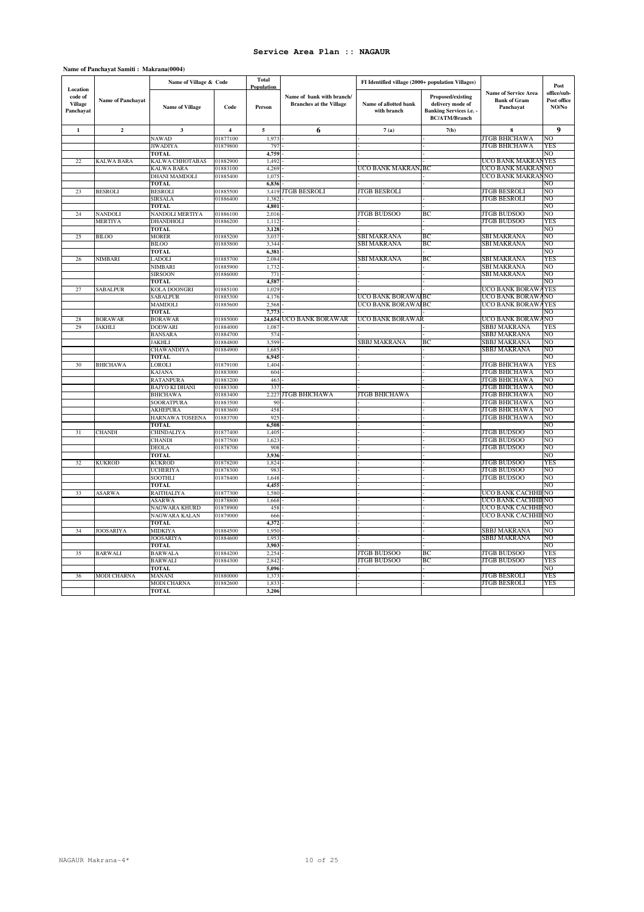# Service Area Plan :: NAGAUR

**Name of Panchayat Samiti : Makrana(0004)**

| Location code of Village Panchayat | Name of Panchayat | Name of Village & Code | | Total Population | Name of bank with branch/ Branches at the Village | FI Identified village (2000+ population Villages) | | Name of Service Area Bank of Gram Panchayat | Post office/sub-Post office NO/No |
|---|---|---|---|---|---|---|---|---|---|
| | | Name of Village | Code | Person | | Name of allotted bank with branch | Proposed/existing delivery mode of Banking Services i.e. - BC/ATM/Branch | | |
| 1 | 2 | 3 | 4 | 5 | 6 | 7 (a) | 7(b) | 8 | 9 |
| | | NAWAD | 01877100 | 1,973 | - | - | - | JTGB BHICHAWA | NO |
| | | JIWADIYA | 01879800 | 797 | - | - | - | JTGB BHICHAWA | YES |
| | | TOTAL | | 4,759 | - | - | - | | NO |
| 22 | KALWA BARA | KALWA CHHOTABAS | 01882900 | 1,492 | - | - | - | UCO BANK MAKRAN | YES |
| | | KALWA BARA | 01883100 | 4,269 | - | UCO BANK MAKRAN | BC | UCO BANK MAKRAN | NO |
| | | DHANI MAMDOLI | 01885400 | 1,075 | - | - | - | UCO BANK MAKRAN | NO |
| | | TOTAL | | 6,836 | - | - | - | | NO |
| 23 | BESROLI | BESROLI | 01885500 | 3,419 | JTGB BESROLI | JTGB BESROLI | | JTGB BESROLI | NO |
| | | SIRSALA | 01886400 | 1,382 | - | - | - | JTGB BESROLI | NO |
| | | TOTAL | | 4,801 | - | | | | NO |
| 24 | NANDOLI MERTIYA | NANDOLI MERTIYA | 01886100 | 2,016 | - | JTGB BUDSOO | BC | JTGB BUDSOO | NO |
| | | DHANDHOLI | 01886200 | 1,112 | - | - | - | JTGB BUDSOO | YES |
| | | TOTAL | | 3,128 | - | - | - | | NO |
| 25 | BILOO | MORER | 01885200 | 3,037 | - | SBI MAKRANA | BC | SBI MAKRANA | NO |
| | | BILOO | 01885800 | 3,344 | - | SBI MAKRANA | BC | SBI MAKRANA | NO |
| | | TOTAL | | 6,381 | - | - | - | | NO |
| 26 | NIMBARI | LADOLI | 01885700 | 2,084 | - | SBI MAKRANA | BC | SBI MAKRANA | YES |
| | | NIMBARI | 01885900 | 1,732 | - | - | - | SBI MAKRANA | NO |
| | | SIRSOON | 01886000 | 771 | - | - | - | SBI MAKRANA | NO |
| | | TOTAL | | 4,587 | - | - | - | | NO |
| 27 | SABALPUR | KOLA DOONGRI | 01885100 | 1,029 | - | - | - | UCO BANK BORAWA | YES |
| | | SABALPUR | 01885300 | 4,176 | - | UCO BANK BORAWA | BC | UCO BANK BORAWA | NO |
| | | MAMDOLI | 01885600 | 2,568 | - | UCO BANK BORAWA | BC | UCO BANK BORAWA | YES |
| | | TOTAL | | 7,773 | - | - | - | | NO |
| 28 | BORAWAR | BORAWAR | 01885000 | 24,654 | UCO BANK BORAWAR | UCO BANK BORAWAR | | UCO BANK BORAWA | NO |
| 29 | JAKHLI | DODWARI | 01884000 | 1,087 | - | - | - | SBBJ MAKRANA | YES |
| | | BANSARA | 01884700 | 574 | - | - | - | SBBJ MAKRANA | NO |
| | | JAKHLI | 01884800 | 3,599 | - | SBBJ MAKRANA | BC | SBBJ MAKRANA | NO |
| | | CHAWANDIYA | 01884900 | 1,685 | - | - | - | SBBJ MAKRANA | NO |
| | | TOTAL | | 6,945 | - | - | - | | NO |
| 30 | BHICHAWA | LOROLI | 01879100 | 1,404 | - | - | - | JTGB BHICHAWA | YES |
| | | KAJANA | 01883000 | 604 | - | - | - | JTGB BHICHAWA | NO |
| | | RATANPURA | 01883200 | 463 | - | - | - | JTGB BHICHAWA | NO |
| | | BAJYO KI DHANI | 01883300 | 337 | - | - | - | JTGB BHICHAWA | NO |
| | | BHICHAWA | 01883400 | 2,227 | JTGB BHICHAWA | JTGB BHICHAWA | | JTGB BHICHAWA | NO |
| | | SOORATPURA | 01883500 | 90 | - | - | - | JTGB BHICHAWA | NO |
| | | AKHEPURA | 01883600 | 458 | - | - | - | JTGB BHICHAWA | NO |
| | | HARNAWA TOSEENA | 01883700 | 925 | - | - | - | JTGB BHICHAWA | NO |
| | | TOTAL | | 6,508 | - | - | - | | NO |
| 31 | CHANDI | CHINDALIYA | 01877400 | 1,405 | - | - | - | JTGB BUDSOO | NO |
| | | CHANDI | 01877500 | 1,623 | - | - | - | JTGB BUDSOO | NO |
| | | DEOLA | 01878700 | 908 | - | - | - | JTGB BUDSOO | NO |
| | | TOTAL | | 3,936 | - | - | - | | NO |
| 32 | KUKROD | KUKROD | 01878200 | 1,824 | - | - | - | JTGB BUDSOO | YES |
| | | UCHERIYA | 01878300 | 983 | - | - | - | JTGB BUDSOO | NO |
| | | SOOTHLI | 01878400 | 1,648 | - | - | - | JTGB BUDSOO | NO |
| | | TOTAL | | 4,455 | - | - | - | | NO |
| 33 | ASARWA | RAITHALIYA | 01877300 | 1,580 | - | - | - | UCO BANK CACHHIE | NO |
| | | ASARWA | 01878800 | 1,668 | - | - | - | UCO BANK CACHHIE | NO |
| | | NAGWARA KHURD | 01878900 | 458 | - | - | - | UCO BANK CACHHIE | NO |
| | | NAGWARA KALAN | 01879000 | 666 | - | - | - | UCO BANK CACHHIE | NO |
| | | TOTAL | | 4,372 | - | - | - | | NO |
| 34 | JOOSARIYA | MIDKIYA | 01884500 | 1,950 | - | - | - | SBBJ MAKRANA | NO |
| | | JOOSARIYA | 01884600 | 1,953 | - | - | - | SBBJ MAKRANA | NO |
| | | TOTAL | | 3,903 | - | - | - | | NO |
| 35 | BARWALI | BARWALA | 01884200 | 2,254 | - | JTGB BUDSOO | BC | JTGB BUDSOO | YES |
| | | BARWALI | 01884300 | 2,842 | - | JTGB BUDSOO | BC | JTGB BUDSOO | YES |
| | | TOTAL | | 5,096 | - | - | - | | NO |
| 36 | MODI CHARNA | MANANI | 01880000 | 1,373 | - | - | - | JTGB BESROLI | YES |
| | | MODI CHARNA | 01882600 | 1,833 | - | - | - | JTGB BESROLI | YES |
| | | TOTAL | | 3,206 | | | | | |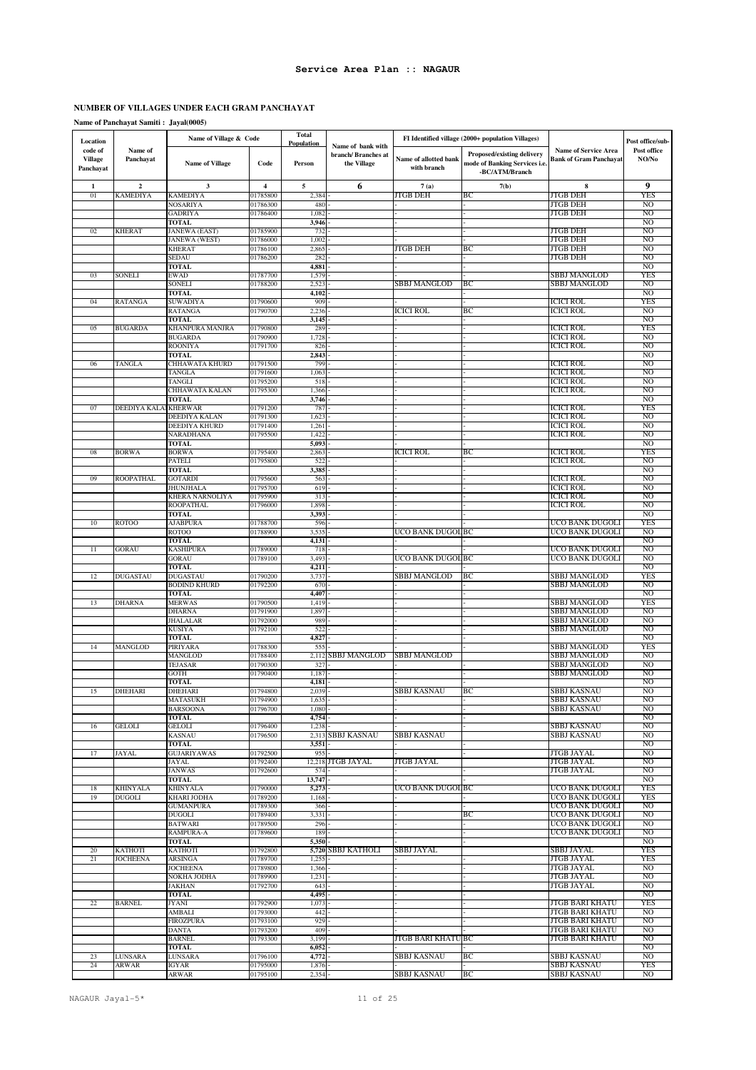# Service Area Plan :: NAGAUR

## NUMBER OF VILLAGES UNDER EACH GRAM PANCHAYAT

**Name of Panchayat Samiti : Jayal(0005)**

| Location code of Village Panchayat | Name of Panchayat | Name of Village & Code | | Total Population | Name of bank with branch/ Branches at the Village | FI Identified village (2000+ population Villages) | | Name of Service Area Bank of Gram Panchayat | Post office/sub-Post office NO/No |
|---|---|---|---|---|---|---|---|---|---|
| | | Name of Village | Code | Person | | Name of allotted bank with branch | Proposed/existing delivery mode of Banking Services i.e. -BC/ATM/Branch | | |
| 1 | 2 | 3 | 4 | 5 | 6 | 7 (a) | 7(b) | 8 | 9 |
| 01 | KAMEDIYA | KAMEDIYA | 01785800 | 2,384 | - | JTGB DEH | BC | JTGB DEH | YES |
| | | NOSARIYA | 01786300 | 480 | - | - | - | JTGB DEH | NO |
| | | GADRIYA | 01786400 | 1,082 | - | - | - | JTGB DEH | NO |
| | | TOTAL | | 3,946 | - | - | - | | NO |
| 02 | KHERAT | JANEWA (EAST) | 01785900 | 732 | - | - | - | JTGB DEH | NO |
| | | JANEWA (WEST) | 01786000 | 1,002 | - | - | - | JTGB DEH | NO |
| | | KHERAT | 01786100 | 2,865 | - | JTGB DEH | BC | JTGB DEH | NO |
| | | SEDAU | 01786200 | 282 | - | - | - | JTGB DEH | NO |
| | | TOTAL | | 4,881 | - | - | - | | NO |
| 03 | SONELI | EWAD | 01787700 | 1,579 | - | - | - | SBBJ MANGLOD | YES |
| | | SONELI | 01788200 | 2,523 | - | SBBJ MANGLOD | BC | SBBJ MANGLOD | NO |
| | | TOTAL | | 4,102 | - | | - | | NO |
| 04 | RATANGA | SUWADIYA | 01790600 | 909 | - | - | - | ICICI ROL | YES |
| | | RATANGA | 01790700 | 2,236 | - | ICICI ROL | BC | ICICI ROL | NO |
| | | TOTAL | | 3,145 | - | - | - | | NO |
| 05 | BUGARDA | KHANPURA MANJRA | 01790800 | 289 | - | - | - | ICICI ROL | YES |
| | | BUGARDA | 01790900 | 1,728 | - | - | - | ICICI ROL | NO |
| | | ROONIYA | 01791700 | 826 | - | - | - | ICICI ROL | NO |
| | | TOTAL | | 2,843 | - | - | - | | NO |
| 06 | TANGLA | CHHAWATA KHURD | 01791500 | 799 | - | - | - | ICICI ROL | NO |
| | | TANGLA | 01791600 | 1,063 | - | - | - | ICICI ROL | NO |
| | | TANGLI | 01795200 | 518 | - | - | - | ICICI ROL | NO |
| | | CHHAWATA KALAN | 01795300 | 1,366 | - | - | - | ICICI ROL | NO |
| | | TOTAL | | 3,746 | - | - | - | | NO |
| 07 | DEEDIYA KALAN | KHERWAR | 01791200 | 787 | - | - | - | ICICI ROL | YES |
| | | DEEDIYA KALAN | 01791300 | 1,623 | - | - | - | ICICI ROL | NO |
| | | DEEDIYA KHURD | 01791400 | 1,261 | - | - | - | ICICI ROL | NO |
| | | NARADHANA | 01795500 | 1,422 | - | - | - | ICICI ROL | NO |
| | | TOTAL | | 5,093 | - | - | - | | NO |
| 08 | BORWA | BORWA | 01795400 | 2,863 | - | ICICI ROL | BC | ICICI ROL | YES |
| | | PATELI | 01795800 | 522 | - | - | - | ICICI ROL | NO |
| | | TOTAL | | 3,385 | - | - | - | | NO |
| 09 | ROOPATHAL | GOTARDI | 01795600 | 563 | - | - | - | ICICI ROL | NO |
| | | JHUNJHALA | 01795700 | 619 | - | - | - | ICICI ROL | NO |
| | | KHERA NARNOLIYA | 01795900 | 313 | - | - | - | ICICI ROL | NO |
| | | ROOPATHAL | 01796000 | 1,898 | - | - | - | ICICI ROL | NO |
| | | TOTAL | | 3,393 | - | - | - | | NO |
| 10 | ROTOO | AJABPURA | 01788700 | 596 | - | - | - | UCO BANK DUGOLI | YES |
| | | ROTOO | 01788900 | 3,535 | - | UCO BANK DUGOLI | BC | UCO BANK DUGOLI | NO |
| | | TOTAL | | 4,131 | - | - | - | | NO |
| 11 | GORAU | KASHIPURA | 01789000 | 718 | - | - | - | UCO BANK DUGOLI | NO |
| | | GORAU | 01789100 | 3,493 | - | UCO BANK DUGOLI | BC | UCO BANK DUGOLI | NO |
| | | TOTAL | | 4,211 | - | - | - | | NO |
| 12 | DUGASTAU | DUGASTAU | 01790200 | 3,737 | - | SBBJ MANGLOD | BC | SBBJ MANGLOD | YES |
| | | BODIND KHURD | 01792200 | 670 | - | - | - | SBBJ MANGLOD | NO |
| | | TOTAL | | 4,407 | - | - | - | | NO |
| 13 | DHARNA | MERWAS | 01790500 | 1,419 | - | - | - | SBBJ MANGLOD | YES |
| | | DHARNA | 01791900 | 1,897 | - | - | - | SBBJ MANGLOD | NO |
| | | JHALALAR | 01792000 | 989 | - | - | - | SBBJ MANGLOD | NO |
| | | KUSIYA | 01792100 | 522 | - | - | - | SBBJ MANGLOD | NO |
| | | TOTAL | | 4,827 | - | - | - | | NO |
| 14 | MANGLOD | PIRIYARA | 01788300 | 555 | - | - | - | SBBJ MANGLOD | YES |
| | | MANGLOD | 01788400 | 2,112 | SBBJ MANGLOD | SBBJ MANGLOD | - | SBBJ MANGLOD | NO |
| | | TEJASAR | 01790300 | 327 | - | - | - | SBBJ MANGLOD | NO |
| | | GOTH | 01790400 | 1,187 | - | - | - | SBBJ MANGLOD | NO |
| | | TOTAL | | 4,181 | - | - | - | | NO |
| 15 | DHEHARI | DHEHARI | 01794800 | 2,039 | - | SBBJ KASNAU | BC | SBBJ KASNAU | NO |
| | | MATASUKH | 01794900 | 1,635 | - | - | - | SBBJ KASNAU | NO |
| | | BARSOONA | 01796700 | 1,080 | - | - | - | SBBJ KASNAU | NO |
| | | TOTAL | | 4,754 | - | - | - | | NO |
| 16 | GELOLI | GELOLI | 01796400 | 1,238 | - | - | - | SBBJ KASNAU | NO |
| | | KASNAU | 01796500 | 2,313 | SBBJ KASNAU | SBBJ KASNAU | - | SBBJ KASNAU | NO |
| | | TOTAL | | 3,551 | - | - | - | | NO |
| 17 | JAYAL | GUJARIYAWAS | 01792500 | 955 | - | - | - | JTGB JAYAL | NO |
| | | JAYAL | 01792400 | 12,218 | JTGB JAYAL | JTGB JAYAL | - | JTGB JAYAL | NO |
| | | JANWAS | 01792600 | 574 | - | - | - | JTGB JAYAL | NO |
| | | TOTAL | | 13,747 | - | - | - | | NO |
| 18 | KHINYALA | KHINYALA | 01790000 | 5,273 | - | UCO BANK DUGOLI | BC | UCO BANK DUGOLI | YES |
| 19 | DUGOLI | KHARI JODHA | 01789200 | 1,168 | - | - | - | UCO BANK DUGOLI | YES |
| | | GUMANPURA | 01789300 | 366 | - | - | - | UCO BANK DUGOLI | NO |
| | | DUGOLI | 01789400 | 3,331 | - | - | BC | UCO BANK DUGOLI | NO |
| | | BATWARI | 01789500 | 296 | - | - | - | UCO BANK DUGOLI | NO |
| | | RAMPURA-A | 01789600 | 189 | - | - | - | UCO BANK DUGOLI | NO |
| | | TOTAL | | 5,350 | - | - | - | | NO |
| 20 | KATHOTI | KATHOTI | 01792800 | 5,720 | SBBJ KATHOLI | SBBJ JAYAL | - | SBBJ JAYAL | YES |
| 21 | JOCHEENA | ARSINGA | 01789700 | 1,255 | - | - | - | JTGB JAYAL | YES |
| | | JOCHEENA | 01789800 | 1,366 | - | - | - | JTGB JAYAL | NO |
| | | NOKHA JODHA | 01789900 | 1,231 | - | - | - | JTGB JAYAL | NO |
| | | JAKHAN | 01792700 | 643 | - | - | - | JTGB JAYAL | NO |
| | | TOTAL | | 4,495 | - | - | - | | NO |
| 22 | BARNEL | JYANI | 01792900 | 1,073 | - | - | - | JTGB BARI KHATU | YES |
| | | AMBALI | 01793000 | 442 | - | - | - | JTGB BARI KHATU | NO |
| | | FIROZPURA | 01793100 | 929 | - | - | - | JTGB BARI KHATU | NO |
| | | DANTA | 01793200 | 409 | - | - | - | JTGB BARI KHATU | NO |
| | | BARNEL | 01793300 | 3,199 | - | JTGB BARI KHATU | BC | JTGB BARI KHATU | NO |
| | | TOTAL | | 6,052 | - | - | - | | NO |
| 23 | LUNSARA | LUNSARA | 01796100 | 4,772 | - | SBBJ KASNAU | BC | SBBJ KASNAU | NO |
| 24 | ARWAR | IGYAR | 01795000 | 1,876 | - | - | - | SBBJ KASNAU | YES |
| | | ARWAR | 01795100 | 2,354 | - | SBBJ KASNAU | BC | SBBJ KASNAU | NO |

NAGAUR Jayal-5*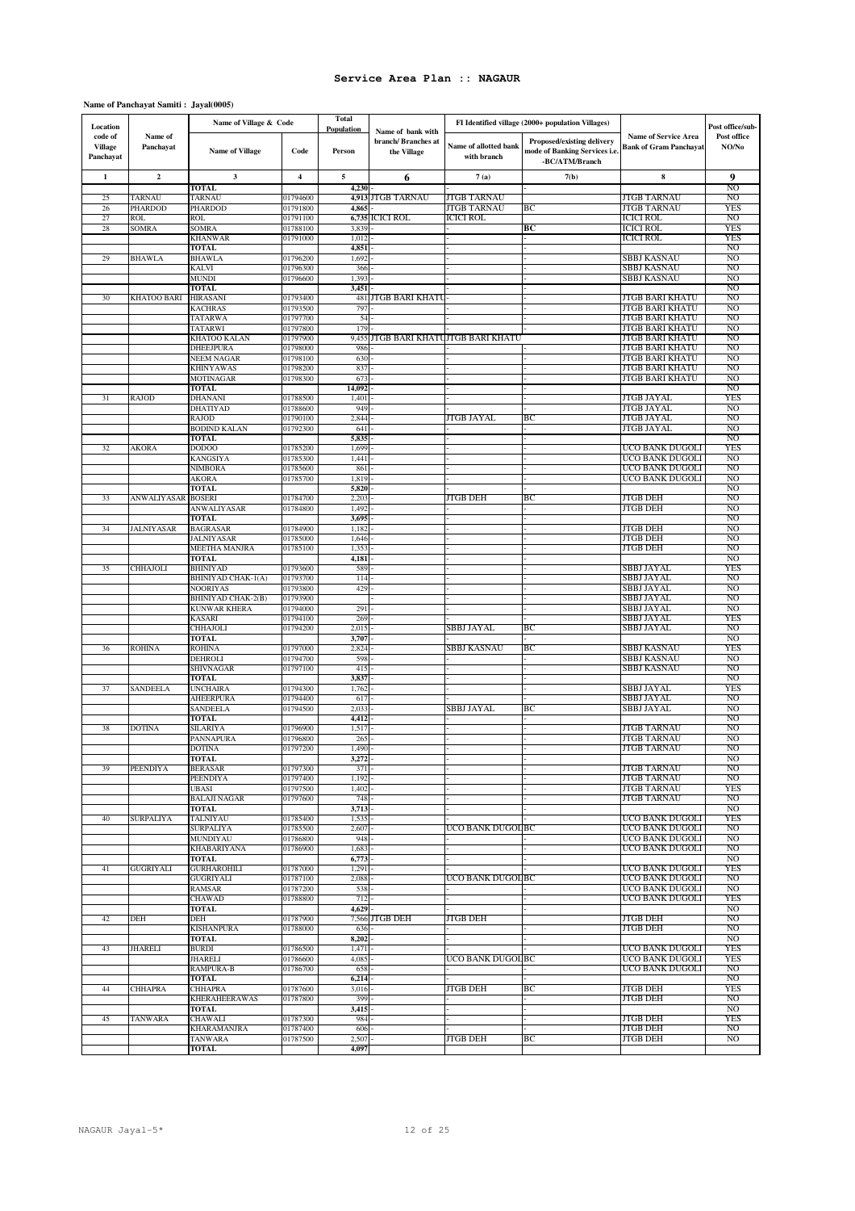# Service Area Plan :: NAGAUR

**Name of Panchayat Samiti : Jayal(0005)**

| Location code of Village Panchayat | Name of Panchayat | Name of Village & Code | | Total Population | Name of bank with branch/ Branches at the Village | FI Identified village (2000+ population Villages) | | Name of Service Area Bank of Gram Panchayat | Post office/sub-Post office NO/No |
|---|---|---|---|---|---|---|---|---|---|
| | | Name of Village | Code | Person | | Name of allotted bank with branch | Proposed/existing delivery mode of Banking Services i.e. -BC/ATM/Branch | | |
| 1 | 2 | 3 | 4 | 5 | 6 | 7 (a) | 7(b) | 8 | 9 |
| | | TOTAL | | 4,230 | - | | - | | NO |
| 25 | TARNAU | TARNAU | 01794600 | 4,913 | JTGB TARNAU | JTGB TARNAU | | JTGB TARNAU | NO |
| 26 | PHARDOD | PHARDOD | 01791800 | 4,865 | - | JTGB TARNAU | BC | JTGB TARNAU | YES |
| 27 | ROL | ROL | 01791100 | 6,735 | ICICI ROL | ICICI ROL | | ICICI ROL | NO |
| 28 | SOMRA | SOMRA | 01788100 | 3,839 | - | - | BC | ICICI ROL | YES |
| | | KHANWAR | 01791000 | 1,012 | - | - | - | ICICI ROL | YES |
| | | TOTAL | | 4,851 | - | - | - | | NO |
| 29 | BHAWLA | BHAWLA | 01796200 | 1,692 | - | - | - | SBBJ KASNAU | NO |
| | | KALVI | 01796300 | 366 | - | - | - | SBBJ KASNAU | NO |
| | | MUNDI | 01796600 | 1,393 | - | - | - | SBBJ KASNAU | NO |
| | | TOTAL | | 3,451 | - | - | - | | NO |
| 30 | KHATOO BARI | HIRASANI | 01793400 | 481 | JTGB BARI KHATU | - | - | JTGB BARI KHATU | NO |
| | | KACHRAS | 01793500 | 797 | - | - | - | JTGB BARI KHATU | NO |
| | | TATARWA | 01797700 | 54 | - | - | - | JTGB BARI KHATU | NO |
| | | TATARWI | 01797800 | 179 | - | - | - | JTGB BARI KHATU | NO |
| | | KHATOO KALAN | 01797900 | 9,455 | JTGB BARI KHATU | JTGB BARI KHATU | | JTGB BARI KHATU | NO |
| | | DHEEJPURA | 01798000 | 986 | - | - | - | JTGB BARI KHATU | NO |
| | | NEEM NAGAR | 01798100 | 630 | - | - | - | JTGB BARI KHATU | NO |
| | | KHINYAWAS | 01798200 | 837 | - | - | - | JTGB BARI KHATU | NO |
| | | MOTINAGAR | 01798300 | 673 | - | - | - | JTGB BARI KHATU | NO |
| | | TOTAL | | 14,092 | - | - | - | | NO |
| 31 | RAJOD | DHANANI | 01788500 | 1,401 | - | - | - | JTGB JAYAL | YES |
| | | DHATIYAD | 01788600 | 949 | - | - | - | JTGB JAYAL | NO |
| | | RAJOD | 01790100 | 2,844 | - | JTGB JAYAL | BC | JTGB JAYAL | NO |
| | | BODIND KALAN | 01792300 | 641 | - | - | - | JTGB JAYAL | NO |
| | | TOTAL | | 5,835 | - | - | - | | NO |
| 32 | AKORA | DODOO | 01785200 | 1,699 | - | - | - | UCO BANK DUGOLI | YES |
| | | KANGSIYA | 01785300 | 1,441 | - | - | - | UCO BANK DUGOLI | NO |
| | | NIMBORA | 01785600 | 861 | - | - | - | UCO BANK DUGOLI | NO |
| | | AKORA | 01785700 | 1,819 | - | - | - | UCO BANK DUGOLI | NO |
| | | TOTAL | | 5,820 | - | - | - | | NO |
| 33 | ANWALIYASAR | BOSERI | 01784700 | 2,203 | - | JTGB DEH | BC | JTGB DEH | NO |
| | | ANWALIYASAR | 01784800 | 1,492 | - | - | - | JTGB DEH | NO |
| | | TOTAL | | 3,695 | - | - | - | | NO |
| 34 | JALNIYASAR | BAGRASAR | 01784900 | 1,182 | - | - | - | JTGB DEH | NO |
| | | JALNIYASAR | 01785000 | 1,646 | - | - | - | JTGB DEH | NO |
| | | MEETHA MANJRA | 01785100 | 1,353 | - | - | - | JTGB DEH | NO |
| | | TOTAL | | 4,181 | - | - | - | | NO |
| 35 | CHHAJOLI | BHINIYAD | 01793600 | 589 | - | - | - | SBBJ JAYAL | YES |
| | | BHINIYAD CHAK-1(A) | 01793700 | 114 | - | - | - | SBBJ JAYAL | NO |
| | | NOORIYAS | 01793800 | 429 | - | - | - | SBBJ JAYAL | NO |
| | | BHINIYAD CHAK-2(B) | 01793900 | | - | - | - | SBBJ JAYAL | NO |
| | | KUNWAR KHERA | 01794000 | 291 | - | - | - | SBBJ JAYAL | NO |
| | | KASARI | 01794100 | 269 | - | - | - | SBBJ JAYAL | YES |
| | | CHHAJOLI | 01794200 | 2,015 | - | SBBJ JAYAL | BC | SBBJ JAYAL | NO |
| | | TOTAL | | 3,707 | - | - | - | | NO |
| 36 | ROHINA | ROHINA | 01797000 | 2,824 | - | SBBJ KASNAU | BC | SBBJ KASNAU | YES |
| | | DEHROLI | 01794700 | 598 | - | - | - | SBBJ KASNAU | NO |
| | | SHIVNAGAR | 01797100 | 415 | - | - | - | SBBJ KASNAU | NO |
| | | TOTAL | | 3,837 | - | - | - | | NO |
| 37 | SANDEELA | UNCHAIRA | 01794300 | 1,762 | - | - | - | SBBJ JAYAL | YES |
| | | AHEERPURA | 01794400 | 617 | - | - | - | SBBJ JAYAL | NO |
| | | SANDEELA | 01794500 | 2,033 | - | SBBJ JAYAL | BC | SBBJ JAYAL | NO |
| | | TOTAL | | 4,412 | - | - | - | | NO |
| 38 | DOTINA | SILARIYA | 01796900 | 1,517 | - | - | - | JTGB TARNAU | NO |
| | | PANNAPURA | 01796800 | 265 | - | - | - | JTGB TARNAU | NO |
| | | DOTINA | 01797200 | 1,490 | - | - | - | JTGB TARNAU | NO |
| | | TOTAL | | 3,272 | - | - | - | | NO |
| 39 | PEENDIYA | BERASAR | 01797300 | 371 | - | - | - | JTGB TARNAU | NO |
| | | PEENDIYA | 01797400 | 1,192 | - | - | - | JTGB TARNAU | NO |
| | | UBASI | 01797500 | 1,402 | - | - | - | JTGB TARNAU | YES |
| | | BALAJI NAGAR | 01797600 | 748 | - | - | - | JTGB TARNAU | NO |
| | | TOTAL | | 3,713 | - | - | - | | NO |
| 40 | SURPALIYA | TALNIYAU | 01785400 | 1,535 | - | - | - | UCO BANK DUGOLI | YES |
| | | SURPALIYA | 01785500 | 2,607 | - | UCO BANK DUGOLI | BC | UCO BANK DUGOLI | NO |
| | | MUNDIYAU | 01786800 | 948 | - | - | - | UCO BANK DUGOLI | NO |
| | | KHABARIYANA | 01786900 | 1,683 | - | - | - | UCO BANK DUGOLI | NO |
| | | TOTAL | | 6,773 | - | - | - | | NO |
| 41 | GUGRIYALI | GURHAROHILI | 01787000 | 1,291 | - | - | - | UCO BANK DUGOLI | YES |
| | | GUGRIYALI | 01787100 | 2,088 | - | UCO BANK DUGOLI | BC | UCO BANK DUGOLI | NO |
| | | RAMSAR | 01787200 | 538 | - | - | - | UCO BANK DUGOLI | NO |
| | | CHAWAD | 01788800 | 712 | - | - | - | UCO BANK DUGOLI | YES |
| | | TOTAL | | 4,629 | - | - | - | | NO |
| 42 | DEH | DEH | 01787900 | 7,566 | JTGB DEH | JTGB DEH | - | JTGB DEH | NO |
| | | KISHANPURA | 01788000 | 636 | - | - | - | JTGB DEH | NO |
| | | TOTAL | | 8,202 | - | - | - | | NO |
| 43 | JHARELI | BURDI | 01786500 | 1,471 | - | - | - | UCO BANK DUGOLI | YES |
| | | JHARELI | 01786600 | 4,085 | - | UCO BANK DUGOLI | BC | UCO BANK DUGOLI | YES |
| | | RAMPURA-B | 01786700 | 658 | - | - | - | UCO BANK DUGOLI | NO |
| | | TOTAL | | 6,214 | - | - | - | | NO |
| 44 | CHHAPRA | CHHAPRA | 01787600 | 3,016 | - | JTGB DEH | BC | JTGB DEH | YES |
| | | KHERAHEERAWAS | 01787800 | 399 | - | - | - | JTGB DEH | NO |
| | | TOTAL | | 3,415 | - | - | - | | NO |
| 45 | TANWARA | CHAWALI | 01787300 | 984 | - | - | - | JTGB DEH | YES |
| | | KHARAMANJRA | 01787400 | 606 | - | - | - | JTGB DEH | NO |
| | | TANWARA | 01787500 | 2,507 | - | JTGB DEH | BC | JTGB DEH | NO |
| | | TOTAL | | 4,097 | | | | | |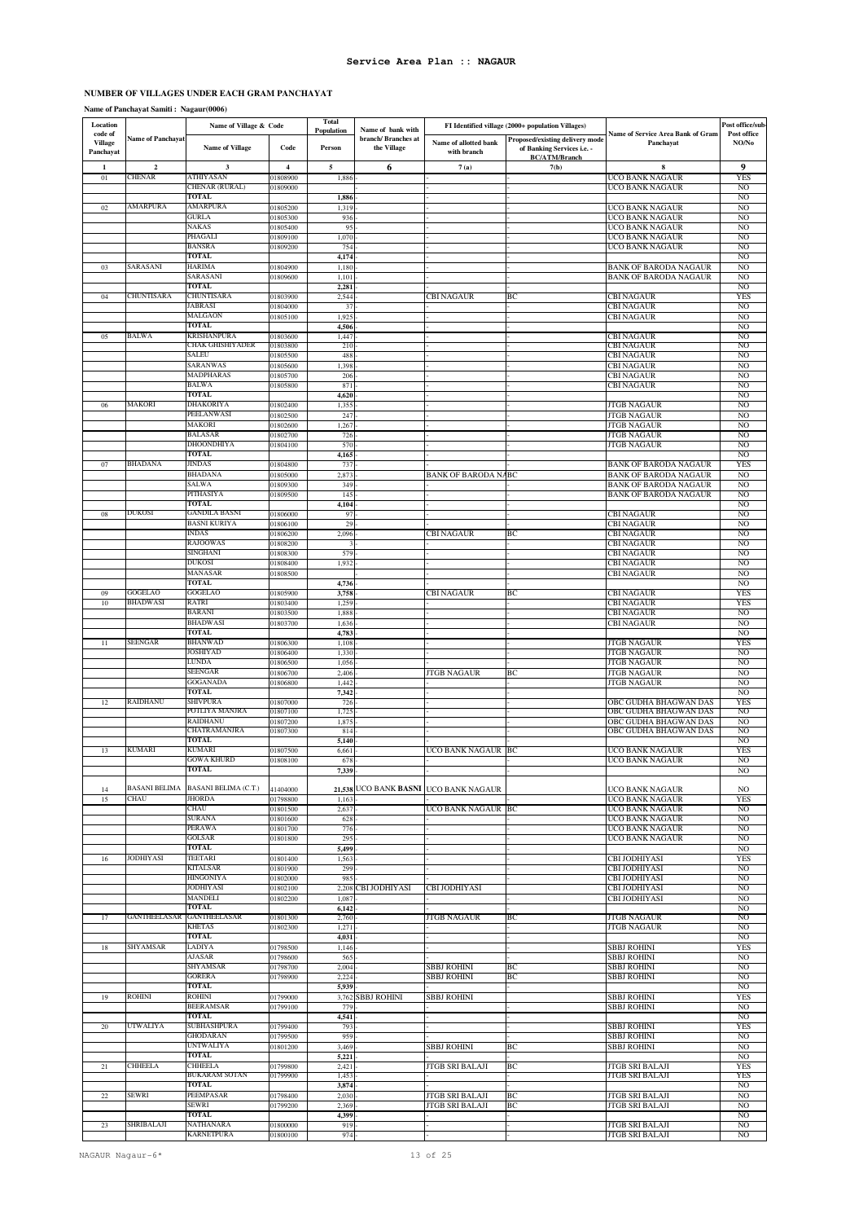# Service Area Plan :: NAGAUR

## NUMBER OF VILLAGES UNDER EACH GRAM PANCHAYAT

**Name of Panchayat Samiti : Nagaur(0006)**

| Location code of Village Panchayat | Name of Panchayat | Name of Village & Code | | Total Population | Name of bank with branch/ Branches at the Village | FI Identified village (2000+ population Villages) | | Name of Service Area Bank of Gram Panchayat | Post office/sub-Post office NO/No |
|---|---|---|---|---|---|---|---|---|---|
| | | Name of Village | Code | Person | | Name of allotted bank with branch | Proposed/existing delivery mode of Banking Services i.e. - BC/ATM/Branch | | |
| 1 | 2 | 3 | 4 | 5 | 6 | 7 (a) | 7(b) | 8 | 9 |
| 01 | CHENAR | ATHIYASAN | 01808900 | 1,886 | | - | - | UCO BANK NAGAUR | YES |
| | | CHENAR (RURAL) | 01809000 | | | - | - | UCO BANK NAGAUR | NO |
| | | TOTAL | | 1,886 | | - | - | | NO |
| 02 | AMARPURA | AMARPURA | 01805200 | 1,319 | - | - | - | UCO BANK NAGAUR | NO |
| | | GURLA | 01805300 | 936 | - | - | - | UCO BANK NAGAUR | NO |
| | | NAKAS | 01805400 | 95 | - | - | - | UCO BANK NAGAUR | NO |
| | | PHAGALI | 01809100 | 1,070 | - | - | - | UCO BANK NAGAUR | NO |
| | | BANSRA | 01809200 | 754 | - | - | - | UCO BANK NAGAUR | NO |
| | | TOTAL | | 4,174 | - | - | - | | NO |
| 03 | SARASANI | HARIMA | 01804900 | 1,180 | - | - | - | BANK OF BARODA NAGAUR | NO |
| | | SARASANI | 01809600 | 1,101 | - | - | - | BANK OF BARODA NAGAUR | NO |
| | | TOTAL | | 2,281 | - | - | - | | NO |
| 04 | CHUNTISARA | CHUNTISARA | 01803900 | 2,544 | - | CBI NAGAUR | BC | CBI NAGAUR | YES |
| | | JABRASI | 01804000 | 37 | - | - | - | CBI NAGAUR | NO |
| | | MALGAON | 01805100 | 1,925 | - | - | - | CBI NAGAUR | NO |
| | | TOTAL | | 4,506 | - | - | - | | NO |
| 05 | BALWA | KRISHANPURA | 01803600 | 1,447 | - | - | - | CBI NAGAUR | NO |
| | | CHAK GHISHIYADER | 01803800 | 210 | - | - | - | CBI NAGAUR | NO |
| | | SALEU | 01805500 | 488 | - | - | - | CBI NAGAUR | NO |
| | | SARANWAS | 01805600 | 1,398 | - | - | - | CBI NAGAUR | NO |
| | | MADPHARAS | 01805700 | 206 | - | - | - | CBI NAGAUR | NO |
| | | BALWA | 01805800 | 871 | - | - | - | CBI NAGAUR | NO |
| | | TOTAL | | 4,620 | - | - | - | | NO |
| 06 | MAKORI | DHAKORIYA | 01802400 | 1,355 | - | - | - | JTGB NAGAUR | NO |
| | | PEELANWASI | 01802500 | 247 | - | - | - | JTGB NAGAUR | NO |
| | | MAKORI | 01802600 | 1,267 | - | - | - | JTGB NAGAUR | NO |
| | | BALASAR | 01802700 | 726 | - | - | - | JTGB NAGAUR | NO |
| | | DHOONDHIYA | 01804100 | 570 | - | - | - | JTGB NAGAUR | NO |
| | | TOTAL | | 4,165 | - | - | - | | NO |
| 07 | BHADANA | JINDAS | 01804800 | 737 | - | - | - | BANK OF BARODA NAGAUR | YES |
| | | BHADANA | 01805000 | 2,873 | - | BANK OF BARODA NAGAUR | BC | BANK OF BARODA NAGAUR | NO |
| | | SALWA | 01809300 | 349 | - | - | - | BANK OF BARODA NAGAUR | NO |
| | | PITHASIYA | 01809500 | 145 | - | - | - | BANK OF BARODA NAGAUR | NO |
| | | TOTAL | | 4,104 | - | - | - | | NO |
| 08 | DUKOSI | GANDILA BASNI | 01806000 | 97 | - | - | - | CBI NAGAUR | NO |
| | | BASNI KURIYA | 01806100 | 29 | - | - | - | CBI NAGAUR | NO |
| | | INDAS | 01806200 | 2,096 | - | CBI NAGAUR | BC | CBI NAGAUR | NO |
| | | RAJOOWAS | 01808200 | 3 | - | - | - | CBI NAGAUR | NO |
| | | SINGHANI | 01808300 | 579 | - | - | - | CBI NAGAUR | NO |
| | | DUKOSI | 01808400 | 1,932 | - | - | - | CBI NAGAUR | NO |
| | | MANASAR | 01808500 | | - | - | - | CBI NAGAUR | NO |
| | | TOTAL | | 4,736 | - | - | - | | NO |
| 09 | GOGELAO | GOGELAO | 01805900 | 3,758 | - | CBI NAGAUR | BC | CBI NAGAUR | YES |
| 10 | BHADWASI | RATRI | 01803400 | 1,259 | - | - | - | CBI NAGAUR | YES |
| | | BARANI | 01803500 | 1,888 | - | - | - | CBI NAGAUR | NO |
| | | BHADWASI | 01803700 | 1,636 | - | - | - | CBI NAGAUR | NO |
| | | TOTAL | | 4,783 | - | - | - | | NO |
| 11 | SEENGAR | BHANWAD | 01806300 | 1,108 | - | - | - | JTGB NAGAUR | YES |
| | | JOSHIYAD | 01806400 | 1,330 | - | - | - | JTGB NAGAUR | NO |
| | | LUNDA | 01806500 | 1,056 | - | - | - | JTGB NAGAUR | NO |
| | | SEENGAR | 01806700 | 2,406 | - | JTGB NAGAUR | BC | JTGB NAGAUR | NO |
| | | GOGANADA | 01806800 | 1,442 | - | - | - | JTGB NAGAUR | NO |
| | | TOTAL | | 7,342 | - | - | - | | NO |
| 12 | RAIDHANU | SHIVPURA | 01807000 | 726 | - | - | - | OBC GUDHA BHAGWAN DAS | YES |
| | | POTLIYA MANJRA | 01807100 | 1,725 | - | - | - | OBC GUDHA BHAGWAN DAS | NO |
| | | RAIDHANU | 01807200 | 1,875 | - | - | - | OBC GUDHA BHAGWAN DAS | NO |
| | | CHATRAMANJRA | 01807300 | 814 | - | - | - | OBC GUDHA BHAGWAN DAS | NO |
| | | TOTAL | | 5,140 | - | - | - | | NO |
| 13 | KUMARI | KUMARI | 01807500 | 6,661 | - | UCO BANK NAGAUR | BC | UCO BANK NAGAUR | YES |
| | | GOWA KHURD | 01808100 | 678 | - | - | - | UCO BANK NAGAUR | NO |
| | | TOTAL | | 7,339 | - | - | - | | NO |
| 14 | BASANI BELIMA | BASANI BELIMA (C.T.) | 41404000 | 21,538 | UCO BANK BASNI | UCO BANK NAGAUR | | UCO BANK NAGAUR | NO |
| 15 | CHAU | JHORDA | 01798800 | 1,163 | - | - | - | UCO BANK NAGAUR | YES |
| | | CHAU | 01801500 | 2,637 | - | UCO BANK NAGAUR | BC | UCO BANK NAGAUR | NO |
| | | SURANA | 01801600 | 628 | - | - | - | UCO BANK NAGAUR | NO |
| | | PERAWA | 01801700 | 776 | - | - | - | UCO BANK NAGAUR | NO |
| | | GOLSAR | 01801800 | 295 | - | - | - | UCO BANK NAGAUR | NO |
| | | TOTAL | | 5,499 | - | - | - | | NO |
| 16 | JODHIYASI | TEETARI | 01801400 | 1,563 | - | - | - | CBI JODHIYASI | YES |
| | | KITALSAR | 01801900 | 299 | - | - | - | CBI JODHIYASI | NO |
| | | HINGONIYA | 01802000 | 985 | - | - | - | CBI JODHIYASI | NO |
| | | JODHIYASI | 01802100 | 2,208 | CBI JODHIYASI | CBI JODHIYASI | - | CBI JODHIYASI | NO |
| | | MANDELI | 01802200 | 1,087 | - | - | - | CBI JODHIYASI | NO |
| | | TOTAL | | 6,142 | - | - | - | | NO |
| 17 | GANTHEELASAR | GANTHEELASAR | 01801300 | 2,760 | - | JTGB NAGAUR | BC | JTGB NAGAUR | NO |
| | | KHETAS | 01802300 | 1,271 | - | - | - | JTGB NAGAUR | NO |
| | | TOTAL | | 4,031 | - | - | - | | NO |
| 18 | SHYAMSAR | LADIYA | 01798500 | 1,146 | - | - | - | SBBJ ROHINI | YES |
| | | AJASAR | 01798600 | 565 | - | - | - | SBBJ ROHINI | NO |
| | | SHYAMSAR | 01798700 | 2,004 | - | SBBJ ROHINI | BC | SBBJ ROHINI | NO |
| | | GORERA | 01798900 | 2,224 | - | SBBJ ROHINI | BC | SBBJ ROHINI | NO |
| | | TOTAL | | 5,939 | - | - | - | | NO |
| 19 | ROHINI | ROHINI | 01799000 | 3,762 | SBBJ ROHINI | SBBJ ROHINI | | SBBJ ROHINI | YES |
| | | BEERAMSAR | 01799100 | 779 | - | - | - | SBBJ ROHINI | NO |
| | | TOTAL | | 4,541 | - | - | - | | NO |
| 20 | UTWALIYA | SUBHASHPURA | 01799400 | 793 | - | - | - | SBBJ ROHINI | YES |
| | | GHODARAN | 01799500 | 959 | - | - | - | SBBJ ROHINI | NO |
| | | UNTWALIYA | 01801200 | 3,469 | - | SBBJ ROHINI | BC | SBBJ ROHINI | NO |
| | | TOTAL | | 5,221 | - | - | - | | NO |
| 21 | CHHEELA | CHHEELA | 01799800 | 2,421 | - | JTGB SRI BALAJI | BC | JTGB SRI BALAJI | YES |
| | | BUKARAM SOTAN | 01799900 | 1,453 | - | - | - | JTGB SRI BALAJI | YES |
| | | TOTAL | | 3,874 | - | - | - | | NO |
| 22 | SEWRI | PEEMPASAR | 01798400 | 2,030 | - | JTGB SRI BALAJI | BC | JTGB SRI BALAJI | NO |
| | | SEWRI | 01799200 | 2,369 | - | JTGB SRI BALAJI | BC | JTGB SRI BALAJI | NO |
| | | TOTAL | | 4,399 | - | - | - | | NO |
| 23 | SHRIBALAJI | NATHANARA | 01800000 | 919 | - | - | - | JTGB SRI BALAJI | NO |
| | | KARNETPURA | 01800100 | 974 | - | - | - | JTGB SRI BALAJI | NO |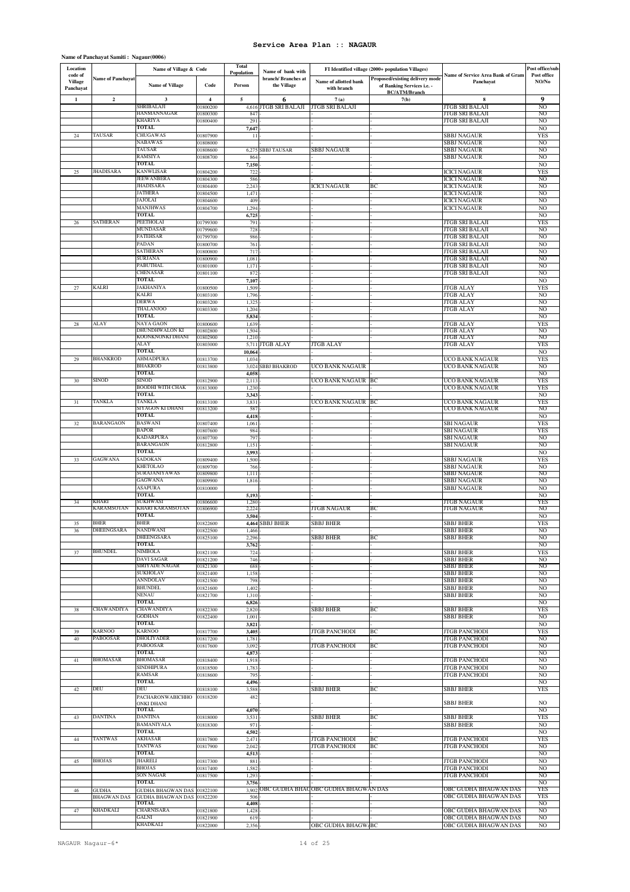# Service Area Plan :: NAGAUR

**Name of Panchayat Samiti : Nagaur(0006)**

| Location code of Village Panchayat | Name of Panchayat | Name of Village & Code | | Total Population | Name of bank with branch/ Branches at the Village | FI Identified village (2000+ population Villages) | | Name of Service Area Bank of Gram Panchayat | Post office/sub-Post office NO/No |
|---|---|---|---|---|---|---|---|---|---|
| | | Name of Village | Code | Person | | Name of allotted bank with branch | Proposed/existing delivery mode of Banking Services i.e. - BC/ATM/Branch | | |
| 1 | 2 | 3 | 4 | 5 | 6 | 7 (a) | 7(b) | 8 | 9 |
| | | SHRIBALAJI | 01800200 | 4,616 | JTGB SRI BALAJI | JTGB SRI BALAJI | | JTGB SRI BALAJI | NO |
| | | HANMANNAGAR | 01800300 | 847 | | - | - | JTGB SRI BALAJI | NO |
| | | KHARIYA | 01800400 | 291 | | - | - | JTGB SRI BALAJI | NO |
| | | TOTAL | | 7,647 | | - | - | | NO |
| 24 | TAUSAR | CHUGAWAS | 01807900 | 11 | - | - | - | SBBJ NAGAUR | YES |
| | | NABAWAS | 01808000 | | | - | - | SBBJ NAGAUR | NO |
| | | TAUSAR | 01808600 | 6,275 | SBBJ TAUSAR | SBBJ NAGAUR | | SBBJ NAGAUR | NO |
| | | RAMSIYA | 01808700 | 864 | | - | - | SBBJ NAGAUR | NO |
| | | TOTAL | | 7,150 | | - | - | | NO |
| 25 | JHADISARA | KANWLISAR | 01804200 | 722 | - | - | - | ICICI NAGAUR | YES |
| | | JEEWANBERA | 01804300 | 586 | - | - | - | ICICI NAGAUR | NO |
| | | JHADISARA | 01804400 | 2,243 | - | ICICI NAGAUR | BC | ICICI NAGAUR | NO |
| | | JATHERA | 01804500 | 1,471 | - | - | - | ICICI NAGAUR | NO |
| | | JAJOLAI | 01804600 | 409 | - | - | - | ICICI NAGAUR | NO |
| | | MANJHWAS | 01804700 | 1,294 | - | - | - | ICICI NAGAUR | NO |
| | | TOTAL | | 6,725 | - | - | - | | NO |
| 26 | SATHERAN | PEETHOLAI | 01799300 | 791 | - | - | - | JTGB SRI BALAJI | YES |
| | | MUNDASAR | 01799600 | 728 | - | - | - | JTGB SRI BALAJI | NO |
| | | FATEHSAR | 01799700 | 986 | - | - | - | JTGB SRI BALAJI | NO |
| | | PADAN | 01800700 | 761 | - | - | - | JTGB SRI BALAJI | NO |
| | | SATHERAN | 01800800 | 717 | - | - | - | JTGB SRI BALAJI | NO |
| | | SURJANA | 01800900 | 1,081 | - | - | - | JTGB SRI BALAJI | NO |
| | | PABUTHAL | 01801000 | 1,171 | - | - | - | JTGB SRI BALAJI | NO |
| | | CHENASAR | 01801100 | 872 | - | - | - | JTGB SRI BALAJI | NO |
| | | TOTAL | | 7,107 | - | - | - | | NO |
| 27 | KALRI | JAKHANIYA | 01800500 | 1,509 | - | - | - | JTGB ALAY | YES |
| | | KALRI | 01803100 | 1,796 | - | - | - | JTGB ALAY | NO |
| | | DERWA | 01803200 | 1,325 | - | - | - | JTGB ALAY | NO |
| | | THALANJOO | 01803300 | 1,204 | - | - | - | JTGB ALAY | NO |
| | | TOTAL | | 5,834 | - | - | - | | NO |
| 28 | ALAY | NAYA GAON | 01800600 | 1,639 | - | - | - | JTGB ALAY | YES |
| | | DHUNDHWALON KI | 01802800 | 1,504 | - | - | - | JTGB ALAY | NO |
| | | KOONKNONKI DHANI | 01802900 | 1,210 | - | - | - | JTGB ALAY | NO |
| | | ALAY | 01803000 | 5,711 | JTGB ALAY | JTGB ALAY | | JTGB ALAY | YES |
| | | TOTAL | | 10,064 | - | - | - | | NO |
| 29 | BHANKROD | AHMADPURA | 01813700 | 1,034 | - | - | - | UCO BANK NAGAUR | YES |
| | | BHAKROD | 01813800 | 3,024 | SBBJ BHAKROD | UCO BANK NAGAUR | - | UCO BANK NAGAUR | NO |
| | | TOTAL | | 4,058 | - | - | - | | NO |
| 30 | SINOD | SINOD | 01812900 | 2,113 | - | UCO BANK NAGAUR | BC | UCO BANK NAGAUR | YES |
| | | BOODHI WITH CHAK | 01813000 | 1,230 | - | - | - | UCO BANK NAGAUR | YES |
| | | TOTAL | | 3,343 | - | - | - | | NO |
| 31 | TANKLA | TANKLA | 01813100 | 3,831 | - | UCO BANK NAGAUR | BC | UCO BANK NAGAUR | YES |
| | | SIYAGON KI DHANI | 01813200 | 587 | - | - | - | UCO BANK NAGAUR | NO |
| | | TOTAL | | 4,418 | - | - | - | | NO |
| 32 | BARANGAON | BASWANI | 01807400 | 1,061 | - | - | - | SBI NAGAUR | YES |
| | | BAPOR | 01807600 | 984 | - | - | - | SBI NAGAUR | YES |
| | | KADARPURA | 01807700 | 797 | - | - | - | SBI NAGAUR | NO |
| | | BARANGAON | 01812800 | 1,151 | - | - | - | SBI NAGAUR | NO |
| | | TOTAL | | 3,993 | - | - | - | | NO |
| 33 | GAGWANA | SADOKAN | 01809400 | 1,500 | - | - | - | SBBJ NAGAUR | YES |
| | | KHETOLAO | 01809700 | 766 | - | - | - | SBBJ NAGAUR | NO |
| | | SURAJANIYAWAS | 01809800 | 1,111 | - | - | - | SBBJ NAGAUR | NO |
| | | GAGWANA | 01809900 | 1,816 | - | - | - | SBBJ NAGAUR | NO |
| | | ASAPURA | 01810000 | | - | - | - | SBBJ NAGAUR | NO |
| | | TOTAL | | 5,193 | - | - | - | | NO |
| 34 | KHARI KARAMSOTAN | SUKHWASI | 01806600 | 1,280 | - | - | - | JTGB NAGAUR | YES |
| | | KHARI KARAMSOTAN | 01806900 | 2,224 | - | JTGB NAGAUR | BC | JTGB NAGAUR | NO |
| | | TOTAL | | 3,504 | - | - | - | | NO |
| 35 | BHER | BHER | 01822600 | 4,464 | SBBJ BHER | SBBJ BHER | | SBBJ BHER | YES |
| 36 | DHEENGSARA | NANDWANI | 01822500 | 1,466 | - | - | - | SBBJ BHER | NO |
| | | DHEENGSARA | 01825100 | 2,296 | - | SBBJ BHER | BC | SBBJ BHER | NO |
| | | TOTAL | | 3,762 | - | - | - | | NO |
| 37 | BHUNDEL | NIMBOLA | 01821100 | 724 | - | - | - | SBBJ BHER | YES |
| | | DAVI SAGAR | 01821200 | 746 | - | - | - | SBBJ BHER | NO |
| | | SIRIYADE NAGAR | 01821300 | 688 | - | - | - | SBBJ BHER | NO |
| | | SUKHOLAV | 01821400 | 1,158 | - | - | - | SBBJ BHER | NO |
| | | ANNDOLAV | 01821500 | 798 | - | - | - | SBBJ BHER | NO |
| | | BHUNDEL | 01821600 | 1,402 | - | - | - | SBBJ BHER | NO |
| | | NENAU | 01821700 | 1,310 | - | - | - | SBBJ BHER | NO |
| | | TOTAL | | 6,826 | - | - | - | | NO |
| 38 | CHAWANDIYA | CHAWANDIYA | 01822300 | 2,820 | - | SBBJ BHER | BC | SBBJ BHER | YES |
| | | GODHAN | 01822400 | 1,001 | - | - | - | SBBJ BHER | NO |
| | | TOTAL | | 3,821 | - | - | - | | NO |
| 39 | KARNOO | KARNOO | 01817700 | 3,405 | - | JTGB PANCHODI | BC | JTGB PANCHODI | YES |
| 40 | PABOOSAR | DHOLIYADER | 01817200 | 1,781 | - | - | - | JTGB PANCHODI | NO |
| | | PABOOSAR | 01817600 | 3,092 | - | JTGB PANCHODI | BC | JTGB PANCHODI | NO |
| | | TOTAL | | 4,873 | - | - | - | | NO |
| 41 | BHOMASAR | BHOMASAR | 01818400 | 1,918 | - | - | - | JTGB PANCHODI | NO |
| | | SINDHIPURA | 01818500 | 1,783 | - | - | - | JTGB PANCHODI | NO |
| | | RAMSAR | 01818600 | 795 | - | - | - | JTGB PANCHODI | NO |
| | | TOTAL | | 4,496 | - | - | - | | NO |
| 42 | DEU | DEU | 01818100 | 3,588 | - | SBBJ BHER | BC | SBBJ BHER | YES |
| | | PACHARONWABICHHO ONKI DHANI | 01818200 | 482 | | - | - | SBBJ BHER | NO |
| | | TOTAL | | 4,070 | - | - | - | | NO |
| 43 | DANTINA | DANTINA | 01818000 | 3,531 | - | SBBJ BHER | BC | SBBJ BHER | YES |
| | | BAMANIYALA | 01818300 | 971 | - | - | - | SBBJ BHER | NO |
| | | TOTAL | | 4,502 | - | - | - | | NO |
| 44 | TANTWAS | AKHASAR | 01817800 | 2,471 | - | JTGB PANCHODI | BC | JTGB PANCHODI | YES |
| | | TANTWAS | 01817900 | 2,042 | - | JTGB PANCHODI | BC | JTGB PANCHODI | NO |
| | | TOTAL | | 4,513 | - | - | - | | NO |
| 45 | BHOJAS | JHARELI | 01817300 | 881 | - | - | - | JTGB PANCHODI | NO |
| | | BHOJAS | 01817400 | 1,582 | - | - | - | JTGB PANCHODI | NO |
| | | SON NAGAR | 01817500 | 1,293 | - | - | - | JTGB PANCHODI | NO |
| | | TOTAL | | 3,756 | - | - | - | | NO |
| 46 | GUDHA BHAGWAN DAS | GUDHA BHAGWAN DAS | 01822100 | 3,902 | OBC GUDHA BHAG | OBC GUDHA BHAGWAN DAS | | OBC GUDHA BHAGWAN DAS | YES |
| | | GUDHA BHAGWAN DAS | 01822200 | 506 | - | - | - | OBC GUDHA BHAGWAN DAS | YES |
| | | TOTAL | | 4,408 | - | - | - | | NO |
| 47 | KHADKALI | CHARNISARA | 01821800 | 1,428 | - | - | - | OBC GUDHA BHAGWAN DAS | NO |
| | | GALNI | 01821900 | 619 | - | - | - | OBC GUDHA BHAGWAN DAS | NO |
| | | KHADKALI | 01822000 | 2,356 | - | OBC GUDHA BHAGW | BC | OBC GUDHA BHAGWAN DAS | NO |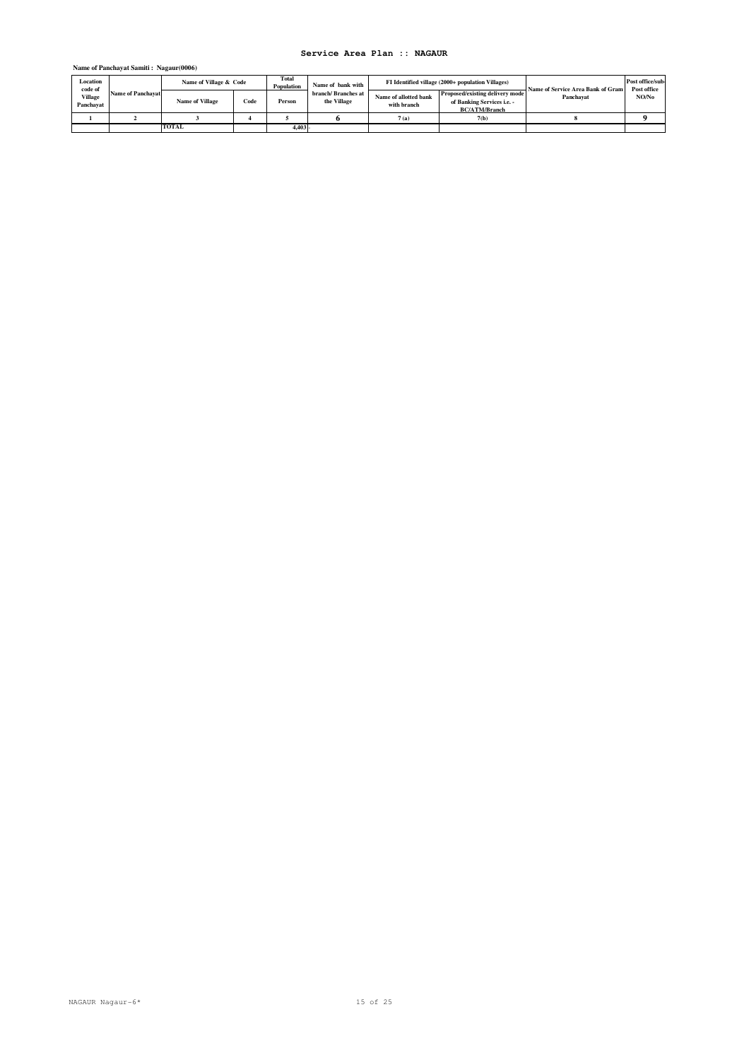## Service Area Plan :: NAGAUR

**Name of Panchayat Samiti : Nagaur(0006)**

| Location code of Village Panchayat | Name of Panchayat | Name of Village & Code | | Total Population | Name of bank with branch/ Branches at the Village | FI Identified village (2000+ population Villages) | | Name of Service Area Bank of Gram Panchayat | Post office/sub-Post office NO/No |
|---|---|---|---|---|---|---|---|---|---|
| | | Name of Village | Code | Person | | Name of allotted bank with branch | Proposed/existing delivery mode of Banking Services i.e. - BC/ATM/Branch | | |
| 1 | 2 | 3 | 4 | 5 | 6 | 7 (a) | 7(b) | 8 | 9 |
| | | TOTAL | | 4,403 | | | | | |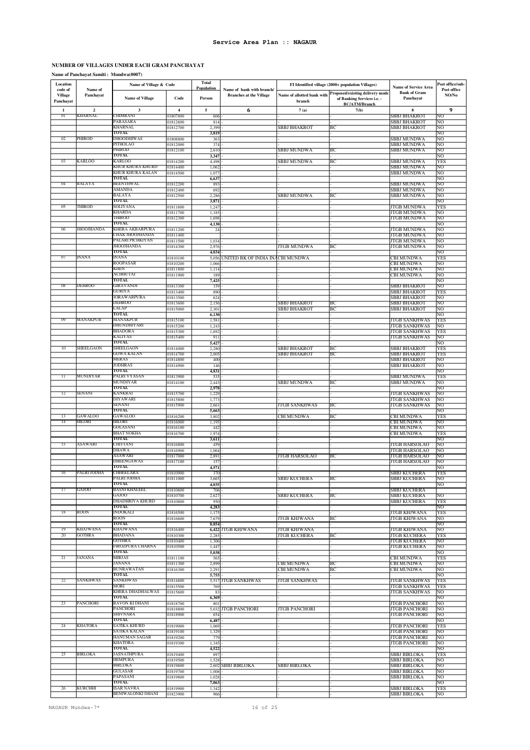**Service Area Plan :: NAGAUR**

**NUMBER OF VILLAGES UNDER EACH GRAM PANCHAYAT**

**Name of Panchayat Samiti : Mundwa(0007)**

| Location code of Village Panchayat | Name of Panchayat | Name of Village & Code | | Total Population | Name of bank with branch/ Branches at the Village | FI Identified village (2000+ population Villages) | | Name of Service Area Bank of Gram Panchayat | Post office/sub-Post office NO/No |
|---|---|---|---|---|---|---|---|---|---|
| | | Name of Village | Code | Person | | Name of allotted bank with branch | Proposed/existing delivery mode of Banking Services i.e. - BC/ATM/Branch | | |
| 1 | 2 | 3 | 4 | 5 | 6 | 7 (a) | 7(b) | 8 | 9 |
| 01 | KHARNAL | CHIMRANI | 01807800 | 606 | - | - | - | SBBJ BHAKROT | NO |
| | | PARASARA | 01812600 | 814 | - | - | - | SBBJ BHAKROT | NO |
| | | KHARNAL | 01812700 | 2,399 | - | SBBJ BHAKROT | BC | SBBJ BHAKROT | NO |
| | | TOTAL | | 3,819 | | | | | NO |
| 02 | PHIROD | DHOODHIWAS | 01808800 | 363 | - | - | - | SBBJ MUNDWA | NO |
| | | PITHOLAO | 01812000 | 374 | - | - | - | SBBJ MUNDWA | NO |
| | | PHIROD | 01812100 | 2,610 | - | SBBJ MUNDWA | BC | SBBJ MUNDWA | NO |
| | | TOTAL | | 3,347 | | | | | NO |
| 03 | KARLOO | KARLOO | 01814200 | 4,498 | - | SBBJ MUNDWA | BC | SBBJ MUNDWA | YES |
| | | KHUR KHURA KHURD | 01814400 | 1,062 | - | - | - | SBBJ MUNDWA | NO |
| | | KHUR KHURA KALAN | 01814500 | 1,077 | - | - | - | SBBJ MUNDWA | NO |
| | | TOTAL | | 6,637 | | | | | NO |
| 04 | BALAYA | BEENTHWAL | 01812200 | 893 | - | - | - | SBBJ MUNDWA | NO |
| | | AMANDA | 01812400 | 692 | - | - | - | SBBJ MUNDWA | NO |
| | | BALAYA | 01812500 | 2,286 | - | SBBJ MUNDWA | BC | SBBJ MUNDWA | NO |
| | | TOTAL | | 3,871 | | | | | NO |
| 05 | THIROD | SOLIYANA | 01811600 | 1,247 | - | - | - | JTGB MUNDWA | YES |
| | | KHARDA | 01811700 | 1,185 | - | - | - | JTGB MUNDWA | NO |
| | | THIROD | 01812300 | 1,698 | - | - | - | JTGB MUNDWA | NO |
| | | TOTAL | | 4,130 | | | | | NO |
| 06 | JHOOJHANDA | KHERA AKBARPURA | 01811200 | 24 | - | - | - | JTGB MUNDWA | NO |
| | | CHAK JHOOJHANDA | 01811400 | | - | - | - | JTGB MUNDWA | NO |
| | | PALARI PICHKIYAN | 01811500 | 1,034 | - | - | - | JTGB MUNDWA | NO |
| | | JHOOJHANDA | 01814300 | 2,976 | - | JTGB MUNDWA | BC | JTGB MUNDWA | NO |
| | | TOTAL | | 4,034 | | | | | NO |
| 07 | INANA | INANA | 01810100 | 5,056 | UNITED BK OF INDIA INA | CBI MUNDWA | | CBI MUNDWA | YES |
| | | ROOPASAR | 01810200 | 1,066 | - | - | - | CBI MUNDWA | NO |
| | | KHEN | 01811800 | 1,114 | - | - | - | CBI MUNDWA | NO |
| | | ACHHUTAI | 01811900 | 189 | - | - | - | CBI MUNDWA | NO |
| | | TOTAL | | 7,425 | | | | | NO |
| 08 | DEHROO | GIRAVANDI | 01813300 | 159 | - | - | - | SBBJ BHAKROT | NO |
| | | GURIYA | 01813400 | 890 | - | - | - | SBBJ BHAKROT | YES |
| | | JORAWARPURA | 01813500 | 624 | - | - | - | SBBJ BHAKROT | NO |
| | | DEHROO | 01813600 | 2,156 | - | SBBJ BHAKROT | BC | SBBJ BHAKROT | NO |
| | | LALAP | 01815000 | 2,301 | - | SBBJ BHAKROT | BC | SBBJ BHAKROT | NO |
| | | TOTAL | | 6,130 | | | | | NO |
| 09 | MANAKPUR | MANAKPUR | 01815100 | 1,581 | - | - | - | JTGB SANKHWAS | YES |
| | | DHUNDHIYARI | 01815200 | 1,243 | - | - | - | JTGB SANKHWAS | NO |
| | | BHADORA | 01815300 | 1,692 | - | - | - | JTGB SANKHWAS | YES |
| | | KALIYAS | 01815400 | 911 | - | - | - | JTGB SANKHWAS | NO |
| | | TOTAL | | 5,427 | | | | | NO |
| 10 | SHEELGAON | SHEELGAON | 01814000 | 2,280 | - | SBBJ BHAKROT | BC | SBBJ BHAKROT | YES |
| | | GOWA KALAN | 01814700 | 2,005 | - | SBBJ BHAKROT | BC | SBBJ BHAKROT | YES |
| | | MERAS | 01814800 | 400 | - | - | - | SBBJ BHAKROT | NO |
| | | JODHRAS | 01814900 | 146 | - | - | - | SBBJ BHAKROT | NO |
| | | TOTAL | | 4,831 | | | | | NO |
| 11 | MUNDIYAR | PALRI VYASAN | 01813900 | 535 | - | - | - | SBBJ MUNDWA | YES |
| | | MUNDIYAR | 01814100 | 2,443 | - | SBBJ MUNDWA | BC | SBBJ MUNDWA | NO |
| | | TOTAL | | 2,978 | | | | | NO |
| 12 | SENANI | KANKRAI | 01815700 | 1,229 | - | - | - | JTGB SANKHWAS | NO |
| | | DIYAWARI | 01815800 | 1,773 | - | - | - | JTGB SANKHWAS | NO |
| | | SENANI | 01815900 | 2,661 | - | JTGB SANKHWAS | BC | JTGB SANKHWAS | NO |
| | | TOTAL | | 5,663 | | | | | NO |
| 13 | GAWALOO | GAWALOO | 01816200 | 3,802 | - | CBI MUNDWA | BC | CBI MUNDWA | YES |
| 14 | HILORI | HILORI | 01816000 | 1,195 | - | - | - | CBI MUNDWA | NO |
| | | GOLASANI | 01816100 | 442 | - | - | - | CBI MUNDWA | NO |
| | | BHAT NOKHA | 01816700 | 1,974 | - | - | - | CBI MUNDWA | YES |
| | | TOTAL | | 3,611 | | | | | NO |
| 15 | ASAWARI | CHITTANI | 01816800 | 459 | - | - | - | JTGB HARSOLAO | NO |
| | | DHAWA | 01816900 | 1,064 | - | - | - | JTGB HARSOLAO | NO |
| | | ASAWARI | 01817000 | 2,891 | - | JTGB HARSOLAO | BC | JTGB HARSOLAO | NO |
| | | DHEENGAWAS | 01817100 | 157 | - | - | - | JTGB HARSOLAO | NO |
| | | TOTAL | | 4,571 | | | | | NO |
| 16 | PALRI JODHA | CHHEELARA | 01810900 | 370 | - | - | - | SBBJ KUCHERA | YES |
| | | PALRI JODHA | 01811000 | 3,665 | - | SBBJ KUCHERA | BC | SBBJ KUCHERA | NO |
| | | TOTAL | | 4,035 | | | | | NO |
| 17 | GAJOO | BASNI KHALEEL | 01810600 | 706 | - | - | - | SBBJ KUCHERA | |
| | | GAJOO | 01810700 | 2,627 | - | SBBJ KUCHERA | BC | SBBJ KUCHERA | NO |
| | | DHADHRIYA KHURD | 01810800 | 950 | - | - | - | SBBJ KUCHERA | YES |
| | | TOTAL | | 4,283 | | | | | NO |
| 18 | ROON | INDOKALI | 01816500 | 1,175 | - | - | - | JTGB KHJWANA | YES |
| | | ROON | 01816600 | 7,679 | - | JTGB KHJWANA | BC | JTGB KHJWANA | NO |
| | | TOTAL | | 8,854 | | | | | NO |
| 19 | KHAJWANA | KHAJWANA | 01816400 | 6,422 | JTGB KHJWANA | JTGB KHJWANA | | JTGB KHJWANA | NO |
| 20 | GOTHRA | BHADANA | 01810300 | 2,285 | - | JTGB KUCHERA | BC | JTGB KUCHERA | YES |
| | | GOTHRA | 01810400 | 1,306 | - | - | - | JTGB KUCHERA | NO |
| | | FIROZPURA CHARNA | 01810500 | 1,447 | - | - | - | JTGB KUCHERA | NO |
| | | TOTAL | | 5,038 | | | | | NO |
| 21 | JANANA | MIRJAS | 01811100 | 565 | - | - | - | CBI MUNDWA | YES |
| | | JANANA | 01811300 | 2,899 | - | CBI MUNDWA | BC | CBI MUNDWA | NO |
| | | BUNRAWATAN | 01816300 | 2,291 | - | CBI MUNDWA | BC | CBI MUNDWA | NO |
| | | TOTAL | | 5,755 | | | | | NO |
| 22 | SANKHWAS | SANKHWAS | 01814600 | 5,517 | JTGB SANKHWAS | JTGB SANKHWAS | | JTGB SANKHWAS | YES |
| | | MORI | 01815500 | 769 | - | - | - | JTGB SANKHWAS | YES |
| | | KHERA DHADHALWAS | 01815600 | 83 | - | - | - | JTGB SANKHWAS | NO |
| | | TOTAL | | 6,369 | | | | | NO |
| 23 | PANCHORI | RAVON KI DHANI | 01818700 | 801 | - | - | - | JTGB PANCHORI | NO |
| | | PANCHORI | 01818800 | 5,032 | JTGB PANCHORI | JTGB PANCHORI | | JTGB PANCHORI | NO |
| | | SHIVNARA | 01818900 | 654 | - | - | - | JTGB PANCHORI | NO |
| | | TOTAL | | 6,487 | | | | | NO |
| 24 | KHATORA | SATIKA KHURD | 01819000 | 1,069 | - | - | - | JTGB PANCHORI | YES |
| | | SATIKA KALAN | 01819100 | 1,329 | - | - | - | JTGB PANCHORI | NO |
| | | HANUMAN SAGAR | 01819200 | 779 | - | - | - | JTGB PANCHORI | NO |
| | | KHATORA | 01819300 | 1,345 | - | - | - | JTGB PANCHORI | NO |
| | | TOTAL | | 4,522 | | | | | NO |
| 25 | BIRLOKA | JASNATHPURA | 01819400 | 897 | - | - | - | SBBJ BIRLOKA | YES |
| | | HEMPURA | 01819500 | 1,528 | - | - | - | SBBJ BIRLOKA | NO |
| | | BIRLOKA | 01819600 | 2,602 | SBBJ BIRLOKA | SBBJ BIRLOKA | | SBBJ BIRLOKA | NO |
| | | GULASAR | 01819700 | 1,008 | - | - | - | SBBJ BIRLOKA | NO |
| | | PAPASANI | 01819800 | 1,028 | - | - | - | SBBJ BIRLOKA | NO |
| | | TOTAL | | 7,063 | | | | | NO |
| 26 | KURCHHI | ISAR NAVRA | 01819900 | 1,342 | - | - | - | SBBJ BIRLOKA | YES |
| | | BENIWALONKI DHANI | 01823900 | 966 | - | - | - | SBBJ BIRLOKA | NO |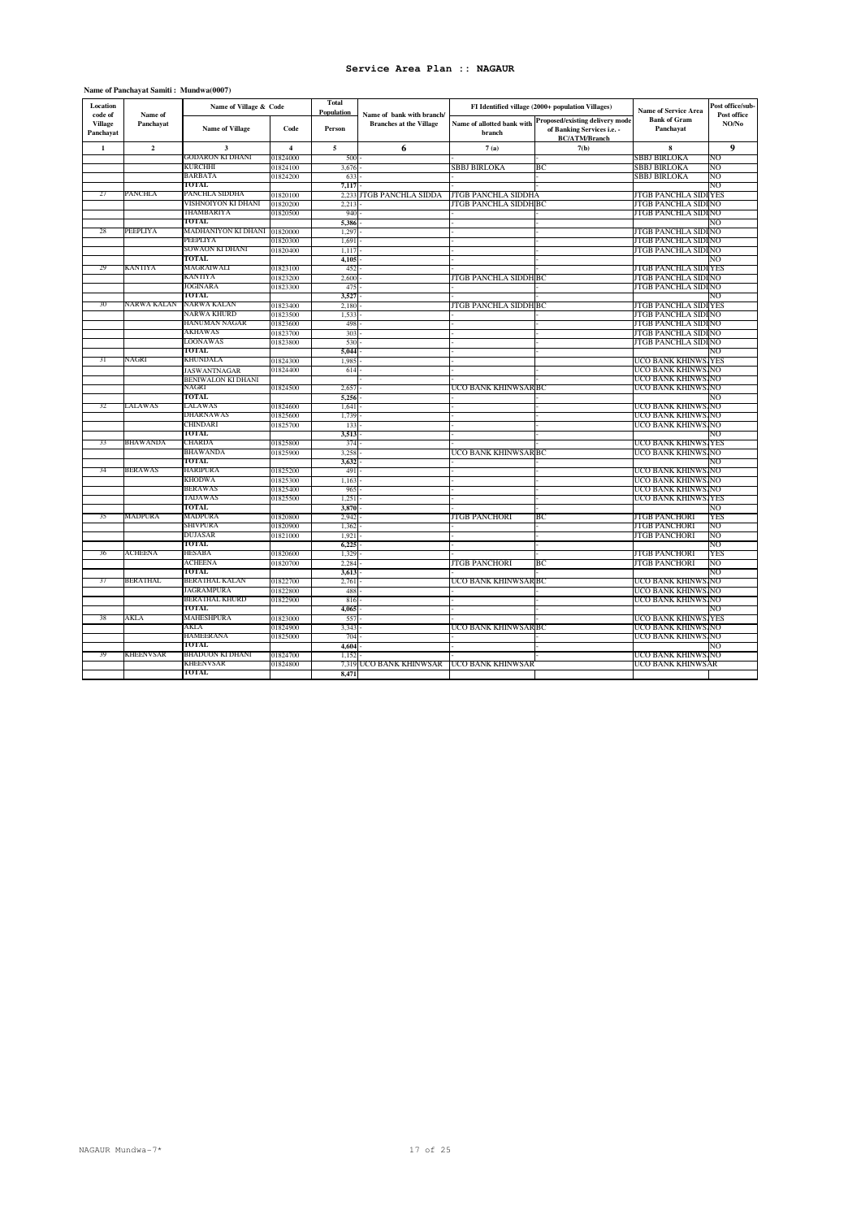# Service Area Plan :: NAGAUR

**Name of Panchayat Samiti : Mundwa(0007)**

| Location code of Village Panchayat | Name of Panchayat | Name of Village & Code | | Total Population | Name of bank with branch/ Branches at the Village | FI Identified village (2000+ population Villages) | | Name of Service Area Bank of Gram Panchayat | Post office/sub-Post office NO/No |
|---|---|---|---|---|---|---|---|---|---|
| | | Name of Village | Code | Person | | Name of allotted bank with branch | Proposed/existing delivery mode of Banking Services i.e. - BC/ATM/Branch | | |
| 1 | 2 | 3 | 4 | 5 | 6 | 7 (a) | 7(b) | 8 | 9 |
| | | GODARON KI DHANI | 01824000 | 500 | - | - | - | SBBJ BIRLOKA | NO |
| | | KURCHHI | 01824100 | 3,676 | - | SBBJ BIRLOKA | BC | SBBJ BIRLOKA | NO |
| | | BARBATA | 01824200 | 633 | - | - | - | SBBJ BIRLOKA | NO |
| | | TOTAL | | 7,117 | - | - | - | | NO |
| 27 | PANCHLA | PANCHLA SIDDHA | 01820100 | 2,233 | JTGB PANCHLA SIDDA | JTGB PANCHLA SIDDHA | | JTGB PANCHLA SIDI | YES |
| | | VISHNOIYON KI DHANI | 01820200 | 2,213 | - | JTGB PANCHLA SIDDH | BC | JTGB PANCHLA SIDI | NO |
| | | THAMBARIYA | 01820500 | 940 | - | - | - | JTGB PANCHLA SIDI | NO |
| | | TOTAL | | 5,386 | - | - | - | | NO |
| 28 | PEEPLIYA | MADHANIYON KI DHANI | 01820000 | 1,297 | - | - | - | JTGB PANCHLA SIDI | NO |
| | | PEEPLIYA | 01820300 | 1,691 | - | - | - | JTGB PANCHLA SIDI | NO |
| | | SOWAON KI DHANI | 01820400 | 1,117 | - | - | - | JTGB PANCHLA SIDI | NO |
| | | TOTAL | | 4,105 | - | - | - | | NO |
| 29 | KANTIYA | MAGRAIWALI | 01823100 | 452 | - | - | - | JTGB PANCHLA SIDI | YES |
| | | KANTIYA | 01823200 | 2,600 | - | JTGB PANCHLA SIDDH | BC | JTGB PANCHLA SIDI | NO |
| | | JOGINARA | 01823300 | 475 | - | - | - | JTGB PANCHLA SIDI | NO |
| | | TOTAL | | 3,527 | - | - | - | | NO |
| 30 | NARWA KALAN | NARWA KALAN | 01823400 | 2,180 | - | JTGB PANCHLA SIDDH | BC | JTGB PANCHLA SIDI | YES |
| | | NARWA KHURD | 01823500 | 1,533 | - | - | - | JTGB PANCHLA SIDI | NO |
| | | HANUMAN NAGAR | 01823600 | 498 | - | - | - | JTGB PANCHLA SIDI | NO |
| | | AKHAWAS | 01823700 | 303 | - | - | - | JTGB PANCHLA SIDI | NO |
| | | LOONAWAS | 01823800 | 530 | - | - | - | JTGB PANCHLA SIDI | NO |
| | | TOTAL | | 5,044 | - | - | - | | NO |
| 31 | NAGRI | KHUNDALA | 01824300 | 1,985 | - | - | - | UCO BANK KHINWS | YES |
| | | JASWANTNAGAR | 01824400 | 614 | - | - | - | UCO BANK KHINWS | NO |
| | | BENIWALON KI DHANI | | | | | | UCO BANK KHINWS | NO |
| | | NAGRI | 01824500 | 2,657 | - | UCO BANK KHINWSAR | BC | UCO BANK KHINWS | NO |
| | | TOTAL | | 5,256 | - | - | - | | NO |
| 32 | LALAWAS | LALAWAS | 01824600 | 1,641 | - | - | - | UCO BANK KHINWS | NO |
| | | DHARNAWAS | 01825600 | 1,739 | - | - | - | UCO BANK KHINWS | NO |
| | | CHINDARI | 01825700 | 133 | - | - | - | UCO BANK KHINWS | NO |
| | | TOTAL | | 3,513 | - | - | - | | NO |
| 33 | BHAWANDA | CHARDA | 01825800 | 374 | - | - | - | UCO BANK KHINWS | YES |
| | | BHAWANDA | 01825900 | 3,258 | - | UCO BANK KHINWSAR | BC | UCO BANK KHINWS | NO |
| | | TOTAL | | 3,632 | - | - | - | | NO |
| 34 | BERAWAS | HARIPURA | 01825200 | 491 | - | - | - | UCO BANK KHINWS | NO |
| | | KHODWA | 01825300 | 1,163 | - | - | - | UCO BANK KHINWS | NO |
| | | BERAWAS | 01825400 | 965 | - | - | - | UCO BANK KHINWS | NO |
| | | TADAWAS | 01825500 | 1,251 | - | - | - | UCO BANK KHINWS | YES |
| | | TOTAL | | 3,870 | - | - | - | | NO |
| 35 | MADPURA | MADPURA | 01820800 | 2,942 | - | JTGB PANCHORI | BC | JTGB PANCHORI | YES |
| | | SHIVPURA | 01820900 | 1,362 | - | - | - | JTGB PANCHORI | NO |
| | | DUJASAR | 01821000 | 1,921 | - | - | - | JTGB PANCHORI | NO |
| | | TOTAL | | 6,225 | - | - | - | | NO |
| 36 | ACHEENA | HESABA | 01820600 | 1,329 | - | - | - | JTGB PANCHORI | YES |
| | | ACHEENA | 01820700 | 2,284 | - | JTGB PANCHORI | BC | JTGB PANCHORI | NO |
| | | TOTAL | | 3,613 | - | - | - | | NO |
| 37 | BERATHAL | BERATHAL KALAN | 01822700 | 2,761 | - | UCO BANK KHINWSAR | BC | UCO BANK KHINWS | NO |
| | | JAGRAMPURA | 01822800 | 488 | - | - | - | UCO BANK KHINWS | NO |
| | | BERATHAL KHURD | 01822900 | 816 | - | - | - | UCO BANK KHINWS | NO |
| | | TOTAL | | 4,065 | - | - | - | | NO |
| 38 | AKLA | MAHESHPURA | 01823000 | 557 | - | - | - | UCO BANK KHINWS | YES |
| | | AKLA | 01824900 | 3,343 | - | UCO BANK KHINWSAR | BC | UCO BANK KHINWS | NO |
| | | HAMEERANA | 01825000 | 704 | - | - | - | UCO BANK KHINWS | NO |
| | | TOTAL | | 4,604 | - | - | - | | NO |
| 39 | KHEENVSAR | BHADUON KI DHANI | 01824700 | 1,152 | - | - | - | UCO BANK KHINWS | NO |
| | | KHEENVSAR | 01824800 | 7,319 | UCO BANK KHINWSAR | UCO BANK KHINWSAR | | UCO BANK KHINWSAR | |
| | | TOTAL | | 8,471 | | | | | |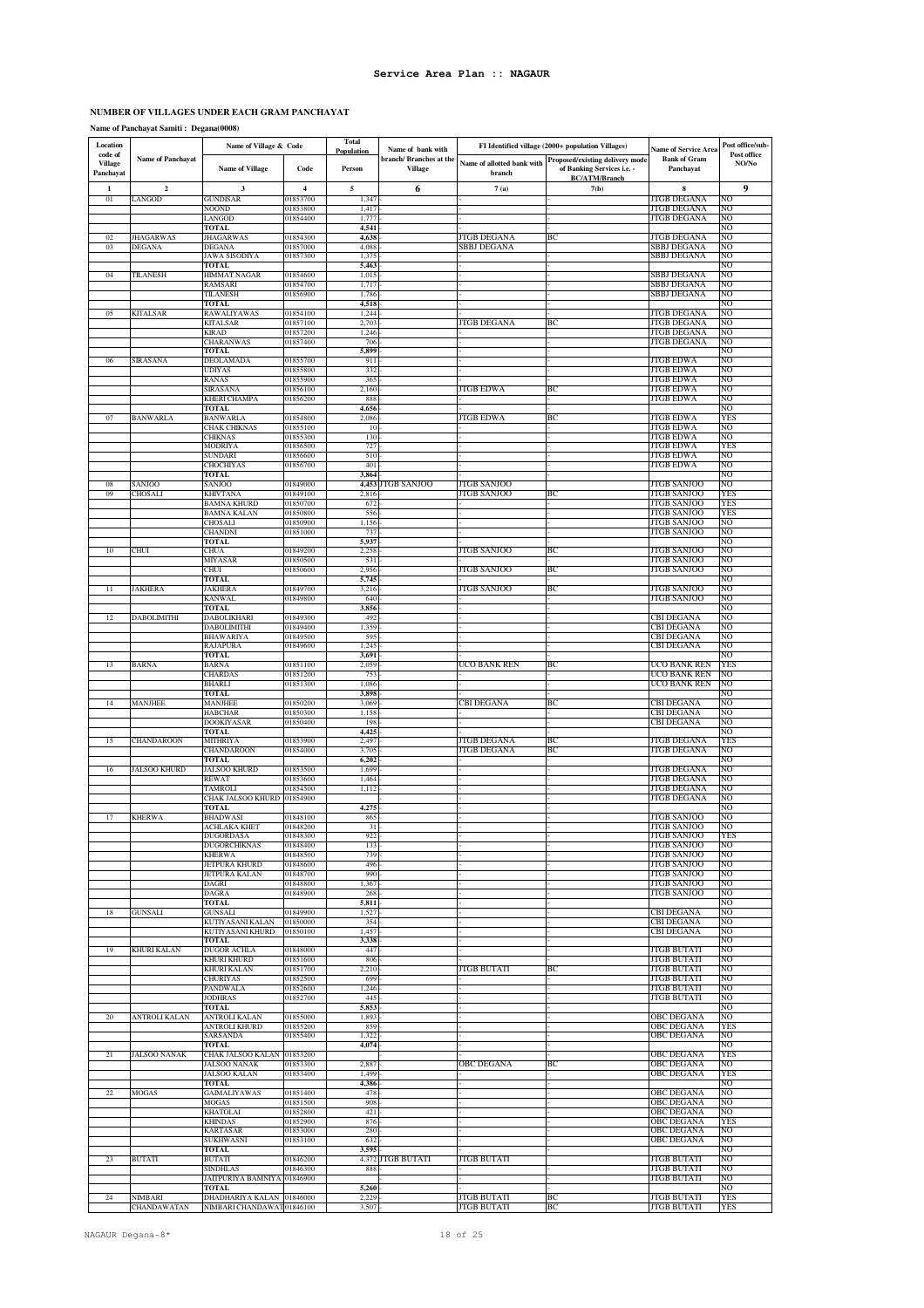# Service Area Plan :: NAGAUR

## NUMBER OF VILLAGES UNDER EACH GRAM PANCHAYAT

**Name of Panchayat Samiti : Degana(0008)**

| Location code of Village Panchayat | Name of Panchayat | Name of Village & Code | | Total Population | Name of bank with branch/ Branches at the Village | FI Identified village (2000+ population Villages) | | Name of Service Area Bank of Gram Panchayat | Post office/sub-Post office NO/No |
|---|---|---|---|---|---|---|---|---|---|
| | | Name of Village | Code | Person | | Name of allotted bank with branch | Proposed/existing delivery mode of Banking Services i.e. - BC/ATM/Branch | | |
| 1 | 2 | 3 | 4 | 5 | 6 | 7 (a) | 7(b) | 8 | 9 |
| 01 | LANGOD | GUNDISAR | 01853700 | 1,347 | - | - | - | JTGB DEGANA | NO |
| | | NOOND | 01853800 | 1,417 | - | - | - | JTGB DEGANA | NO |
| | | LANGOD | 01854400 | 1,777 | - | - | - | JTGB DEGANA | NO |
| | | TOTAL | | 4,541 | - | - | - | | NO |
| 02 | JHAGARWAS | JHAGARWAS | 01854300 | 4,638 | - | JTGB DEGANA | BC | JTGB DEGANA | NO |
| 03 | DEGANA | DEGANA | 01857000 | 4,088 | - | SBBJ DEGANA | | SBBJ DEGANA | NO |
| | | JAWA SISODIYA | 01857300 | 1,375 | - | - | - | SBBJ DEGANA | NO |
| | | TOTAL | | 5,463 | - | - | - | | NO |
| 04 | TILANESH | HIMMAT NAGAR | 01854600 | 1,015 | - | - | - | SBBJ DEGANA | NO |
| | | RAMSARI | 01854700 | 1,717 | - | - | - | SBBJ DEGANA | NO |
| | | TILANESH | 01856900 | 1,786 | - | - | - | SBBJ DEGANA | NO |
| | | TOTAL | | 4,518 | - | - | - | | NO |
| 05 | KITALSAR | RAWALIYAWAS | 01854100 | 1,244 | - | - | - | JTGB DEGANA | NO |
| | | KITALSAR | 01857100 | 2,703 | - | JTGB DEGANA | BC | JTGB DEGANA | NO |
| | | KIRAD | 01857200 | 1,246 | - | - | - | JTGB DEGANA | NO |
| | | CHARANWAS | 01857400 | 706 | - | - | - | JTGB DEGANA | NO |
| | | TOTAL | | 5,899 | - | - | - | | NO |
| 06 | SIRASANA | DEOLAMADA | 01855700 | 911 | - | - | - | JTGB EDWA | NO |
| | | UDIYAS | 01855800 | 332 | - | - | - | JTGB EDWA | NO |
| | | RANAS | 01855900 | 365 | - | - | - | JTGB EDWA | NO |
| | | SIRASANA | 01856100 | 2,160 | - | JTGB EDWA | BC | JTGB EDWA | NO |
| | | KHERI CHAMPA | 01856200 | 888 | - | - | - | JTGB EDWA | NO |
| | | TOTAL | | 4,656 | - | - | - | | NO |
| 07 | BANWARLA | BANWARLA | 01854800 | 2,086 | - | JTGB EDWA | BC | JTGB EDWA | YES |
| | | CHAK CHIKNAS | 01855100 | 10 | - | - | - | JTGB EDWA | NO |
| | | CHIKNAS | 01855300 | 130 | - | - | - | JTGB EDWA | NO |
| | | MODRIYA | 01856500 | 727 | - | - | - | JTGB EDWA | YES |
| | | SUNDARI | 01856600 | 510 | - | - | - | JTGB EDWA | NO |
| | | CHOCHIYAS | 01856700 | 401 | - | - | - | JTGB EDWA | NO |
| | | TOTAL | | 3,864 | - | - | - | | NO |
| 08 | SANJOO | SANJOO | 01849000 | 4,453 | JTGB SANJOO | JTGB SANJOO | | JTGB SANJOO | NO |
| 09 | CHOSALI | KHIVTANA | 01849100 | 2,816 | - | JTGB SANJOO | BC | JTGB SANJOO | YES |
| | | BAMNA KHURD | 01850700 | 672 | - | - | - | JTGB SANJOO | YES |
| | | BAMNA KALAN | 01850800 | 556 | - | - | - | JTGB SANJOO | YES |
| | | CHOSALI | 01850900 | 1,156 | - | - | - | JTGB SANJOO | NO |
| | | CHANDNI | 01851000 | 737 | - | - | - | JTGB SANJOO | NO |
| | | TOTAL | | 5,937 | - | - | - | | NO |
| 10 | CHUI | CHUA | 01849200 | 2,258 | - | JTGB SANJOO | BC | JTGB SANJOO | NO |
| | | MIYASAR | 01850500 | 531 | - | - | - | JTGB SANJOO | NO |
| | | CHUI | 01850600 | 2,956 | - | JTGB SANJOO | BC | JTGB SANJOO | NO |
| | | TOTAL | | 5,745 | - | - | - | | NO |
| 11 | JAKHERA | JAKHERA | 01849700 | 3,216 | - | JTGB SANJOO | BC | JTGB SANJOO | NO |
| | | KANWAL | 01849800 | 640 | - | - | - | JTGB SANJOO | NO |
| | | TOTAL | | 3,856 | - | - | - | | NO |
| 12 | DABOLIMITHI | DABOLIKHARI | 01849300 | 492 | - | - | - | CBI DEGANA | NO |
| | | DABOLIMITHI | 01849400 | 1,359 | - | - | - | CBI DEGANA | NO |
| | | BHAWARIYA | 01849500 | 595 | - | - | - | CBI DEGANA | NO |
| | | RAJAPURA | 01849600 | 1,245 | - | - | - | CBI DEGANA | NO |
| | | TOTAL | | 3,691 | - | - | - | | NO |
| 13 | BARNA | BARNA | 01851100 | 2,059 | - | UCO BANK REN | BC | UCO BANK REN | YES |
| | | CHARDAS | 01851200 | 753 | - | - | - | UCO BANK REN | NO |
| | | BHARLI | 01851300 | 1,086 | - | - | - | UCO BANK REN | NO |
| | | TOTAL | | 3,898 | - | - | - | | NO |
| 14 | MANJHEE | MANJHEE | 01850200 | 3,069 | - | CBI DEGANA | BC | CBI DEGANA | NO |
| | | HABCHAR | 01850300 | 1,158 | - | - | - | CBI DEGANA | NO |
| | | DOOKIYASAR | 01850400 | 198 | - | - | - | CBI DEGANA | NO |
| | | TOTAL | | 4,425 | - | - | - | | NO |
| 15 | CHANDAROON | MITHRIYA | 01853900 | 2,497 | - | JTGB DEGANA | BC | JTGB DEGANA | YES |
| | | CHANDAROON | 01854000 | 3,705 | - | JTGB DEGANA | BC | JTGB DEGANA | NO |
| | | TOTAL | | 6,202 | - | - | - | | NO |
| 16 | JALSOO KHURD | JALSOO KHURD | 01853500 | 1,699 | - | - | - | JTGB DEGANA | NO |
| | | REWAT | 01853600 | 1,464 | - | - | - | JTGB DEGANA | NO |
| | | TAMROLI | 01854500 | 1,112 | - | - | - | JTGB DEGANA | NO |
| | | CHAK JALSOO KHURD | 01854900 | | - | - | - | JTGB DEGANA | NO |
| | | TOTAL | | 4,275 | - | - | - | | NO |
| 17 | KHERWA | BHADWASI | 01848100 | 865 | - | - | - | JTGB SANJOO | NO |
| | | ACHLAKA KHET | 01848200 | 31 | - | - | - | JTGB SANJOO | NO |
| | | DUGORDASA | 01848300 | 922 | - | - | - | JTGB SANJOO | YES |
| | | DUGORCHIKNAS | 01848400 | 133 | - | - | - | JTGB SANJOO | NO |
| | | KHERWA | 01848500 | 739 | - | - | - | JTGB SANJOO | NO |
| | | JETPURA KHURD | 01848600 | 496 | - | - | - | JTGB SANJOO | NO |
| | | JETPURA KALAN | 01848700 | 990 | - | - | - | JTGB SANJOO | NO |
| | | DAGRI | 01848800 | 1,367 | - | - | - | JTGB SANJOO | NO |
| | | DAGRA | 01848900 | 268 | - | - | - | JTGB SANJOO | NO |
| | | TOTAL | | 5,811 | - | - | - | | NO |
| 18 | GUNSALI | GUNSALI | 01849900 | 1,527 | - | - | - | CBI DEGANA | NO |
| | | KUTIYASANI KALAN | 01850000 | 354 | - | - | - | CBI DEGANA | NO |
| | | KUTIYASANI KHURD | 01850100 | 1,457 | - | - | - | CBI DEGANA | NO |
| | | TOTAL | | 3,338 | - | - | - | | NO |
| 19 | KHURI KALAN | DUGOR ACHLA | 01848000 | 447 | - | - | - | JTGB BUTATI | NO |
| | | KHURI KHURD | 01851600 | 806 | - | - | - | JTGB BUTATI | NO |
| | | KHURI KALAN | 01851700 | 2,210 | - | JTGB BUTATI | BC | JTGB BUTATI | NO |
| | | CHURIYAS | 01852500 | 699 | - | - | - | JTGB BUTATI | NO |
| | | PANDWALA | 01852600 | 1,246 | - | - | - | JTGB BUTATI | NO |
| | | JODHRAS | 01852700 | 445 | - | - | - | JTGB BUTATI | NO |
| | | TOTAL | | 5,853 | - | - | - | | NO |
| 20 | ANTROLI KALAN | ANTROLI KALAN | 01855000 | 1,893 | - | - | - | OBC DEGANA | NO |
| | | ANTROLI KHURD | 01855200 | 859 | - | - | - | OBC DEGANA | YES |
| | | SARSANDA | 01855400 | 1,322 | - | - | - | OBC DEGANA | NO |
| | | TOTAL | | 4,074 | - | - | - | | NO |
| 21 | JALSOO NANAK | CHAK JALSOO KALAN | 01853200 | | - | - | - | OBC DEGANA | YES |
| | | JALSOO NANAK | 01853300 | 2,887 | - | OBC DEGANA | BC | OBC DEGANA | NO |
| | | JALSOO KALAN | 01853400 | 1,499 | - | - | - | OBC DEGANA | YES |
| | | TOTAL | | 4,386 | - | - | - | | NO |
| 22 | MOGAS | GAIMALIYAWAS | 01851400 | 478 | - | - | - | OBC DEGANA | NO |
| | | MOGAS | 01851500 | 908 | - | - | - | OBC DEGANA | NO |
| | | KHATOLAI | 01852800 | 421 | - | - | - | OBC DEGANA | NO |
| | | KHINDAS | 01852900 | 876 | - | - | - | OBC DEGANA | YES |
| | | KARTASAR | 01853000 | 280 | - | - | - | OBC DEGANA | NO |
| | | SUKHWASNI | 01853100 | 632 | - | - | - | OBC DEGANA | NO |
| | | TOTAL | | 3,595 | - | - | - | | NO |
| 23 | BUTATI | BUTATI | 01846200 | 4,372 | JTGB BUTATI | JTGB BUTATI | | JTGB BUTATI | NO |
| | | SINDHLAS | 01846300 | 888 | - | - | - | JTGB BUTATI | NO |
| | | JAITPURIYA BAMNIYA | 01846900 | | - | - | - | JTGB BUTATI | NO |
| | | TOTAL | | 5,260 | - | - | - | | NO |
| 24 | NIMBARI CHANDAWATAN | DHADHARIYA KALAN | 01846000 | 2,229 | - | JTGB BUTATI | BC | JTGB BUTATI | YES |
| | | NIMBARI CHANDAWAT | 01846100 | 3,507 | - | JTGB BUTATI | BC | JTGB BUTATI | YES |

NAGAUR Degana-8*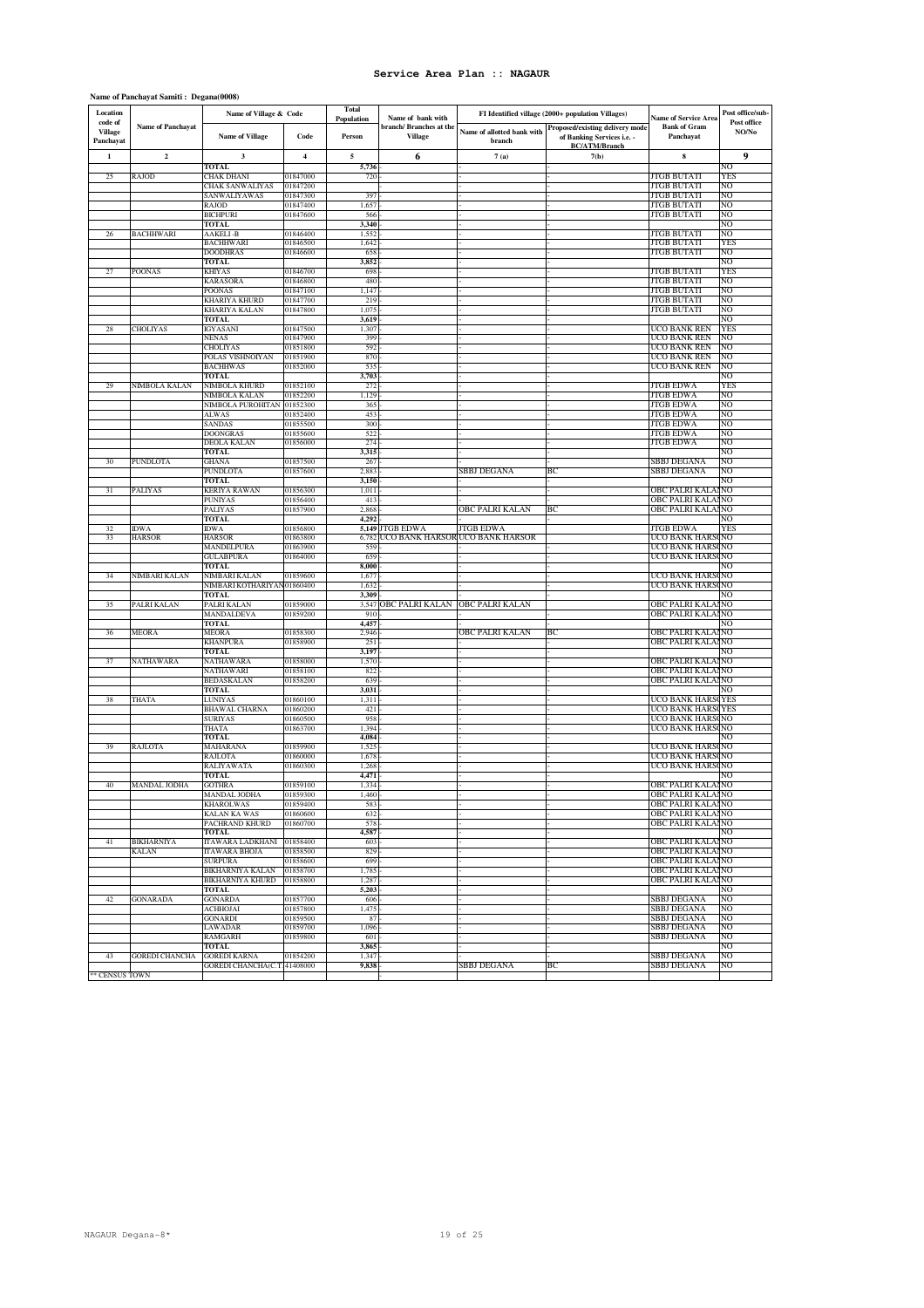# Service Area Plan :: NAGAUR

**Name of Panchayat Samiti : Degana(0008)**

| Location code of Village Panchayat | Name of Panchayat | Name of Village & Code | | Total Population | Name of bank with branch/ Branches at the Village | FI Identified village (2000+ population Villages) | | Name of Service Area Bank of Gram Panchayat | Post office/sub-Post office NO/No |
|---|---|---|---|---|---|---|---|---|---|
| | | Name of Village | Code | Person | | Name of allotted bank with branch | Proposed/existing delivery mode of Banking Services i.e. - BC/ATM/Branch | | |
| 1 | 2 | 3 | 4 | 5 | 6 | 7 (a) | 7(b) | 8 | 9 |
| | | TOTAL | | 5,736 | - | - | - | | NO |
| 25 | RAJOD | CHAK DHANI | 01847000 | 720 | - | - | - | JTGB BUTATI | YES |
| | | CHAK SANWALIYAS | 01847200 | | - | - | - | JTGB BUTATI | NO |
| | | SANWALIYAWAS | 01847300 | 397 | - | - | - | JTGB BUTATI | NO |
| | | RAJOD | 01847400 | 1,657 | - | - | - | JTGB BUTATI | NO |
| | | BICHPURI | 01847600 | 566 | - | - | - | JTGB BUTATI | NO |
| | | TOTAL | | 3,340 | - | - | - | | NO |
| 26 | BACHHWARI | AAKELI -B | 01846400 | 1,552 | - | - | - | JTGB BUTATI | NO |
| | | BACHHWARI | 01846500 | 1,642 | - | - | - | JTGB BUTATI | YES |
| | | DOODHRAS | 01846600 | 658 | - | - | - | JTGB BUTATI | NO |
| | | TOTAL | | 3,852 | - | - | - | | NO |
| 27 | POONAS | KHIYAS | 01846700 | 698 | - | - | - | JTGB BUTATI | YES |
| | | KARASORA | 01846800 | 480 | - | - | - | JTGB BUTATI | NO |
| | | POONAS | 01847100 | 1,147 | - | - | - | JTGB BUTATI | NO |
| | | KHARIYA KHURD | 01847700 | 219 | - | - | - | JTGB BUTATI | NO |
| | | KHARIYA KALAN | 01847800 | 1,075 | - | - | - | JTGB BUTATI | NO |
| | | TOTAL | | 3,619 | - | - | - | | NO |
| 28 | CHOLIYAS | IGYASANI | 01847500 | 1,307 | - | - | - | UCO BANK REN | YES |
| | | NENAS | 01847900 | 399 | - | - | - | UCO BANK REN | NO |
| | | CHOLIYAS | 01851800 | 592 | - | - | - | UCO BANK REN | NO |
| | | POLAS VISHNOIYAN | 01851900 | 870 | - | - | - | UCO BANK REN | NO |
| | | BACHHWAS | 01852000 | 535 | - | - | - | UCO BANK REN | NO |
| | | TOTAL | | 3,703 | - | - | - | | NO |
| 29 | NIMBOLA KALAN | NIMBOLA KHURD | 01852100 | 272 | - | - | - | JTGB EDWA | YES |
| | | NIMBOLA KALAN | 01852200 | 1,129 | - | - | - | JTGB EDWA | NO |
| | | NIMBOLA PUROHITAN | 01852300 | 365 | - | - | - | JTGB EDWA | NO |
| | | ALWAS | 01852400 | 453 | - | - | - | JTGB EDWA | NO |
| | | SANDAS | 01855500 | 300 | - | - | - | JTGB EDWA | NO |
| | | DOONGRAS | 01855600 | 522 | - | - | - | JTGB EDWA | NO |
| | | DEOLA KALAN | 01856000 | 274 | - | - | - | JTGB EDWA | NO |
| | | TOTAL | | 3,315 | - | - | - | | NO |
| 30 | PUNDLOTA | GHANA | 01857500 | 267 | - | - | - | SBBJ DEGANA | NO |
| | | PUNDLOTA | 01857600 | 2,883 | - | SBBJ DEGANA | BC | SBBJ DEGANA | NO |
| | | TOTAL | | 3,150 | - | - | - | | NO |
| 31 | PALIYAS | KERIYA RAWAN | 01856300 | 1,011 | - | - | - | OBC PALRI KALAN | NO |
| | | PUNIYAS | 01856400 | 413 | - | - | - | OBC PALRI KALAN | NO |
| | | PALIYAS | 01857900 | 2,868 | - | OBC PALRI KALAN | BC | OBC PALRI KALAN | NO |
| | | TOTAL | | 4,292 | - | - | - | | NO |
| 32 | IDWA | IDWA | 01856800 | 5,149 | JTGB EDWA | JTGB EDWA | - | JTGB EDWA | YES |
| 33 | HARSOR | HARSOR | 01863800 | 6,782 | UCO BANK HARSOR | UCO BANK HARSOR | - | UCO BANK HARSOR | NO |
| | | MANDELPURA | 01863900 | 559 | - | - | - | UCO BANK HARSOR | NO |
| | | GULABPURA | 01864000 | 659 | - | - | - | UCO BANK HARSOR | NO |
| | | TOTAL | | 8,000 | - | - | - | | NO |
| 34 | NIMBARI KALAN | NIMBARI KALAN | 01859600 | 1,677 | - | - | - | UCO BANK HARSOR | NO |
| | | NIMBARI KOTHARIYAN | 01860400 | 1,632 | - | - | - | UCO BANK HARSOR | NO |
| | | TOTAL | | 3,309 | - | - | - | | NO |
| 35 | PALRI KALAN | PALRI KALAN | 01859000 | 3,547 | OBC PALRI KALAN | OBC PALRI KALAN | - | OBC PALRI KALAN | NO |
| | | MANDALDEVA | 01859200 | 910 | - | - | - | OBC PALRI KALAN | NO |
| | | TOTAL | | 4,457 | - | - | - | | NO |
| 36 | MEORA | MEORA | 01858300 | 2,946 | - | OBC PALRI KALAN | BC | OBC PALRI KALAN | NO |
| | | KHANPURA | 01858900 | 251 | - | - | - | OBC PALRI KALAN | NO |
| | | TOTAL | | 3,197 | - | - | - | | NO |
| 37 | NATHAWARA | NATHAWARA | 01858000 | 1,570 | - | - | - | OBC PALRI KALAN | NO |
| | | NATHAWARI | 01858100 | 822 | - | - | - | OBC PALRI KALAN | NO |
| | | BEDASKALAN | 01858200 | 639 | - | - | - | OBC PALRI KALAN | NO |
| | | TOTAL | | 3,031 | - | - | - | | NO |
| 38 | THATA | LUNIYAS | 01860100 | 1,311 | - | - | - | UCO BANK HARSOR | YES |
| | | BHAWAL CHARNA | 01860200 | 421 | - | - | - | UCO BANK HARSOR | YES |
| | | SURIYAS | 01860500 | 958 | - | - | - | UCO BANK HARSOR | NO |
| | | THATA | 01863700 | 1,394 | - | - | - | UCO BANK HARSOR | NO |
| | | TOTAL | | 4,084 | - | - | - | | NO |
| 39 | RAJLOTA | MAHARANA | 01859900 | 1,525 | - | - | - | UCO BANK HARSOR | NO |
| | | RAJLOTA | 01860000 | 1,678 | - | - | - | UCO BANK HARSOR | NO |
| | | RALIYAWATA | 01860300 | 1,268 | - | - | - | UCO BANK HARSOR | NO |
| | | TOTAL | | 4,471 | - | - | - | | NO |
| 40 | MANDAL JODHA | GOTHRA | 01859100 | 1,334 | - | - | - | OBC PALRI KALAN | NO |
| | | MANDAL JODHA | 01859300 | 1,460 | - | - | - | OBC PALRI KALAN | NO |
| | | KHAROLWAS | 01859400 | 583 | - | - | - | OBC PALRI KALAN | NO |
| | | KALAN KA WAS | 01860600 | 632 | - | - | - | OBC PALRI KALAN | NO |
| | | PACHRAND KHURD | 01860700 | 578 | - | - | - | OBC PALRI KALAN | NO |
| | | TOTAL | | 4,587 | - | - | - | | NO |
| 41 | BIKHARNIYA KALAN | ITAWARA LADKHANI | 01858400 | 603 | - | - | - | OBC PALRI KALAN | NO |
| | | ITAWARA BHOJA | 01858500 | 829 | - | - | - | OBC PALRI KALAN | NO |
| | | SURPURA | 01858600 | 699 | - | - | - | OBC PALRI KALAN | NO |
| | | BIKHARNIYA KALAN | 01858700 | 1,785 | - | - | - | OBC PALRI KALAN | NO |
| | | BIKHARNIYA KHURD | 01858800 | 1,287 | - | - | - | OBC PALRI KALAN | NO |
| | | TOTAL | | 5,203 | - | - | - | | NO |
| 42 | GONARADA | GONARDA | 01857700 | 606 | - | - | - | SBBJ DEGANA | NO |
| | | ACHHOJAI | 01857800 | 1,475 | - | - | - | SBBJ DEGANA | NO |
| | | GONARDI | 01859500 | 87 | - | - | - | SBBJ DEGANA | NO |
| | | LAWADAR | 01859700 | 1,096 | - | - | - | SBBJ DEGANA | NO |
| | | RAMGARH | 01859800 | 601 | - | - | - | SBBJ DEGANA | NO |
| | | TOTAL | | 3,865 | - | - | - | | NO |
| 43 | GOREDI CHANCHA | GOREDI KARNA | 01854200 | 1,347 | - | - | - | SBBJ DEGANA | NO |
| | | GOREDI CHANCHA(C.T.) | 41408000 | 9,838 | - | SBBJ DEGANA | BC | SBBJ DEGANA | NO |

** CENSUS TOWN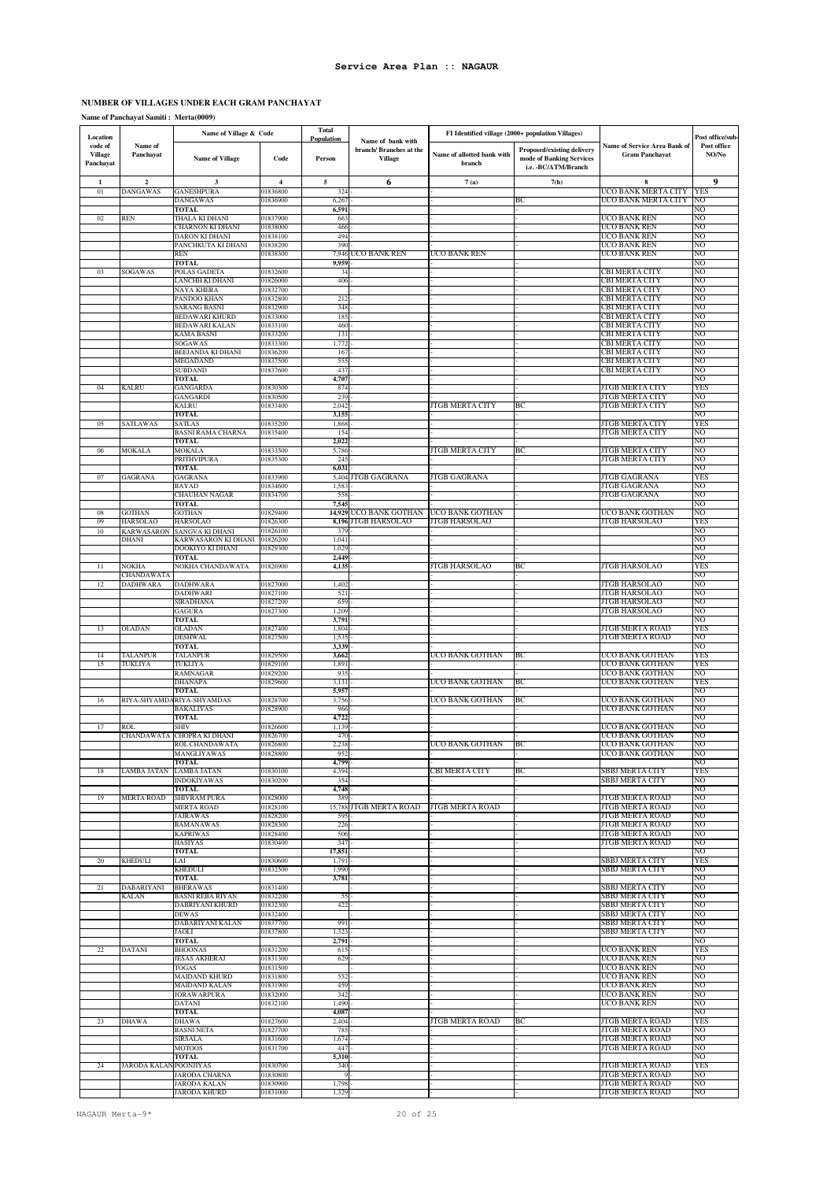## Service Area Plan :: NAGAUR

### NUMBER OF VILLAGES UNDER EACH GRAM PANCHAYAT

**Name of Panchayat Samiti : Merta(0009)**

| Location code of Village Panchayat | Name of Panchayat | Name of Village & Code | | Total Population | Name of bank with branch/ Branches at the Village | FI Identified village (2000+ population Villages) | | Name of Service Area Bank of Gram Panchayat | Post office/sub-Post office NO/No |
|---|---|---|---|---|---|---|---|---|---|
| | | Name of Village | Code | Person | | Name of allotted bank with branch | Proposed/existing delivery mode of Banking Services i.e. -BC/ATM/Branch | | |
| 1 | 2 | 3 | 4 | 5 | 6 | 7 (a) | 7(b) | 8 | 9 |
| 01 | DANGAWAS | GANESHPURA | 01836800 | 324 | - | - | - | UCO BANK MERTA CITY | YES |
| | | DANGAWAS | 01836900 | 6,267 | - | - | BC | UCO BANK MERTA CITY | NO |
| | | TOTAL | | 6,591 | | | | | NO |
| 02 | REN | THALA KI DHANI | 01837900 | 663 | - | - | - | UCO BANK REN | NO |
| | | CHARNON KI DHANI | 01838000 | 466 | - | - | - | UCO BANK REN | NO |
| | | DARON KI DHANI | 01838100 | 494 | - | - | - | UCO BANK REN | NO |
| | | PANCHKUTA KI DHANI | 01838200 | 390 | - | - | - | UCO BANK REN | NO |
| | | REN | 01838300 | 7,946 | UCO BANK REN | UCO BANK REN | | UCO BANK REN | NO |
| | | TOTAL | | 9,959 | - | | | | NO |
| 03 | SOGAWAS | POLAS GADETA | 01832600 | 34 | - | - | - | CBI MERTA CITY | NO |
| | | LANCHH KI DHANI | 01826000 | 406 | - | - | - | CBI MERTA CITY | NO |
| | | NAYA KHERA | 01832700 | | - | - | - | CBI MERTA CITY | NO |
| | | PANDOO KHAN | 01832800 | 212 | - | - | - | CBI MERTA CITY | NO |
| | | SARANG BASNI | 01832900 | 348 | - | - | - | CBI MERTA CITY | NO |
| | | BEDAWARI KHURD | 01833000 | 185 | - | - | - | CBI MERTA CITY | NO |
| | | BEDAWARI KALAN | 01833100 | 460 | - | - | - | CBI MERTA CITY | NO |
| | | KAMA BASNI | 01833200 | 131 | - | - | - | CBI MERTA CITY | NO |
| | | SOGAWAS | 01833300 | 1,772 | - | - | - | CBI MERTA CITY | NO |
| | | BEEJANDA KI DHANI | 01836200 | 167 | - | - | - | CBI MERTA CITY | NO |
| | | MEGADAND | 01837500 | 555 | - | - | - | CBI MERTA CITY | NO |
| | | SUBDAND | 01837600 | 437 | - | - | - | CBI MERTA CITY | NO |
| | | TOTAL | | 4,707 | - | | | | NO |
| 04 | KALRU | GANGARDA | 01830300 | 874 | - | - | - | JTGB MERTA CITY | YES |
| | | GANGARDI | 01830500 | 239 | - | - | - | JTGB MERTA CITY | NO |
| | | KALRU | 01833400 | 2,042 | - | JTGB MERTA CITY | BC | JTGB MERTA CITY | NO |
| | | TOTAL | | 3,155 | - | | | | NO |
| 05 | SATLAWAS | SATLAS | 01835200 | 1,868 | - | - | - | JTGB MERTA CITY | YES |
| | | BASNI RAMA CHARNA | 01835400 | 154 | - | - | - | JTGB MERTA CITY | NO |
| | | TOTAL | | 2,022 | - | | | | NO |
| 06 | MOKALA | MOKALA | 01833500 | 5,786 | - | JTGB MERTA CITY | BC | JTGB MERTA CITY | NO |
| | | PRITHVIPURA | 01835300 | 245 | - | - | - | JTGB MERTA CITY | NO |
| | | TOTAL | | 6,031 | - | | | | NO |
| 07 | GAGRANA | GAGRANA | 01833900 | 5,404 | JTGB GAGRANA | JTGB GAGRANA | | JTGB GAGRANA | YES |
| | | BAYAD | 01834600 | 1,583 | - | - | - | JTGB GAGRANA | NO |
| | | CHAUHAN NAGAR | 01834700 | 558 | - | - | - | JTGB GAGRANA | NO |
| | | TOTAL | | 7,545 | - | | | | NO |
| 08 | GOTHAN | GOTHAN | 01829400 | 14,929 | UCO BANK GOTHAN | UCO BANK GOTHAN | | UCO BANK GOTHAN | NO |
| 09 | HARSOLAO | HARSOLAO | 01826300 | 8,196 | JTGB HARSOLAO | JTGB HARSOLAO | | JTGB HARSOLAO | YES |
| 10 | KARWASARON DHANI | SANGVA KI DHANI | 01826100 | 379 | - | - | - | | NO |
| | | KARWASARON KI DHANI | 01826200 | 1,041 | - | - | - | | NO |
| | | DOOKIYO KI DHANI | 01829300 | 1,029 | - | - | - | | NO |
| | | TOTAL | | 2,449 | - | | | | NO |
| 11 | NOKHA CHANDAWATA | NOKHA CHANDAWATA | 01826900 | 4,135 | - | JTGB HARSOLAO | BC | JTGB HARSOLAO | YES |
| | | | | | - | - | - | | NO |
| 12 | DADHWARA | DADHWARA | 01827000 | 1,402 | - | - | - | JTGB HARSOLAO | NO |
| | | DADHWARI | 01827100 | 521 | - | - | - | JTGB HARSOLAO | NO |
| | | SIRADHANA | 01827200 | 659 | - | - | - | JTGB HARSOLAO | NO |
| | | GAGURA | 01827300 | 1,209 | - | - | - | JTGB HARSOLAO | NO |
| | | TOTAL | | 3,791 | - | | | | NO |
| 13 | OLADAN | OLADAN | 01827400 | 1,804 | - | - | - | JTGB MERTA ROAD | YES |
| | | DESHWAL | 01827500 | 1,535 | - | - | - | JTGB MERTA ROAD | NO |
| | | TOTAL | | 3,339 | - | | | | NO |
| 14 | TALANPUR | TALANPUR | 01829500 | 3,662 | - | UCO BANK GOTHAN | BC | UCO BANK GOTHAN | YES |
| 15 | TUKLIYA | TUKLIYA | 01829100 | 1,891 | - | - | - | UCO BANK GOTHAN | YES |
| | | RAMNAGAR | 01829200 | 935 | - | - | - | UCO BANK GOTHAN | NO |
| | | DHANAPA | 01829600 | 3,131 | - | UCO BANK GOTHAN | BC | UCO BANK GOTHAN | YES |
| | | TOTAL | | 5,957 | - | | | | NO |
| 16 | RIYA-SHYAMDAS | RIYA-SHYAMDAS | 01828700 | 3,756 | - | UCO BANK GOTHAN | BC | UCO BANK GOTHAN | NO |
| | | BAKALIYAS | 01828900 | 966 | - | - | - | UCO BANK GOTHAN | NO |
| | | TOTAL | | 4,722 | - | - | - | | NO |
| 17 | ROL CHANDAWATA | SHIV | 01826600 | 1,139 | - | - | - | UCO BANK GOTHAN | NO |
| | | CHOPRA KI DHANI | 01826700 | 470 | - | - | - | UCO BANK GOTHAN | NO |
| | | ROL CHANDAWATA | 01826800 | 2,238 | - | UCO BANK GOTHAN | BC | UCO BANK GOTHAN | NO |
| | | MANGLIYAWAS | 01828800 | 952 | - | - | - | UCO BANK GOTHAN | NO |
| | | TOTAL | | 4,799 | - | - | - | | NO |
| 18 | LAMBA JATAN | LAMBA JATAN | 01830100 | 4,394 | - | CBI MERTA CITY | BC | SBBJ MERTA CITY | YES |
| | | INDOKIYAWAS | 01830200 | 354 | - | - | - | SBBJ MERTA CITY | NO |
| | | TOTAL | | 4,748 | - | | | | NO |
| 19 | MERTA ROAD | SHIVRAM PURA | 01828000 | 389 | - | - | - | JTGB MERTA ROAD | NO |
| | | MERTA ROAD | 01828100 | 15,788 | JTGB MERTA ROAD | JTGB MERTA ROAD | | JTGB MERTA ROAD | NO |
| | | JAJRAWAS | 01828200 | 595 | - | - | - | JTGB MERTA ROAD | NO |
| | | BAMANAWAS | 01828300 | 226 | - | - | - | JTGB MERTA ROAD | NO |
| | | KAPRIWAS | 01828400 | 506 | - | - | - | JTGB MERTA ROAD | NO |
| | | HASIYAS | 01830400 | 347 | - | - | - | JTGB MERTA ROAD | NO |
| | | TOTAL | | 17,851 | - | - | - | | NO |
| 20 | KHEDULI | LAI | 01830600 | 1,791 | - | - | - | SBBJ MERTA CITY | YES |
| | | KHEDULI | 01832500 | 1,990 | - | - | - | SBBJ MERTA CITY | NO |
| | | TOTAL | | 3,781 | - | | | | NO |
| 21 | DABARIYANI KALAN | BHERAWAS | 01831400 | | - | - | - | SBBJ MERTA CITY | NO |
| | | BASNI REBA RIYAN | 01832200 | 55 | - | - | - | SBBJ MERTA CITY | NO |
| | | DABRIYANI KHURD | 01832300 | 422 | - | - | - | SBBJ MERTA CITY | NO |
| | | DEWAS | 01832400 | | - | - | - | SBBJ MERTA CITY | NO |
| | | DABARIYANI KALAN | 01837700 | 991 | - | - | - | SBBJ MERTA CITY | NO |
| | | JAOLI | 01837800 | 1,323 | - | - | - | SBBJ MERTA CITY | NO |
| | | TOTAL | | 2,791 | - | | | | NO |
| 22 | DATANI | BHOONAS | 01831200 | 615 | - | - | - | UCO BANK REN | YES |
| | | JESAS AKHERAJ | 01831300 | 629 | - | - | - | UCO BANK REN | NO |
| | | TOGAS | 01831500 | | - | - | - | UCO BANK REN | NO |
| | | MAIDAND KHURD | 01831800 | 552 | - | - | - | UCO BANK REN | NO |
| | | MAIDAND KALAN | 01831900 | 459 | - | - | - | UCO BANK REN | NO |
| | | JORAWARPURA | 01832000 | 342 | - | - | - | UCO BANK REN | NO |
| | | DATANI | 01832100 | 1,490 | - | - | - | UCO BANK REN | NO |
| | | TOTAL | | 4,087 | - | | | | NO |
| 23 | DHAWA | DHAWA | 01827600 | 2,404 | - | JTGB MERTA ROAD | BC | JTGB MERTA ROAD | YES |
| | | BASNI NETA | 01827700 | 785 | - | - | - | JTGB MERTA ROAD | NO |
| | | SIRSALA | 01831600 | 1,674 | - | - | - | JTGB MERTA ROAD | NO |
| | | MOTOOS | 01831700 | 447 | - | - | - | JTGB MERTA ROAD | NO |
| | | TOTAL | | 5,310 | - | | | | NO |
| 24 | JARODA KALAN | POONJIYAS | 01830700 | 340 | - | - | - | JTGB MERTA ROAD | YES |
| | | JARODA CHARNA | 01830800 | 9 | - | - | - | JTGB MERTA ROAD | NO |
| | | JARODA KALAN | 01830900 | 1,798 | - | - | - | JTGB MERTA ROAD | NO |
| | | JARODA KHURD | 01831000 | 1,329 | - | - | - | JTGB MERTA ROAD | NO |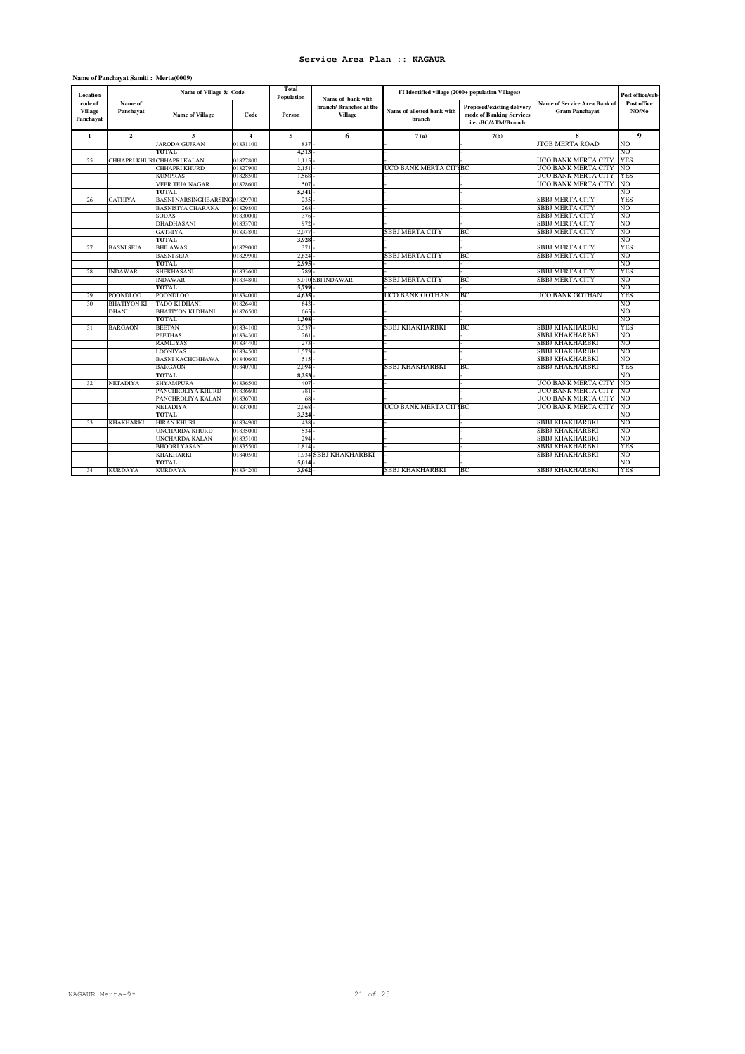# Service Area Plan :: NAGAUR

**Name of Panchayat Samiti : Merta(0009)**

| Location code of Village Panchayat | Name of Panchayat | Name of Village & Code | | Total Population | Name of bank with branch/ Branches at the Village | FI Identified village (2000+ population Villages) | | Name of Service Area Bank of Gram Panchayat | Post office/sub-Post office NO/No |
|---|---|---|---|---|---|---|---|---|---|
| | | Name of Village | Code | Person | | Name of allotted bank with branch | Proposed/existing delivery mode of Banking Services i.e. -BC/ATM/Branch | | |
| 1 | 2 | 3 | 4 | 5 | 6 | 7 (a) | 7(b) | 8 | 9 |
| | | JARODA GUJRAN | 01831100 | 837 | - | - | - | JTGB MERTA ROAD | NO |
| | | TOTAL | | 4,313 | - | - | - | | NO |
| 25 | CHHAPRI KHURD | CHHAPRI KALAN | 01827800 | 1,115 | - | - | - | UCO BANK MERTA CITY | YES |
| | | CHHAPRI KHURD | 01827900 | 2,151 | - | UCO BANK MERTA CITY | BC | UCO BANK MERTA CITY | NO |
| | | KUMPRAS | 01828500 | 1,568 | - | - | - | UCO BANK MERTA CITY | YES |
| | | VEER TEJA NAGAR | 01828600 | 507 | - | - | - | UCO BANK MERTA CITY | NO |
| | | TOTAL | | 5,341 | - | - | - | | NO |
| 26 | GATHIYA | BASNI NARSINGHBARSINGH | 01829700 | 235 | - | - | - | SBBJ MERTA CITY | YES |
| | | BASNISIYA CHARANA | 01829800 | 268 | - | - | - | SBBJ MERTA CITY | NO |
| | | SODAS | 01830000 | 376 | - | - | - | SBBJ MERTA CITY | NO |
| | | DHADHASANI | 01833700 | 972 | - | - | - | SBBJ MERTA CITY | NO |
| | | GATHIYA | 01833800 | 2,077 | - | SBBJ MERTA CITY | BC | SBBJ MERTA CITY | NO |
| | | TOTAL | | 3,928 | - | - | - | | NO |
| 27 | BASNI SEJA | BHILAWAS | 01829000 | 371 | - | - | - | SBBJ MERTA CITY | YES |
| | | BASNI SEJA | 01829900 | 2,624 | - | SBBJ MERTA CITY | BC | SBBJ MERTA CITY | NO |
| | | TOTAL | | 2,995 | - | - | - | | NO |
| 28 | INDAWAR | SHEKHASANI | 01833600 | 789 | - | - | - | SBBJ MERTA CITY | YES |
| | | INDAWAR | 01834800 | 5,010 | SBI INDAWAR | SBBJ MERTA CITY | BC | SBBJ MERTA CITY | NO |
| | | TOTAL | | 5,799 | - | - | - | | NO |
| 29 | POONDLOO | POONDLOO | 01834000 | 4,635 | - | UCO BANK GOTHAN | BC | UCO BANK GOTHAN | YES |
| 30 | BHATIYON KI DHANI | TADO KI DHANI | 01826400 | 643 | - | - | - | | NO |
| | | BHATIYON KI DHANI | 01826500 | 665 | - | - | - | | NO |
| | | TOTAL | | 1,308 | - | - | - | | NO |
| 31 | BARGAON | BEETAN | 01834100 | 3,537 | - | SBBJ KHAKHARBKI | BC | SBBJ KHAKHARBKI | YES |
| | | PEETHAS | 01834300 | 261 | - | - | - | SBBJ KHAKHARBKI | NO |
| | | RAMLIYAS | 01834400 | 273 | - | - | - | SBBJ KHAKHARBKI | NO |
| | | LOONIYAS | 01834500 | 1,573 | - | - | - | SBBJ KHAKHARBKI | NO |
| | | BASNI KACHCHHAWA | 01840600 | 515 | - | - | - | SBBJ KHAKHARBKI | NO |
| | | BARGAON | 01840700 | 2,094 | - | SBBJ KHAKHARBKI | BC | SBBJ KHAKHARBKI | YES |
| | | TOTAL | | 8,253 | - | - | - | | NO |
| 32 | NETADIYA | SHYAMPURA | 01836500 | 407 | - | - | - | UCO BANK MERTA CITY | NO |
| | | PANCHROLIYA KHURD | 01836600 | 781 | - | - | - | UCO BANK MERTA CITY | NO |
| | | PANCHROLIYA KALAN | 01836700 | 68 | - | - | - | UCO BANK MERTA CITY | NO |
| | | NETADIYA | 01837000 | 2,068 | - | UCO BANK MERTA CITY | BC | UCO BANK MERTA CITY | NO |
| | | TOTAL | | 3,324 | - | - | - | | NO |
| 33 | KHAKHARKI | HIRAN KHURI | 01834900 | 438 | - | - | - | SBBJ KHAKHARBKI | NO |
| | | UNCHARDA KHURD | 01835000 | 534 | - | - | - | SBBJ KHAKHARBKI | NO |
| | | UNCHARDA KALAN | 01835100 | 294 | - | - | - | SBBJ KHAKHARBKI | NO |
| | | BHOORI YASANI | 01835500 | 1,814 | - | - | - | SBBJ KHAKHARBKI | YES |
| | | KHAKHARKI | 01840500 | 1,934 | SBBJ KHAKHARBKI | - | - | SBBJ KHAKHARBKI | NO |
| | | TOTAL | | 5,014 | - | - | - | | NO |
| 34 | KURDAYA | KURDAYA | 01834200 | 3,962 | - | SBBJ KHAKHARBKI | BC | SBBJ KHAKHARBKI | YES |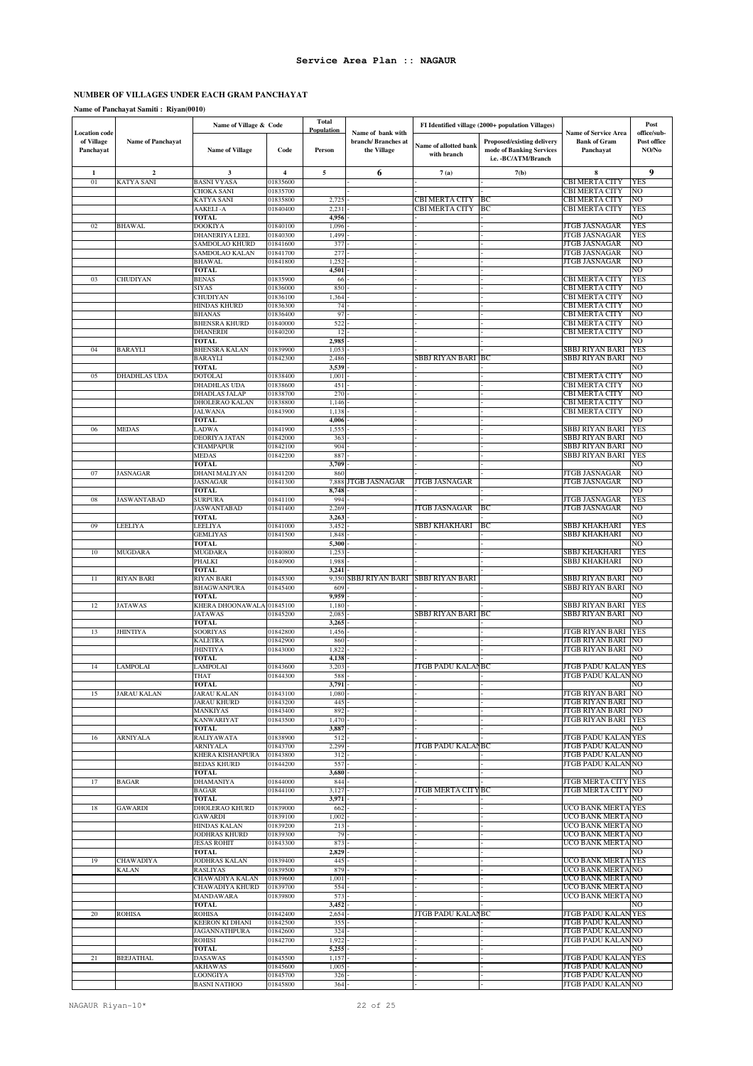## Service Area Plan :: NAGAUR

### NUMBER OF VILLAGES UNDER EACH GRAM PANCHAYAT

**Name of Panchayat Samiti : Riyan(0010)**

| Location code of Village Panchayat | Name of Panchayat | Name of Village & Code | | Total Population | Name of bank with branch/ Branches at the Village | FI Identified village (2000+ population Villages) | | Name of Service Area Bank of Gram Panchayat | Post office/sub-Post office NO/No |
|---|---|---|---|---|---|---|---|---|---|
| | | Name of Village | Code | Person | | Name of allotted bank with branch | Proposed/existing delivery mode of Banking Services i.e. -BC/ATM/Branch | | |
| 1 | 2 | 3 | 4 | 5 | 6 | 7 (a) | 7(b) | 8 | 9 |
| 01 | KATYA SANI | BASNI VYASA | 01835600 | | - | - | - | CBI MERTA CITY | YES |
| | | CHOKA SANI | 01835700 | | - | - | - | CBI MERTA CITY | NO |
| | | KATYA SANI | 01835800 | 2,725 | - | CBI MERTA CITY | BC | CBI MERTA CITY | NO |
| | | AAKELI -A | 01840400 | 2,231 | - | CBI MERTA CITY | BC | CBI MERTA CITY | YES |
| | | TOTAL | | 4,956 | - | - | - | | NO |
| 02 | BHAWAL | DOOKIYA | 01840100 | 1,096 | - | - | - | JTGB JASNAGAR | YES |
| | | DHANERIYA LEEL | 01840300 | 1,499 | - | - | - | JTGB JASNAGAR | YES |
| | | SAMDOLAO KHURD | 01841600 | 377 | - | - | - | JTGB JASNAGAR | NO |
| | | SAMDOLAO KALAN | 01841700 | 277 | - | - | - | JTGB JASNAGAR | NO |
| | | BHAWAL | 01841800 | 1,252 | - | - | - | JTGB JASNAGAR | NO |
| | | TOTAL | | 4,501 | - | - | - | | NO |
| 03 | CHUDIYAN | BENAS | 01835900 | 66 | - | - | - | CBI MERTA CITY | YES |
| | | SIYAS | 01836000 | 850 | - | - | - | CBI MERTA CITY | NO |
| | | CHUDIYAN | 01836100 | 1,364 | - | - | - | CBI MERTA CITY | NO |
| | | HINDAS KHURD | 01836300 | 74 | - | - | - | CBI MERTA CITY | NO |
| | | BHANAS | 01836400 | 97 | - | - | - | CBI MERTA CITY | NO |
| | | BHENSRA KHURD | 01840000 | 522 | - | - | - | CBI MERTA CITY | NO |
| | | DHANERDI | 01840200 | 12 | - | - | - | CBI MERTA CITY | NO |
| | | TOTAL | | 2,985 | - | - | - | | NO |
| 04 | BARAYLI | BHENSRA KALAN | 01839900 | 1,053 | - | - | - | SBBJ RIYAN BARI | YES |
| | | BARAYLI | 01842300 | 2,486 | - | SBBJ RIYAN BARI | BC | SBBJ RIYAN BARI | NO |
| | | TOTAL | | 3,539 | - | | | | NO |
| 05 | DHADHLAS UDA | DOTOLAI | 01838400 | 1,001 | - | - | - | CBI MERTA CITY | NO |
| | | DHADHLAS UDA | 01838600 | 451 | - | - | - | CBI MERTA CITY | NO |
| | | DHADLAS JALAP | 01838700 | 270 | - | - | - | CBI MERTA CITY | NO |
| | | DHOLERAO KALAN | 01838800 | 1,146 | - | - | - | CBI MERTA CITY | NO |
| | | JALWANA | 01843900 | 1,138 | - | - | - | CBI MERTA CITY | NO |
| | | TOTAL | | 4,006 | - | - | - | | NO |
| 06 | MEDAS | LADWA | 01841900 | 1,555 | - | - | - | SBBJ RIYAN BARI | YES |
| | | DEORIYA JATAN | 01842000 | 363 | - | - | - | SBBJ RIYAN BARI | NO |
| | | CHAMPAPUR | 01842100 | 904 | - | - | - | SBBJ RIYAN BARI | NO |
| | | MEDAS | 01842200 | 887 | - | - | - | SBBJ RIYAN BARI | YES |
| | | TOTAL | | 3,709 | - | - | - | | NO |
| 07 | JASNAGAR | DHANI MALIYAN | 01841200 | 860 | | - | - | JTGB JASNAGAR | NO |
| | | JASNAGAR | 01841300 | 7,888 | JTGB JASNAGAR | JTGB JASNAGAR | | JTGB JASNAGAR | NO |
| | | TOTAL | | 8,748 | - | | - | | NO |
| 08 | JASWANTABAD | SURPURA | 01841100 | 994 | - | - | - | JTGB JASNAGAR | YES |
| | | JASWANTABAD | 01841400 | 2,269 | - | JTGB JASNAGAR | BC | JTGB JASNAGAR | NO |
| | | TOTAL | | 3,263 | - | - | - | | NO |
| 09 | LEELIYA | LEELIYA | 01841000 | 3,452 | - | SBBJ KHAKHARI | BC | SBBJ KHAKHARI | YES |
| | | GEMLIYAS | 01841500 | 1,848 | - | - | - | SBBJ KHAKHARI | NO |
| | | TOTAL | | 5,300 | - | - | - | | NO |
| 10 | MUGDARA | MUGDARA | 01840800 | 1,253 | - | - | - | SBBJ KHAKHARI | YES |
| | | PHALKI | 01840900 | 1,988 | - | - | - | SBBJ KHAKHARI | NO |
| | | TOTAL | | 3,241 | - | - | - | | NO |
| 11 | RIYAN BARI | RIYAN BARI | 01845300 | 9,350 | SBBJ RIYAN BARI | SBBJ RIYAN BARI | | SBBJ RIYAN BARI | NO |
| | | BHAGWANPURA | 01845400 | 609 | - | - | - | SBBJ RIYAN BARI | NO |
| | | TOTAL | | 9,959 | - | - | - | | NO |
| 12 | JATAWAS | KHERA DHOONAWALA | 01845100 | 1,180 | - | - | - | SBBJ RIYAN BARI | YES |
| | | JATAWAS | 01845200 | 2,085 | - | SBBJ RIYAN BARI | BC | SBBJ RIYAN BARI | NO |
| | | TOTAL | | 3,265 | - | - | - | | NO |
| 13 | JHINTIYA | SOORIYAS | 01842800 | 1,456 | - | - | - | JTGB RIYAN BARI | YES |
| | | KALETRA | 01842900 | 860 | - | - | - | JTGB RIYAN BARI | NO |
| | | JHINTIYA | 01843000 | 1,822 | - | - | - | JTGB RIYAN BARI | NO |
| | | TOTAL | | 4,138 | - | - | - | | NO |
| 14 | LAMPOLAI | LAMPOLAI | 01843600 | 3,203 | - | JTGB PADU KALAN | BC | JTGB PADU KALAN | YES |
| | | THAT | 01844300 | 588 | - | - | - | JTGB PADU KALAN | NO |
| | | TOTAL | | 3,791 | - | - | - | | NO |
| 15 | JARAU KALAN | JARAU KALAN | 01843100 | 1,080 | - | - | - | JTGB RIYAN BARI | NO |
| | | JARAU KHURD | 01843200 | 445 | - | - | - | JTGB RIYAN BARI | NO |
| | | MANKIYAS | 01843400 | 892 | - | - | - | JTGB RIYAN BARI | NO |
| | | KANWARIYAT | 01843500 | 1,470 | - | - | - | JTGB RIYAN BARI | YES |
| | | TOTAL | | 3,887 | - | - | - | | NO |
| 16 | ARNIYALA | RALIYAWATA | 01838900 | 512 | - | - | - | JTGB PADU KALAN | YES |
| | | ARNIYALA | 01843700 | 2,299 | - | JTGB PADU KALAN | BC | JTGB PADU KALAN | NO |
| | | KHERA KISHANPURA | 01843800 | 312 | - | - | - | JTGB PADU KALAN | NO |
| | | BEDAS KHURD | 01844200 | 557 | - | - | - | JTGB PADU KALAN | NO |
| | | TOTAL | | 3,680 | - | - | - | | NO |
| 17 | BAGAR | DHAMANIYA | 01844000 | 844 | - | - | - | JTGB MERTA CITY | YES |
| | | BAGAR | 01844100 | 3,127 | - | JTGB MERTA CITY | BC | JTGB MERTA CITY | NO |
| | | TOTAL | | 3,971 | - | - | - | | NO |
| 18 | GAWARDI | DHOLERAO KHURD | 01839000 | 662 | - | - | - | UCO BANK MERTA | YES |
| | | GAWARDI | 01839100 | 1,002 | - | - | - | UCO BANK MERTA | NO |
| | | HINDAS KALAN | 01839200 | 213 | - | - | - | UCO BANK MERTA | NO |
| | | JODHRAS KHURD | 01839300 | 79 | - | - | - | UCO BANK MERTA | NO |
| | | JESAS ROHIT | 01843300 | 873 | - | - | - | UCO BANK MERTA | NO |
| | | TOTAL | | 2,829 | - | - | - | | NO |
| 19 | CHAWADIYA KALAN | JODHRAS KALAN | 01839400 | 445 | - | - | - | UCO BANK MERTA | YES |
| | | RASLIYAS | 01839500 | 879 | - | - | - | UCO BANK MERTA | NO |
| | | CHAWADIYA KALAN | 01839600 | 1,001 | - | - | - | UCO BANK MERTA | NO |
| | | CHAWADIYA KHURD | 01839700 | 554 | - | - | - | UCO BANK MERTA | NO |
| | | MANDAWARA | 01839800 | 573 | - | - | - | UCO BANK MERTA | NO |
| | | TOTAL | | 3,452 | - | - | - | | NO |
| 20 | ROHISA | ROHISA | 01842400 | 2,654 | - | JTGB PADU KALAN | BC | JTGB PADU KALAN | YES |
| | | KEERON KI DHANI | 01842500 | 355 | - | - | - | JTGB PADU KALAN | NO |
| | | JAGANNATHPURA | 01842600 | 324 | - | - | - | JTGB PADU KALAN | NO |
| | | ROHISI | 01842700 | 1,922 | - | - | - | JTGB PADU KALAN | NO |
| | | TOTAL | | 5,255 | - | - | - | | NO |
| 21 | BEEJATHAL | DASAWAS | 01845500 | 1,157 | - | - | - | JTGB PADU KALAN | YES |
| | | AKHAWAS | 01845600 | 1,005 | - | - | - | JTGB PADU KALAN | NO |
| | | LOONGIYA | 01845700 | 326 | - | - | - | JTGB PADU KALAN | NO |
| | | BASNI NATHOO | 01845800 | 364 | - | - | - | JTGB PADU KALAN | NO |

NAGAUR Riyan-10*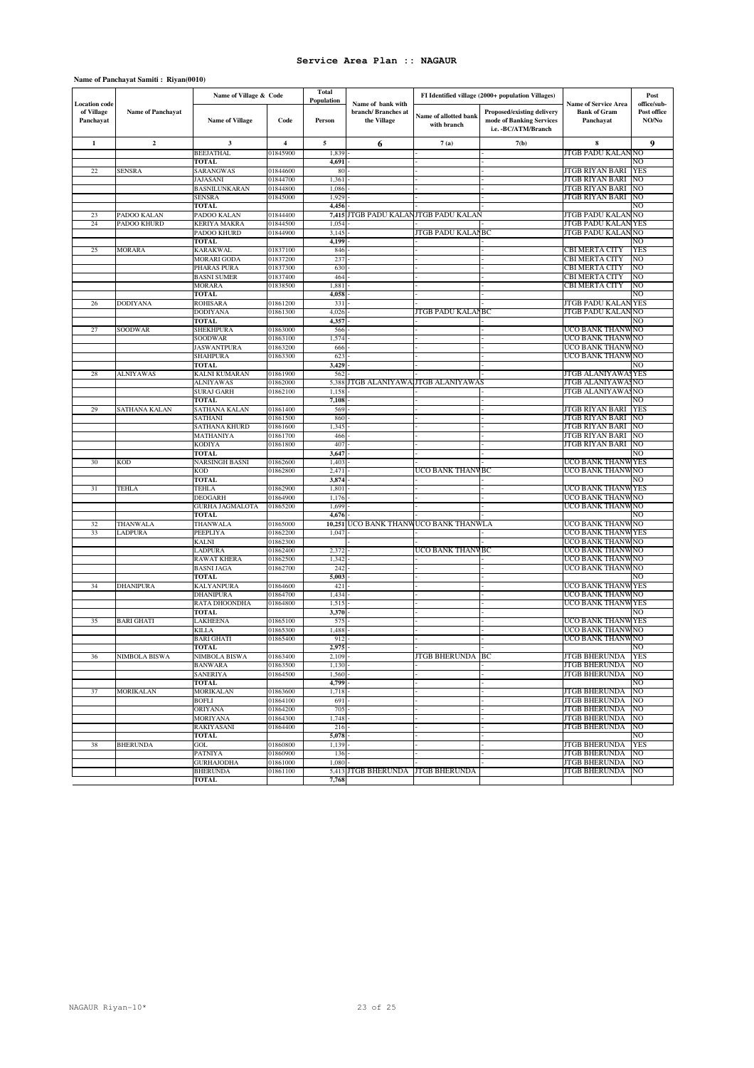# Service Area Plan :: NAGAUR

**Name of Panchayat Samiti : Riyan(0010)**

| Location code of Village Panchayat | Name of Panchayat | Name of Village & Code | | Total Population | Name of bank with branch/ Branches at the Village | FI Identified village (2000+ population Villages) | | Name of Service Area Bank of Gram Panchayat | Post office/sub-Post office NO/No |
|---|---|---|---|---|---|---|---|---|---|
| | | Name of Village | Code | Person | | Name of allotted bank with branch | Proposed/existing delivery mode of Banking Services i.e. -BC/ATM/Branch | | |
| 1 | 2 | 3 | 4 | 5 | 6 | 7 (a) | 7(b) | 8 | 9 |
| | | BEEJATHAL | 01845900 | 1,839 | - | - | - | JTGB PADU KALAN | NO |
| | | TOTAL | | 4,691 | - | - | - | | NO |
| 22 | SENSRA | SARANGWAS | 01844600 | 80 | - | - | - | JTGB RIYAN BARI | YES |
| | | JAJASANI | 01844700 | 1,361 | - | - | - | JTGB RIYAN BARI | NO |
| | | BASNILUNKARAN | 01844800 | 1,086 | - | - | - | JTGB RIYAN BARI | NO |
| | | SENSRA | 01845000 | 1,929 | - | - | - | JTGB RIYAN BARI | NO |
| | | TOTAL | | 4,456 | - | - | - | | NO |
| 23 | PADOO KALAN | PADOO KALAN | 01844400 | 7,415 | JTGB PADU KALAN | JTGB PADU KALAN | | JTGB PADU KALAN | NO |
| 24 | PADOO KHURD | KERIYA MAKRA | 01844500 | 1,054 | - | | | JTGB PADU KALAN | YES |
| | | PADOO KHURD | 01844900 | 3,145 | - | JTGB PADU KALAN | BC | JTGB PADU KALAN | NO |
| | | TOTAL | | 4,199 | - | - | - | | NO |
| 25 | MORARA | KARAKWAL | 01837100 | 846 | - | - | - | CBI MERTA CITY | YES |
| | | MORARI GODA | 01837200 | 237 | - | - | - | CBI MERTA CITY | NO |
| | | PHARAS PURA | 01837300 | 630 | - | - | - | CBI MERTA CITY | NO |
| | | BASNI SUMER | 01837400 | 464 | - | - | - | CBI MERTA CITY | NO |
| | | MORARA | 01838500 | 1,881 | - | - | - | CBI MERTA CITY | NO |
| | | TOTAL | | 4,058 | - | - | - | | NO |
| 26 | DODIYANA | ROHISARA | 01861200 | 331 | - | - | - | JTGB PADU KALAN | YES |
| | | DODIYANA | 01861300 | 4,026 | - | JTGB PADU KALAN | BC | JTGB PADU KALAN | NO |
| | | TOTAL | | 4,357 | - | - | - | | NO |
| 27 | SOODWAR | SHEKHPURA | 01863000 | 566 | - | - | - | UCO BANK THANW | NO |
| | | SOODWAR | 01863100 | 1,574 | - | - | - | UCO BANK THANW | NO |
| | | JASWANTPURA | 01863200 | 666 | - | - | - | UCO BANK THANW | NO |
| | | SHAHPURA | 01863300 | 623 | - | - | - | UCO BANK THANW | NO |
| | | TOTAL | | 3,429 | - | - | - | | NO |
| 28 | ALNIYAWAS | KALNI KUMARAN | 01861900 | 562 | - | - | - | JTGB ALANIYAWAS | YES |
| | | ALNIYAWAS | 01862000 | 5,388 | JTGB ALANIYAWAS | JTGB ALANIYAWAS | | JTGB ALANIYAWAS | NO |
| | | SURAJ GARH | 01862100 | 1,158 | - | - | - | JTGB ALANIYAWAS | NO |
| | | TOTAL | | 7,108 | - | - | - | | NO |
| 29 | SATHANA KALAN | SATHANA KALAN | 01861400 | 569 | - | - | - | JTGB RIYAN BARI | YES |
| | | SATHANI | 01861500 | 860 | - | - | - | JTGB RIYAN BARI | NO |
| | | SATHANA KHURD | 01861600 | 1,345 | - | - | - | JTGB RIYAN BARI | NO |
| | | MATHANIYA | 01861700 | 466 | - | - | - | JTGB RIYAN BARI | NO |
| | | KODIYA | 01861800 | 407 | - | - | - | JTGB RIYAN BARI | NO |
| | | TOTAL | | 3,647 | - | - | - | | NO |
| 30 | KOD | NARSINGH BASNI | 01862600 | 1,403 | - | - | - | UCO BANK THANW | YES |
| | | KOD | 01862800 | 2,471 | - | UCO BANK THANW | BC | UCO BANK THANW | NO |
| | | TOTAL | | 3,874 | - | - | - | | NO |
| 31 | TEHLA | TEHLA | 01862900 | 1,801 | - | - | - | UCO BANK THANW | YES |
| | | DEOGARH | 01864900 | 1,176 | - | - | - | UCO BANK THANW | NO |
| | | GURHA JAGMALOTA | 01865200 | 1,699 | - | - | - | UCO BANK THANW | NO |
| | | TOTAL | | 4,676 | - | - | - | | NO |
| 32 | THANWALA | THANWALA | 01865000 | 10,251 | UCO BANK THANWLA | UCO BANK THANWLA | | UCO BANK THANW | NO |
| 33 | LADPURA | PEEPLIYA | 01862200 | 1,047 | - | - | - | UCO BANK THANW | YES |
| | | KALNI | 01862300 | | - | | | UCO BANK THANW | NO |
| | | LADPURA | 01862400 | 2,372 | - | UCO BANK THANW | BC | UCO BANK THANW | NO |
| | | RAWAT KHERA | 01862500 | 1,342 | - | - | - | UCO BANK THANW | NO |
| | | BASNI JAGA | 01862700 | 242 | - | - | - | UCO BANK THANW | NO |
| | | TOTAL | | 5,003 | - | - | - | | NO |
| 34 | DHANIPURA | KALYANPURA | 01864600 | 421 | - | - | - | UCO BANK THANW | YES |
| | | DHANIPURA | 01864700 | 1,434 | - | - | - | UCO BANK THANW | NO |
| | | RATA DHOONDHA | 01864800 | 1,515 | - | - | - | UCO BANK THANW | YES |
| | | TOTAL | | 3,370 | - | - | - | | NO |
| 35 | BARI GHATI | LAKHEENA | 01865100 | 575 | - | - | - | UCO BANK THANW | YES |
| | | KILLA | 01865300 | 1,488 | - | - | - | UCO BANK THANW | NO |
| | | BARI GHATI | 01865400 | 912 | - | - | - | UCO BANK THANW | NO |
| | | TOTAL | | 2,975 | - | - | - | | NO |
| 36 | NIMBOLA BISWA | NIMBOLA BISWA | 01863400 | 2,109 | - | JTGB BHERUNDA | BC | JTGB BHERUNDA | YES |
| | | BANWARA | 01863500 | 1,130 | - | - | - | JTGB BHERUNDA | NO |
| | | SANERIYA | 01864500 | 1,560 | - | - | - | JTGB BHERUNDA | NO |
| | | TOTAL | | 4,799 | - | - | - | | NO |
| 37 | MORIKALAN | MORIKALAN | 01863600 | 1,718 | - | - | - | JTGB BHERUNDA | NO |
| | | BOFLI | 01864100 | 691 | - | - | - | JTGB BHERUNDA | NO |
| | | ORIYANA | 01864200 | 705 | - | - | - | JTGB BHERUNDA | NO |
| | | MORIYANA | 01864300 | 1,748 | - | - | - | JTGB BHERUNDA | NO |
| | | RAKIYASANI | 01864400 | 216 | - | - | - | JTGB BHERUNDA | NO |
| | | TOTAL | | 5,078 | - | - | - | | NO |
| 38 | BHERUNDA | GOL | 01860800 | 1,139 | - | - | - | JTGB BHERUNDA | YES |
| | | PATNIYA | 01860900 | 136 | - | - | - | JTGB BHERUNDA | NO |
| | | GURHAJODHA | 01861000 | 1,080 | - | - | - | JTGB BHERUNDA | NO |
| | | BHERUNDA | 01861100 | 5,413 | JTGB BHERUNDA | JTGB BHERUNDA | | JTGB BHERUNDA | NO |
| | | TOTAL | | 7,768 | | | | | |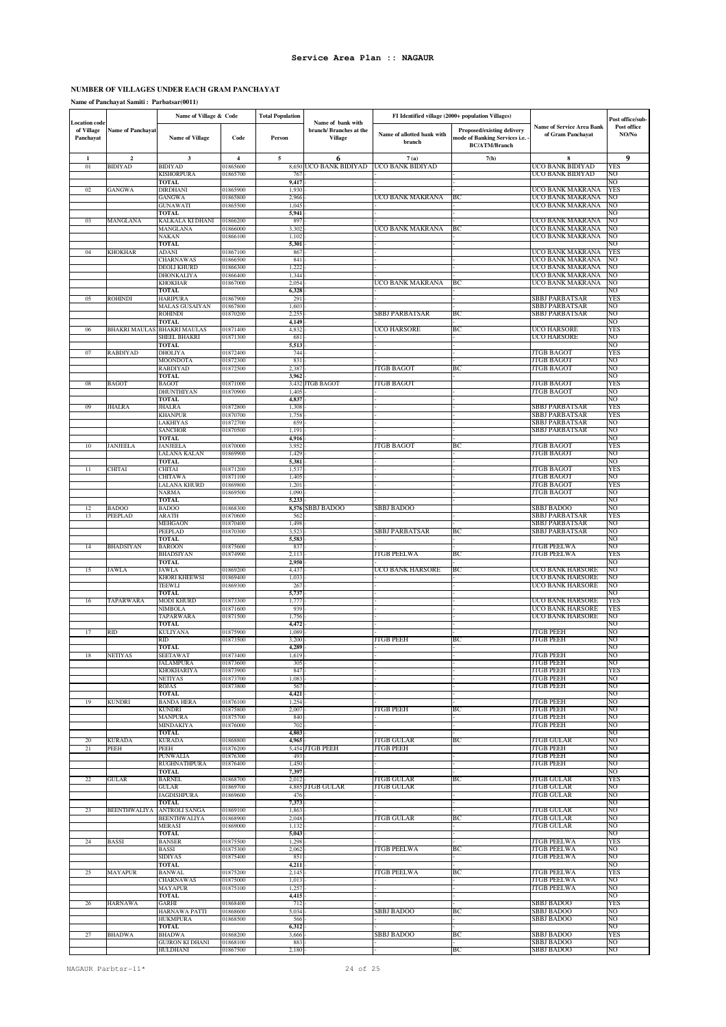# Service Area Plan :: NAGAUR

## NUMBER OF VILLAGES UNDER EACH GRAM PANCHAYAT

**Name of Panchayat Samiti : Parbatsar(0011)**

| Location code of Village Panchayat | Name of Panchayat | Name of Village & Code | | Total Population | Name of bank with branch/ Branches at the Village | FI Identified village (2000+ population Villages) | | Name of Service Area Bank of Gram Panchayat | Post office/sub-Post office NO/No |
|---|---|---|---|---|---|---|---|---|---|
| | | Name of Village | Code | Person | | Name of allotted bank with branch | Proposed/existing delivery mode of Banking Services i.e. - BC/ATM/Branch | | |
| 1 | 2 | 3 | 4 | 5 | 6 | 7(a) | 7(b) | 8 | 9 |
| 01 | BIDIYAD | BIDIYAD | 01865600 | 8,650 | UCO BANK BIDIYAD | UCO BANK BIDIYAD | | UCO BANK BIDIYAD | YES |
| | | KISHORPURA | 01865700 | 767 | - | - | - | UCO BANK BIDIYAD | NO |
| | | TOTAL | | 9,417 | | - | - | | NO |
| 02 | GANGWA | DIRDHANI | 01865900 | 1,930 | - | - | - | UCO BANK MAKRANA | YES |
| | | GANGWA | 01865800 | 2,966 | - | UCO BANK MAKRANA | BC | UCO BANK MAKRANA | NO |
| | | GUNAWATI | 01865500 | 1,045 | - | - | - | UCO BANK MAKRANA | NO |
| | | TOTAL | | 5,941 | | - | - | | NO |
| 03 | MANGLANA | KALKALA KI DHANI | 01866200 | 897 | - | - | - | UCO BANK MAKRANA | NO |
| | | MANGLANA | 01866000 | 3,302 | - | UCO BANK MAKRANA | BC | UCO BANK MAKRANA | NO |
| | | NAKAN | 01866100 | 1,102 | - | - | - | UCO BANK MAKRANA | NO |
| | | TOTAL | | 5,301 | | - | - | | NO |
| 04 | KHOKHAR | ADANI | 01867100 | 867 | - | - | - | UCO BANK MAKRANA | YES |
| | | CHARNAWAS | 01866500 | 841 | - | - | - | UCO BANK MAKRANA | NO |
| | | DEOLI KHURD | 01866300 | 1,222 | - | - | - | UCO BANK MAKRANA | NO |
| | | DHONKALIYA | 01866400 | 1,344 | - | - | - | UCO BANK MAKRANA | NO |
| | | KHOKHAR | 01867000 | 2,054 | - | UCO BANK MAKRANA | BC | UCO BANK MAKRANA | NO |
| | | TOTAL | | 6,328 | | - | - | | NO |
| 05 | ROHINDI | HARIPURA | 01867900 | 291 | - | - | - | SBBJ PARBATSAR | YES |
| | | MALAS GUSAIYAN | 01867800 | 1,603 | - | - | - | SBBJ PARBATSAR | NO |
| | | ROHINDI | 01870200 | 2,255 | - | SBBJ PARBATSAR | BC | SBBJ PARBATSAR | NO |
| | | TOTAL | | 4,149 | | - | - | | NO |
| 06 | BHAKRI MAULAS | BHAKRI MAULAS | 01871400 | 4,832 | - | UCO HARSORE | BC | UCO HARSORE | YES |
| | | SHEEL BHAKRI | 01871300 | 681 | - | - | - | UCO HARSORE | NO |
| | | TOTAL | | 5,513 | | - | - | | NO |
| 07 | RABDIYAD | DHOLIYA | 01872400 | 744 | - | - | - | JTGB BAGOT | YES |
| | | MOONDOTA | 01872300 | 831 | - | - | - | JTGB BAGOT | NO |
| | | RABDIYAD | 01872500 | 2,387 | - | JTGB BAGOT | BC | JTGB BAGOT | NO |
| | | TOTAL | | 3,962 | | - | - | | NO |
| 08 | BAGOT | BAGOT | 01871000 | 3,432 | JTGB BAGOT | JTGB BAGOT | | JTGB BAGOT | YES |
| | | DHUNTHIYAN | 01870900 | 1,405 | - | - | - | JTGB BAGOT | NO |
| | | TOTAL | | 4,837 | | - | - | | NO |
| 09 | JHALRA | JHALRA | 01872800 | 1,308 | - | - | - | SBBJ PARBATSAR | YES |
| | | KHANPUR | 01870700 | 1,758 | - | - | - | SBBJ PARBATSAR | YES |
| | | LAKHIYAS | 01872700 | 659 | - | - | - | SBBJ PARBATSAR | NO |
| | | SANCHOR | 01870500 | 1,191 | - | - | - | SBBJ PARBATSAR | NO |
| | | TOTAL | | 4,916 | | - | - | | NO |
| 10 | JANJEELA | JANJEELA | 01870000 | 3,952 | - | JTGB BAGOT | BC | JTGB BAGOT | YES |
| | | LALANA KALAN | 01869900 | 1,429 | - | - | - | JTGB BAGOT | NO |
| | | TOTAL | | 5,381 | | - | - | | NO |
| 11 | CHITAI | CHITAI | 01871200 | 1,537 | - | - | - | JTGB BAGOT | YES |
| | | CHITAWA | 01871100 | 1,405 | - | - | - | JTGB BAGOT | NO |
| | | LALANA KHURD | 01869800 | 1,201 | - | - | - | JTGB BAGOT | YES |
| | | NARMA | 01869500 | 1,090 | - | - | - | JTGB BAGOT | NO |
| | | TOTAL | | 5,233 | | - | - | | NO |
| 12 | BADOO | BADOO | 01868300 | 8,576 | SBBJ BADOO | SBBJ BADOO | | SBBJ BADOO | NO |
| 13 | PEEPLAD | ARATH | 01870600 | 562 | - | - | - | SBBJ PARBATSAR | YES |
| | | MEHGAON | 01870400 | 1,498 | - | - | - | SBBJ PARBATSAR | NO |
| | | PEEPLAD | 01870300 | 3,523 | - | SBBJ PARBATSAR | BC | SBBJ PARBATSAR | NO |
| | | TOTAL | | 5,583 | | - | - | | NO |
| 14 | BHADSIYAN | BAROON | 01875600 | 837 | - | - | - | JTGB PEELWA | NO |
| | | BHADSIYAN | 01874900 | 2,113 | - | JTGB PEELWA | BC | JTGB PEELWA | YES |
| | | TOTAL | | 2,950 | | - | - | | NO |
| 15 | JAWLA | JAWLA | 01869200 | 4,437 | - | UCO BANK HARSORE | BC | UCO BANK HARSORE | NO |
| | | KHORI KHEEWSI | 01869400 | 1,033 | - | - | - | UCO BANK HARSORE | NO |
| | | TEEWLI | 01869300 | 267 | - | - | - | UCO BANK HARSORE | NO |
| | | TOTAL | | 5,737 | | - | - | | NO |
| 16 | TAPARWARA | MODI KHURD | 01873300 | 1,777 | - | - | - | UCO BANK HARSORE | YES |
| | | NIMBOLA | 01871600 | 939 | - | - | - | UCO BANK HARSORE | YES |
| | | TAPARWARA | 01871500 | 1,756 | - | - | - | UCO BANK HARSORE | NO |
| | | TOTAL | | 4,472 | | - | - | | NO |
| 17 | RID | KULIYANA | 01875900 | 1,089 | - | - | - | JTGB PEEH | NO |
| | | RID | 01873500 | 3,200 | - | JTGB PEEH | BC | JTGB PEEH | NO |
| | | TOTAL | | 4,289 | | - | - | | NO |
| 18 | NETIYAS | SEETAWAT | 01873400 | 1,619 | - | - | - | JTGB PEEH | NO |
| | | JALAMPURA | 01873600 | 305 | - | - | - | JTGB PEEH | NO |
| | | KHOKHARIYA | 01873900 | 847 | - | - | - | JTGB PEEH | YES |
| | | NETIYAS | 01873700 | 1,083 | - | - | - | JTGB PEEH | NO |
| | | ROJAS | 01873800 | 567 | - | - | - | JTGB PEEH | NO |
| | | TOTAL | | 4,421 | | - | - | | NO |
| 19 | KUNDRI | BANDA HERA | 01876100 | 1,254 | - | - | - | JTGB PEEH | NO |
| | | KUNDRI | 01875800 | 2,007 | - | JTGB PEEH | BC | JTGB PEEH | NO |
| | | MANPURA | 01875700 | 840 | - | - | - | JTGB PEEH | NO |
| | | MINDAKIYA | 01876000 | 702 | - | - | - | JTGB PEEH | NO |
| | | TOTAL | | 4,803 | | - | - | | NO |
| 20 | KURADA | KURADA | 01868800 | 4,965 | - | JTGB GULAR | BC | JTGB GULAR | NO |
| 21 | PEEH | PEEH | 01876200 | 5,454 | JTGB PEEH | JTGB PEEH | | JTGB PEEH | NO |
| | | PUNWALIA | 01876300 | 493 | - | - | - | JTGB PEEH | NO |
| | | RUGHNATHPURA | 01876400 | 1,450 | - | - | - | JTGB PEEH | NO |
| | | TOTAL | | 7,397 | | - | - | | NO |
| 22 | GULAR | BARNEL | 01868700 | 2,012 | - | JTGB GULAR | BC | JTGB GULAR | YES |
| | | GULAR | 01869700 | 4,885 | JTGB GULAR | JTGB GULAR | | JTGB GULAR | NO |
| | | JAGDISHPURA | 01869600 | 476 | - | - | - | JTGB GULAR | NO |
| | | TOTAL | | 7,373 | | - | - | | NO |
| 23 | BEENTHWALIYA | ANTROLI SANGA | 01869100 | 1,863 | - | - | - | JTGB GULAR | NO |
| | | BEENTHWALIYA | 01868900 | 2,048 | - | JTGB GULAR | BC | JTGB GULAR | NO |
| | | MERASI | 01869000 | 1,132 | - | - | - | JTGB GULAR | NO |
| | | TOTAL | | 5,043 | | - | - | | NO |
| 24 | BASSI | BANSER | 01875500 | 1,298 | - | - | - | JTGB PEELWA | YES |
| | | BASSI | 01875300 | 2,062 | - | JTGB PEELWA | BC | JTGB PEELWA | NO |
| | | SIDIYAS | 01875400 | 851 | - | - | - | JTGB PEELWA | NO |
| | | TOTAL | | 4,211 | | - | - | | NO |
| 25 | MAYAPUR | BANWAL | 01875200 | 2,145 | - | JTGB PEELWA | BC | JTGB PEELWA | YES |
| | | CHARNAWAS | 01875000 | 1,013 | - | - | - | JTGB PEELWA | NO |
| | | MAYAPUR | 01875100 | 1,257 | - | - | - | JTGB PEELWA | NO |
| | | TOTAL | | 4,415 | | - | - | | NO |
| 26 | HARNAWA | GARHI | 01868400 | 712 | - | - | - | SBBJ BADOO | YES |
| | | HARNAWA PATTI | 01868600 | 5,034 | - | SBBJ BADOO | BC | SBBJ BADOO | NO |
| | | HUKMPURA | 01868500 | 566 | - | - | - | SBBJ BADOO | NO |
| | | TOTAL | | 6,312 | | - | - | | NO |
| 27 | BHADWA | BHADWA | 01868200 | 3,666 | - | SBBJ BADOO | BC | SBBJ BADOO | YES |
| | | GUJRON KI DHANI | 01868100 | 883 | - | - | - | SBBJ BADOO | NO |
| | | HULDHANI | 01867500 | 2,180 | - | - | BC | SBBJ BADOO | NO |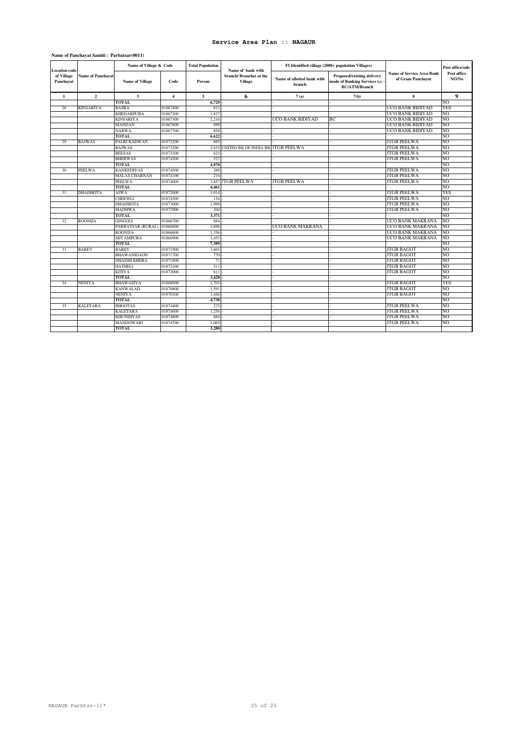# Service Area Plan :: NAGAUR

**Name of Panchayat Samiti : Parbatsar(0011)**

| Location code of Village Panchayat | Name of Panchayat | Name of Village & Code | | Total Population | Name of bank with branch/ Branches at the Village | FI Identified village (2000+ population Villages) | | Name of Service Area Bank of Gram Panchayat | Post office/sub-Post office NO/No |
|---|---|---|---|---|---|---|---|---|---|
| | | Name of Village | Code | Person | | Name of allotted bank with branch | Proposed/existing delivery mode of Banking Services i.e. - BC/ATM/Branch | | |
| 1 | 2 | 3 | 4 | 5 | 6 | 7 (a) | 7(b) | 8 | 9 |
| | | TOTAL | | 6,729 | - | - | - | | NO |
| 28 | KINSARIYA | BASRA | 01867400 | 812 | - | - | - | UCO BANK BIDIYAD | YES |
| | | KHEDARPURA | 01867200 | 1,837 | - | - | - | UCO BANK BIDIYAD | NO |
| | | KINSARIYA | 01867300 | 2,216 | - | UCO BANK BIDIYAD | BC | UCO BANK BIDIYAD | NO |
| | | MANDAN | 01867600 | 899 | - | - | - | UCO BANK BIDIYAD | NO |
| | | NARWA | 01867700 | 858 | - | - | - | UCO BANK BIDIYAD | NO |
| | | TOTAL | | 6,622 | - | - | - | | NO |
| 29 | BAJWAS | PALRI KADWAN | 01872200 | 885 | - | - | - | JTGB PEELWA | NO |
| | | BAJWAS | 01873200 | 2,835 | UNITED BK OF INDIA BR | JTGB PEELWA | - | JTGB PEELWA | NO |
| | | BEESAS | 01873100 | 623 | - | - | - | JTGB PEELWA | NO |
| | | BHERWAS | 01874200 | 527 | - | - | - | JTGB PEELWA | NO |
| | | TOTAL | | 4,870 | - | - | - | | NO |
| 30 | PEELWA | KANKEDIYAS | 01874500 | 388 | - | - | - | JTGB PEELWA | NO |
| | | MALAS CHARNAN | 01874100 | 216 | - | - | - | JTGB PEELWA | NO |
| | | PEELWA | 01874000 | 3,857 | JTGB PEELWA | JTGB PEELWA | - | JTGB PEELWA | NO |
| | | TOTAL | | 4,461 | - | - | - | | NO |
| 31 | DHADHOTA | AJWA | 01872600 | 1,014 | - | - | - | JTGB PEELWA | YES |
| | | CHEEWLI | 01874300 | 154 | - | - | - | JTGB PEELWA | NO |
| | | DHADHOTA | 01873000 | 1,999 | - | - | - | JTGB PEELWA | NO |
| | | MADHWA | 01872900 | 204 | - | - | - | JTGB PEELWA | NO |
| | | TOTAL | | 3,371 | - | - | - | | NO |
| 32 | ROONIJA | GINGOLI | 01866700 | 884 | - | - | - | UCO BANK MAKRANA | NO |
| | | PARBATSAR (RURAL) | 01866800 | 3,696 | - | UCO BANK MAKRANA | | UCO BANK MAKRANA | NO |
| | | ROONIJA | 01866600 | 1,356 | - | - | - | UCO BANK MAKRANA | NO |
| | | SHYAMPURA | 01866900 | 1,453 | - | - | - | UCO BANK MAKRANA | NO |
| | | TOTAL | | 7,389 | - | - | - | | NO |
| 33 | BAREV | BAREV | 01871900 | 1,665 | - | - | - | JTGB BAGOT | NO |
| | | BHAWANIGAON | 01871700 | 770 | - | - | - | JTGB BAGOT | NO |
| | | DHADHI KHERA | 01871800 | 71 | - | - | - | JTGB BAGOT | NO |
| | | HATHELI | 01872100 | 311 | - | - | - | JTGB BAGOT | NO |
| | | KITIYA | 01872000 | 611 | - | - | - | JTGB BAGOT | NO |
| | | TOTAL | | 3,428 | - | - | - | | NO |
| 34 | NENIYA | BHAWASIYA | 01868000 | 1,703 | - | - | - | JTGB BAGOT | YES |
| | | KANWALAD | 01870800 | 1,591 | - | - | - | JTGB BAGOT | NO |
| | | NENIYA | 01870100 | 1,444 | - | - | - | JTGB BAGOT | NO |
| | | TOTAL | | 4,738 | - | - | - | | NO |
| 35 | KALETARA | BHOOTAS | 01874400 | 275 | - | - | - | JTGB PEELWA | NO |
| | | KALETARA | 01874600 | 1,256 | - | - | - | JTGB PEELWA | NO |
| | | KHUNDIYAS | 01874800 | 684 | - | - | - | JTGB PEELWA | NO |
| | | MANDOWARI | 01874700 | 1,065 | - | - | - | JTGB PEELWA | NO |
| | | TOTAL | | 3,280 | - | | | | |

NAGAUR Parbtsr-11*